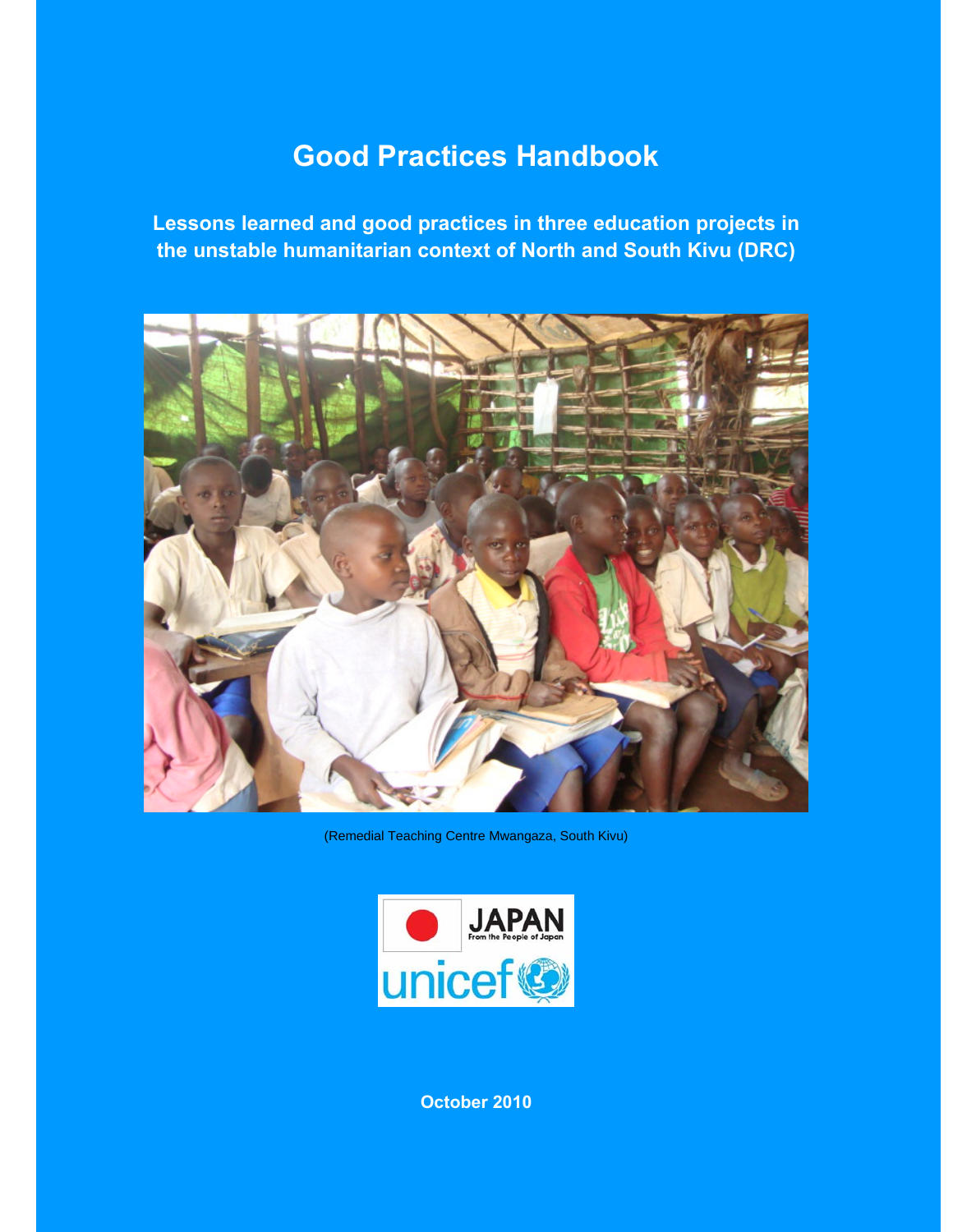# Good Practices Handbook

## Lessons learned and good practices in three education projects in the unstable humanitarian context of North and South Kivu (DRC)

(Remedial Teaching Centre Mwangaza, South Kivu)

JAPAN
From the People of Japan

unicef

**October 2010**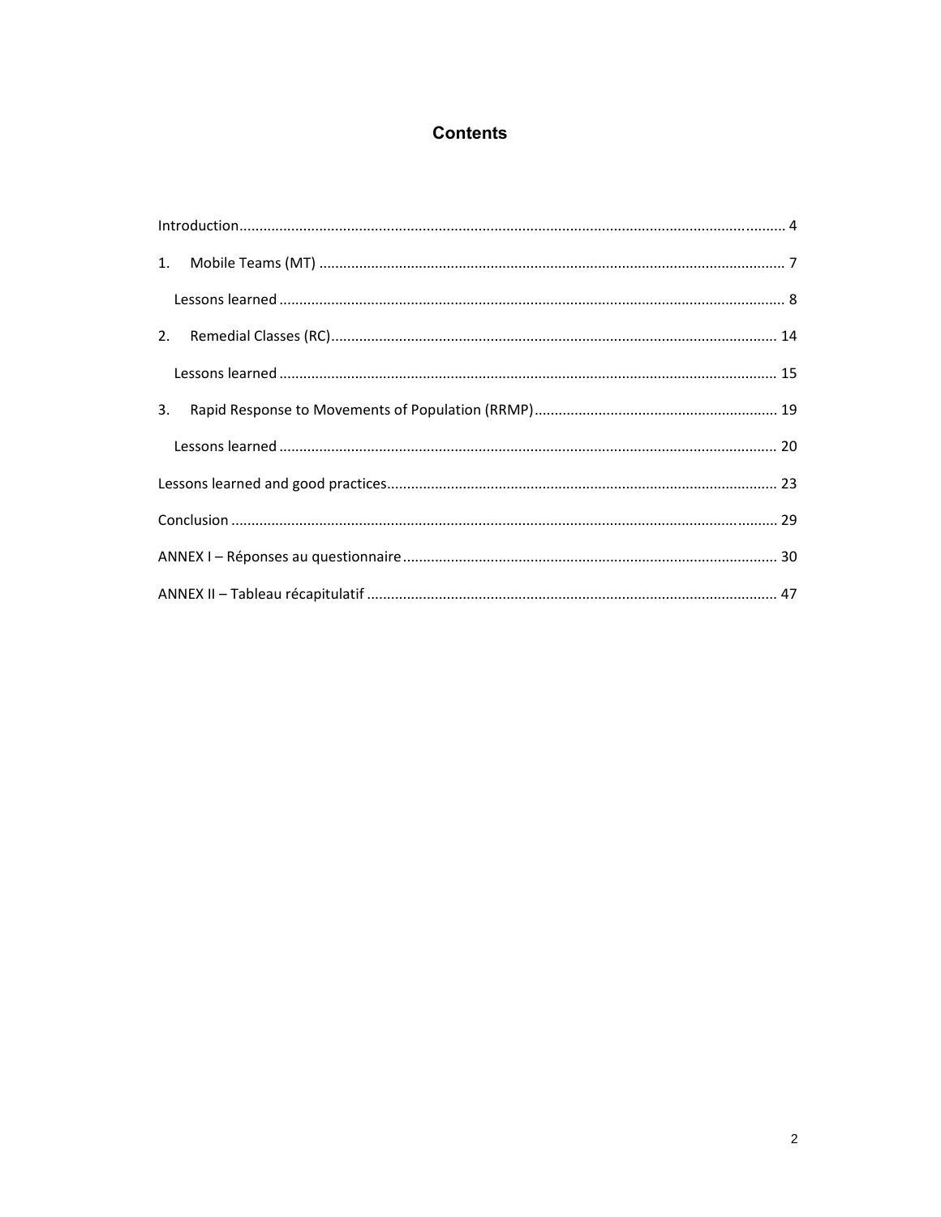# Contents

Introduction .......... 4

1. Mobile Teams (MT) .......... 7

   Lessons learned .......... 8

2. Remedial Classes (RC) .......... 14

   Lessons learned .......... 15

3. Rapid Response to Movements of Population (RRMP) .......... 19

   Lessons learned .......... 20

Lessons learned and good practices .......... 23

Conclusion .......... 29

ANNEX I – Réponses au questionnaire .......... 30

ANNEX II – Tableau récapitulatif .......... 47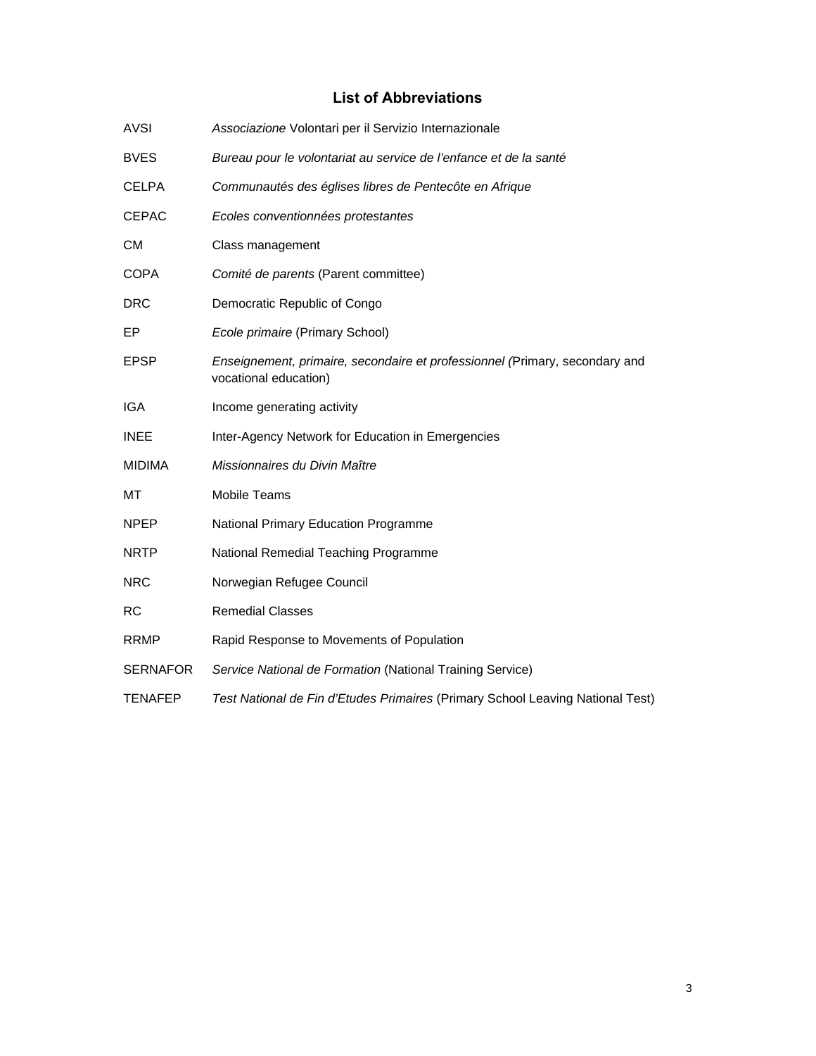## List of Abbreviations

| | |
|---|---|
| AVSI | *Associazione* Volontari per il Servizio Internazionale |
| BVES | *Bureau pour le volontariat au service de l'enfance et de la santé* |
| CELPA | *Communautés des églises libres de Pentecôte en Afrique* |
| CEPAC | *Ecoles conventionnées protestantes* |
| CM | Class management |
| COPA | *Comité de parents* (Parent committee) |
| DRC | Democratic Republic of Congo |
| EP | *Ecole primaire* (Primary School) |
| EPSP | *Enseignement, primaire, secondaire et professionnel (*Primary, secondary and vocational education) |
| IGA | Income generating activity |
| INEE | Inter-Agency Network for Education in Emergencies |
| MIDIMA | *Missionnaires du Divin Maître* |
| MT | Mobile Teams |
| NPEP | National Primary Education Programme |
| NRTP | National Remedial Teaching Programme |
| NRC | Norwegian Refugee Council |
| RC | Remedial Classes |
| RRMP | Rapid Response to Movements of Population |
| SERNAFOR | *Service National de Formation* (National Training Service) |
| TENAFEP | *Test National de Fin d'Etudes Primaires* (Primary School Leaving National Test) |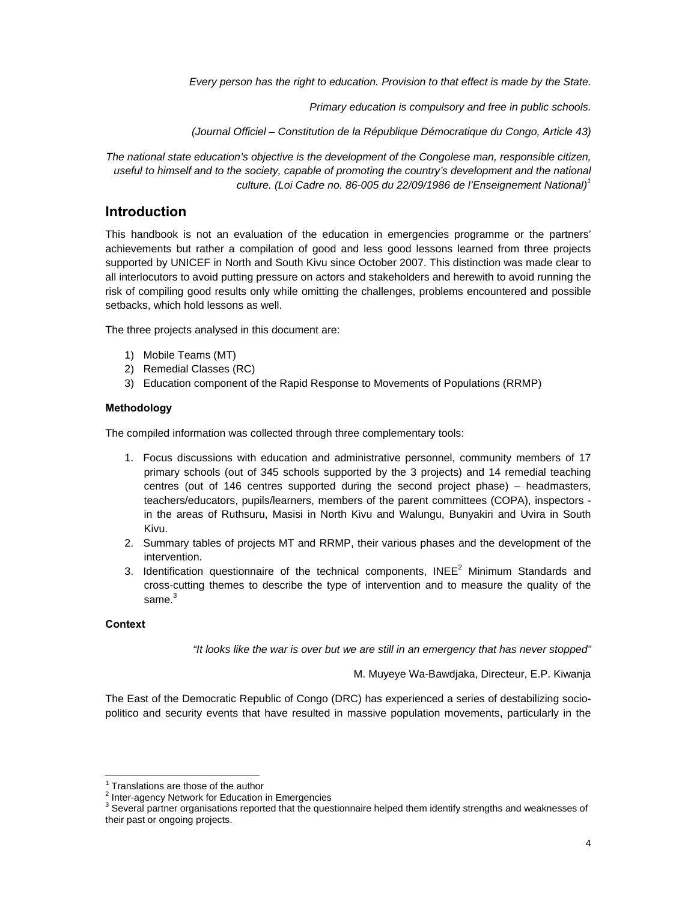*Every person has the right to education. Provision to that effect is made by the State.*

*Primary education is compulsory and free in public schools.*

*(Journal Officiel – Constitution de la République Démocratique du Congo, Article 43)*

*The national state education's objective is the development of the Congolese man, responsible citizen, useful to himself and to the society, capable of promoting the country's development and the national culture. (Loi Cadre no. 86-005 du 22/09/1986 de l'Enseignement National)*[1]

## Introduction

This handbook is not an evaluation of the education in emergencies programme or the partners' achievements but rather a compilation of good and less good lessons learned from three projects supported by UNICEF in North and South Kivu since October 2007. This distinction was made clear to all interlocutors to avoid putting pressure on actors and stakeholders and herewith to avoid running the risk of compiling good results only while omitting the challenges, problems encountered and possible setbacks, which hold lessons as well.

The three projects analysed in this document are:

1) Mobile Teams (MT)
2) Remedial Classes (RC)
3) Education component of the Rapid Response to Movements of Populations (RRMP)

**Methodology**

The compiled information was collected through three complementary tools:

1. Focus discussions with education and administrative personnel, community members of 17 primary schools (out of 345 schools supported by the 3 projects) and 14 remedial teaching centres (out of 146 centres supported during the second project phase) – headmasters, teachers/educators, pupils/learners, members of the parent committees (COPA), inspectors - in the areas of Ruthsuru, Masisi in North Kivu and Walungu, Bunyakiri and Uvira in South Kivu.
2. Summary tables of projects MT and RRMP, their various phases and the development of the intervention.
3. Identification questionnaire of the technical components, INEE[2] Minimum Standards and cross-cutting themes to describe the type of intervention and to measure the quality of the same.[3]

**Context**

*"It looks like the war is over but we are still in an emergency that has never stopped"*

M. Muyeye Wa-Bawdjaka, Directeur, E.P. Kiwanja

The East of the Democratic Republic of Congo (DRC) has experienced a series of destabilizing socio-politico and security events that have resulted in massive population movements, particularly in the

---

[1] Translations are those of the author

[2] Inter-agency Network for Education in Emergencies

[3] Several partner organisations reported that the questionnaire helped them identify strengths and weaknesses of their past or ongoing projects.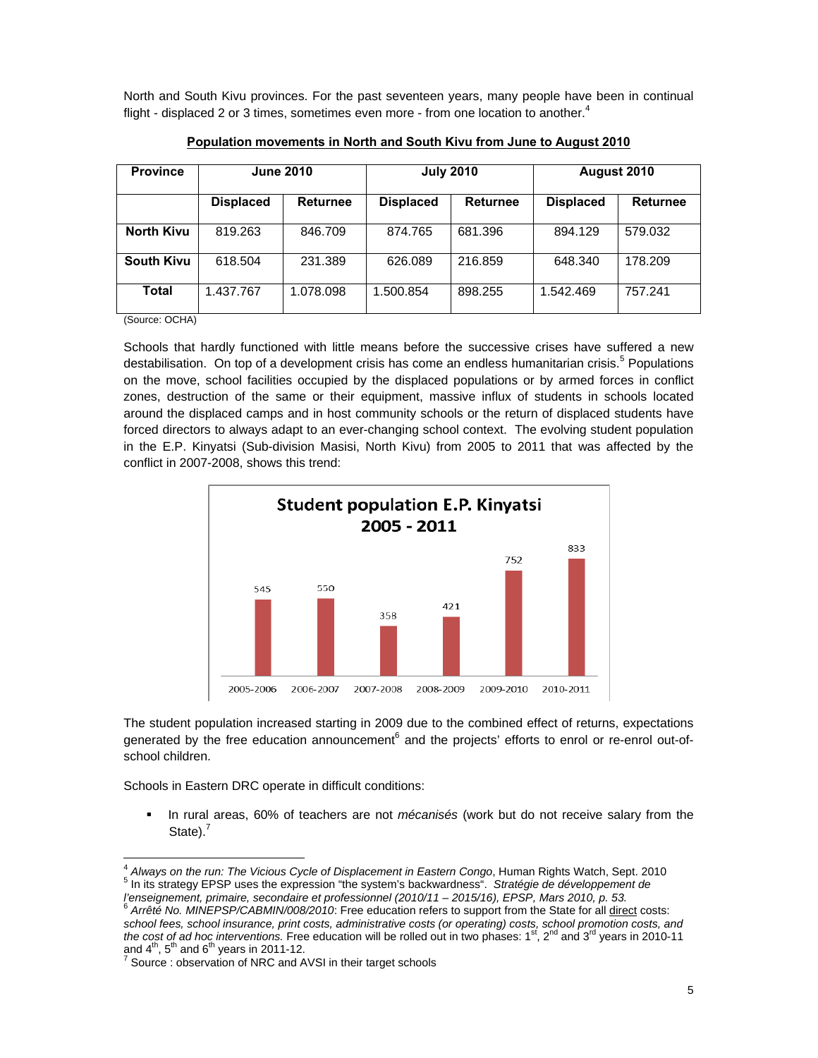North and South Kivu provinces. For the past seventeen years, many people have been in continual flight - displaced 2 or 3 times, sometimes even more - from one location to another.[4]

**Population movements in North and South Kivu from June to August 2010**

| Province | June 2010 | | July 2010 | | August 2010 | |
|---|---|---|---|---|---|---|
| | Displaced | Returnee | Displaced | Returnee | Displaced | Returnee |
| North Kivu | 819.263 | 846.709 | 874.765 | 681.396 | 894.129 | 579.032 |
| South Kivu | 618.504 | 231.389 | 626.089 | 216.859 | 648.340 | 178.209 |
| Total | 1.437.767 | 1.078.098 | 1.500.854 | 898.255 | 1.542.469 | 757.241 |

(Source: OCHA)

Schools that hardly functioned with little means before the successive crises have suffered a new destabilisation. On top of a development crisis has come an endless humanitarian crisis.[5] Populations on the move, school facilities occupied by the displaced populations or by armed forces in conflict zones, destruction of the same or their equipment, massive influx of students in schools located around the displaced camps and in host community schools or the return of displaced students have forced directors to always adapt to an ever-changing school context. The evolving student population in the E.P. Kinyatsi (Sub-division Masisi, North Kivu) from 2005 to 2011 that was affected by the conflict in 2007-2008, shows this trend:

**Student population E.P. Kinyatsi 2005 - 2011**

| 2005-2006 | 2006-2007 | 2007-2008 | 2008-2009 | 2009-2010 | 2010-2011 |
|---|---|---|---|---|---|
| 545 | 550 | 358 | 421 | 752 | 833 |

The student population increased starting in 2009 due to the combined effect of returns, expectations generated by the free education announcement[6] and the projects' efforts to enrol or re-enrol out-of-school children.

Schools in Eastern DRC operate in difficult conditions:

- In rural areas, 60% of teachers are not *mécanisés* (work but do not receive salary from the State).[7]

---

[4] *Always on the run: The Vicious Cycle of Displacement in Eastern Congo*, Human Rights Watch, Sept. 2010

[5] In its strategy EPSP uses the expression "the system's backwardness". *Stratégie de développement de l'enseignement, primaire, secondaire et professionnel (2010/11 – 2015/16), EPSP, Mars 2010, p. 53.*

[6] *Arrêté No. MINEPSP/CABMIN/008/2010*: Free education refers to support from the State for all direct costs: *school fees, school insurance, print costs, administrative costs (or operating) costs, school promotion costs, and the cost of ad hoc interventions.* Free education will be rolled out in two phases: 1st, 2nd and 3rd years in 2010-11 and 4th, 5th and 6th years in 2011-12.

[7] Source : observation of NRC and AVSI in their target schools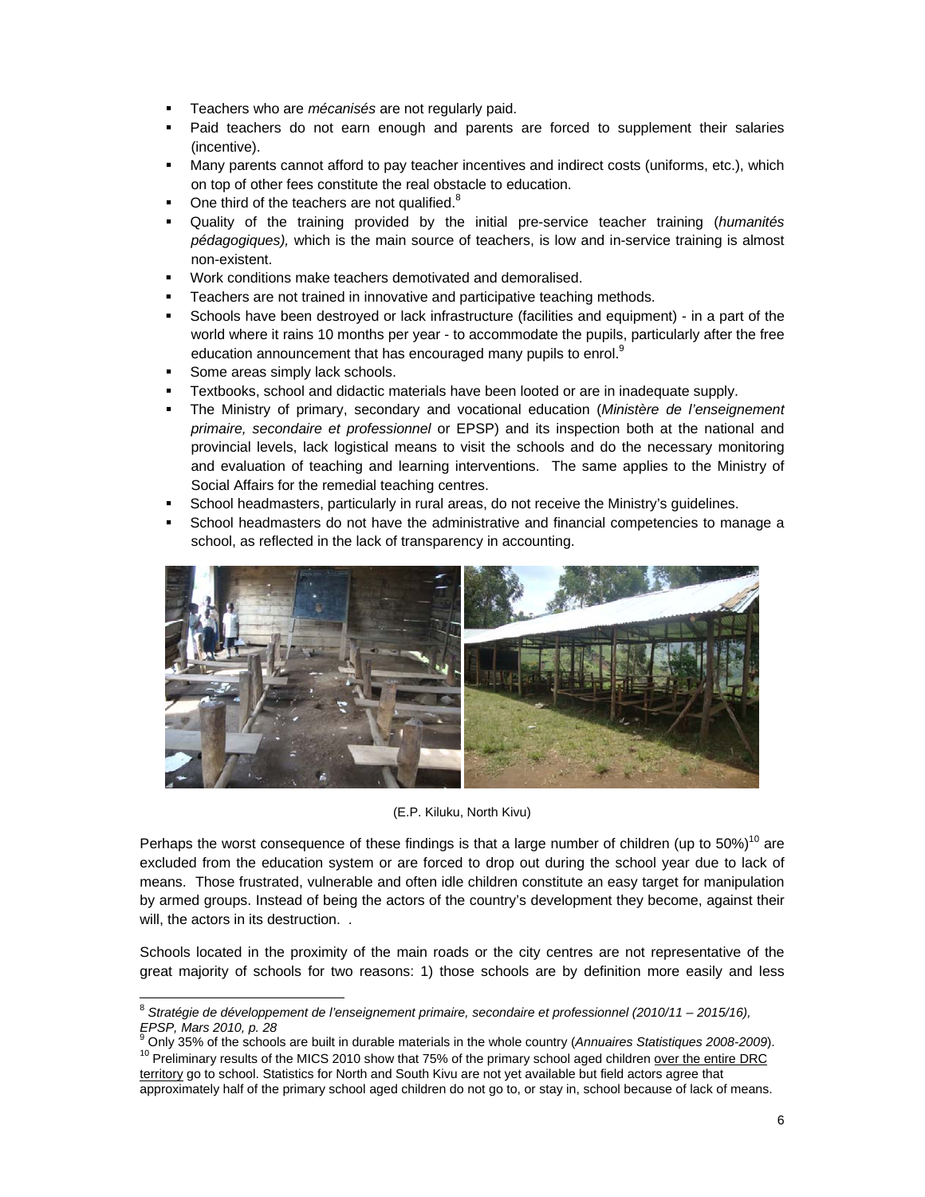- Teachers who are *mécanisés* are not regularly paid.
- Paid teachers do not earn enough and parents are forced to supplement their salaries (incentive).
- Many parents cannot afford to pay teacher incentives and indirect costs (uniforms, etc.), which on top of other fees constitute the real obstacle to education.
- One third of the teachers are not qualified.[8]
- Quality of the training provided by the initial pre-service teacher training (*humanités pédagogiques),* which is the main source of teachers, is low and in-service training is almost non-existent.
- Work conditions make teachers demotivated and demoralised.
- Teachers are not trained in innovative and participative teaching methods.
- Schools have been destroyed or lack infrastructure (facilities and equipment) - in a part of the world where it rains 10 months per year - to accommodate the pupils, particularly after the free education announcement that has encouraged many pupils to enrol.[9]
- Some areas simply lack schools.
- Textbooks, school and didactic materials have been looted or are in inadequate supply.
- The Ministry of primary, secondary and vocational education (*Ministère de l'enseignement primaire, secondaire et professionnel* or EPSP) and its inspection both at the national and provincial levels, lack logistical means to visit the schools and do the necessary monitoring and evaluation of teaching and learning interventions. The same applies to the Ministry of Social Affairs for the remedial teaching centres.
- School headmasters, particularly in rural areas, do not receive the Ministry's guidelines.
- School headmasters do not have the administrative and financial competencies to manage a school, as reflected in the lack of transparency in accounting.

(E.P. Kiluku, North Kivu)

Perhaps the worst consequence of these findings is that a large number of children (up to 50%)[10] are excluded from the education system or are forced to drop out during the school year due to lack of means. Those frustrated, vulnerable and often idle children constitute an easy target for manipulation by armed groups. Instead of being the actors of the country's development they become, against their will, the actors in its destruction. .

Schools located in the proximity of the main roads or the city centres are not representative of the great majority of schools for two reasons: 1) those schools are by definition more easily and less

---

[8] *Stratégie de développement de l'enseignement primaire, secondaire et professionnel (2010/11 – 2015/16), EPSP, Mars 2010, p. 28*

[9] Only 35% of the schools are built in durable materials in the whole country (*Annuaires Statistiques 2008-2009*).

[10] Preliminary results of the MICS 2010 show that 75% of the primary school aged children over the entire DRC territory go to school. Statistics for North and South Kivu are not yet available but field actors agree that approximately half of the primary school aged children do not go to, or stay in, school because of lack of means.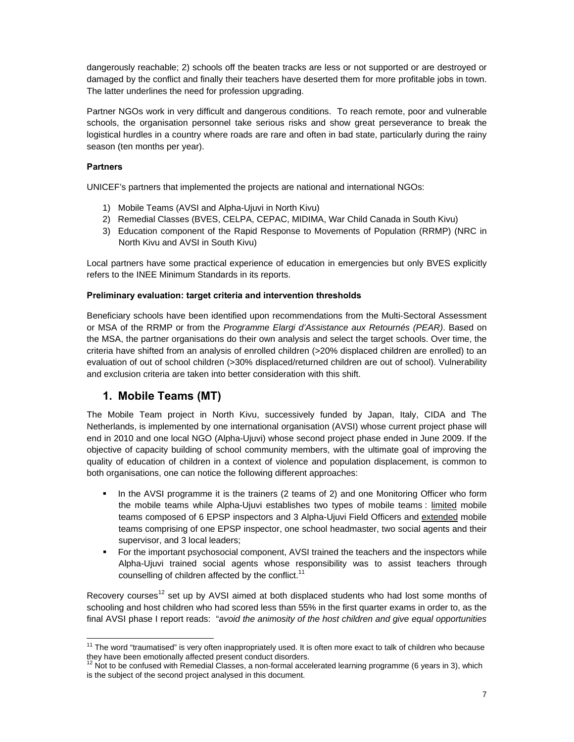dangerously reachable; 2) schools off the beaten tracks are less or not supported or are destroyed or damaged by the conflict and finally their teachers have deserted them for more profitable jobs in town. The latter underlines the need for profession upgrading.

Partner NGOs work in very difficult and dangerous conditions. To reach remote, poor and vulnerable schools, the organisation personnel take serious risks and show great perseverance to break the logistical hurdles in a country where roads are rare and often in bad state, particularly during the rainy season (ten months per year).

**Partners**

UNICEF's partners that implemented the projects are national and international NGOs:

1) Mobile Teams (AVSI and Alpha-Ujuvi in North Kivu)
2) Remedial Classes (BVES, CELPA, CEPAC, MIDIMA, War Child Canada in South Kivu)
3) Education component of the Rapid Response to Movements of Population (RRMP) (NRC in North Kivu and AVSI in South Kivu)

Local partners have some practical experience of education in emergencies but only BVES explicitly refers to the INEE Minimum Standards in its reports.

**Preliminary evaluation: target criteria and intervention thresholds**

Beneficiary schools have been identified upon recommendations from the Multi-Sectoral Assessment or MSA of the RRMP or from the *Programme Elargi d'Assistance aux Retournés (PEAR)*. Based on the MSA, the partner organisations do their own analysis and select the target schools. Over time, the criteria have shifted from an analysis of enrolled children (>20% displaced children are enrolled) to an evaluation of out of school children (>30% displaced/returned children are out of school). Vulnerability and exclusion criteria are taken into better consideration with this shift.

## 1. Mobile Teams (MT)

The Mobile Team project in North Kivu, successively funded by Japan, Italy, CIDA and The Netherlands, is implemented by one international organisation (AVSI) whose current project phase will end in 2010 and one local NGO (Alpha-Ujuvi) whose second project phase ended in June 2009. If the objective of capacity building of school community members, with the ultimate goal of improving the quality of education of children in a context of violence and population displacement, is common to both organisations, one can notice the following different approaches:

- In the AVSI programme it is the trainers (2 teams of 2) and one Monitoring Officer who form the mobile teams while Alpha-Ujuvi establishes two types of mobile teams : <u>limited</u> mobile teams composed of 6 EPSP inspectors and 3 Alpha-Ujuvi Field Officers and <u>extended</u> mobile teams comprising of one EPSP inspector, one school headmaster, two social agents and their supervisor, and 3 local leaders;
- For the important psychosocial component, AVSI trained the teachers and the inspectors while Alpha-Ujuvi trained social agents whose responsibility was to assist teachers through counselling of children affected by the conflict.[11]

Recovery courses[12] set up by AVSI aimed at both displaced students who had lost some months of schooling and host children who had scored less than 55% in the first quarter exams in order to, as the final AVSI phase I report reads: "*avoid the animosity of the host children and give equal opportunities*

[11] The word "traumatised" is very often inappropriately used. It is often more exact to talk of children who because they have been emotionally affected present conduct disorders.

[12] Not to be confused with Remedial Classes, a non-formal accelerated learning programme (6 years in 3), which is the subject of the second project analysed in this document.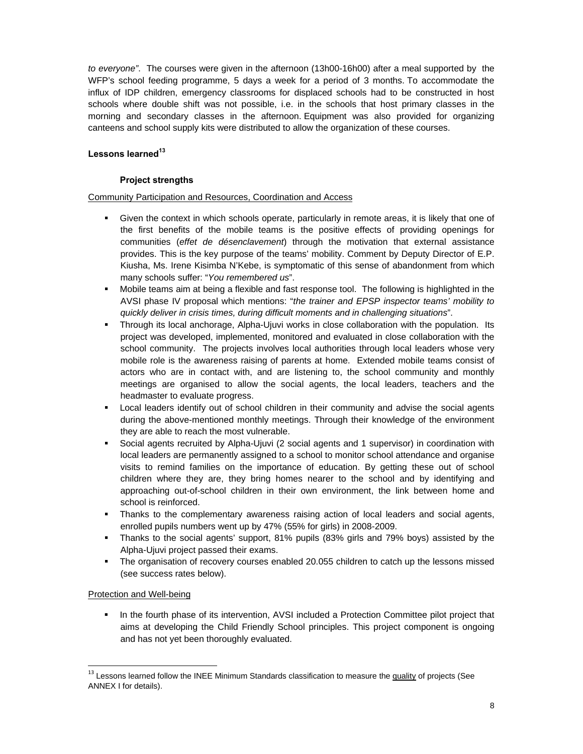*to everyone"*. The courses were given in the afternoon (13h00-16h00) after a meal supported by the WFP's school feeding programme, 5 days a week for a period of 3 months. To accommodate the influx of IDP children, emergency classrooms for displaced schools had to be constructed in host schools where double shift was not possible, i.e. in the schools that host primary classes in the morning and secondary classes in the afternoon. Equipment was also provided for organizing canteens and school supply kits were distributed to allow the organization of these courses.

## Lessons learned[13]

### Project strengths

<u>Community Participation and Resources, Coordination and Access</u>

- Given the context in which schools operate, particularly in remote areas, it is likely that one of the first benefits of the mobile teams is the positive effects of providing openings for communities (*effet de désenclavement*) through the motivation that external assistance provides. This is the key purpose of the teams' mobility. Comment by Deputy Director of E.P. Kiusha, Ms. Irene Kisimba N'Kebe, is symptomatic of this sense of abandonment from which many schools suffer: "*You remembered us*".
- Mobile teams aim at being a flexible and fast response tool. The following is highlighted in the AVSI phase IV proposal which mentions: "*the trainer and EPSP inspector teams' mobility to quickly deliver in crisis times, during difficult moments and in challenging situations*".
- Through its local anchorage, Alpha-Ujuvi works in close collaboration with the population. Its project was developed, implemented, monitored and evaluated in close collaboration with the school community. The projects involves local authorities through local leaders whose very mobile role is the awareness raising of parents at home. Extended mobile teams consist of actors who are in contact with, and are listening to, the school community and monthly meetings are organised to allow the social agents, the local leaders, teachers and the headmaster to evaluate progress.
- Local leaders identify out of school children in their community and advise the social agents during the above-mentioned monthly meetings. Through their knowledge of the environment they are able to reach the most vulnerable.
- Social agents recruited by Alpha-Ujuvi (2 social agents and 1 supervisor) in coordination with local leaders are permanently assigned to a school to monitor school attendance and organise visits to remind families on the importance of education. By getting these out of school children where they are, they bring homes nearer to the school and by identifying and approaching out-of-school children in their own environment, the link between home and school is reinforced.
- Thanks to the complementary awareness raising action of local leaders and social agents, enrolled pupils numbers went up by 47% (55% for girls) in 2008-2009.
- Thanks to the social agents' support, 81% pupils (83% girls and 79% boys) assisted by the Alpha-Ujuvi project passed their exams.
- The organisation of recovery courses enabled 20.055 children to catch up the lessons missed (see success rates below).

<u>Protection and Well-being</u>

- In the fourth phase of its intervention, AVSI included a Protection Committee pilot project that aims at developing the Child Friendly School principles. This project component is ongoing and has not yet been thoroughly evaluated.

[13] Lessons learned follow the INEE Minimum Standards classification to measure the <u>quality</u> of projects (See ANNEX I for details).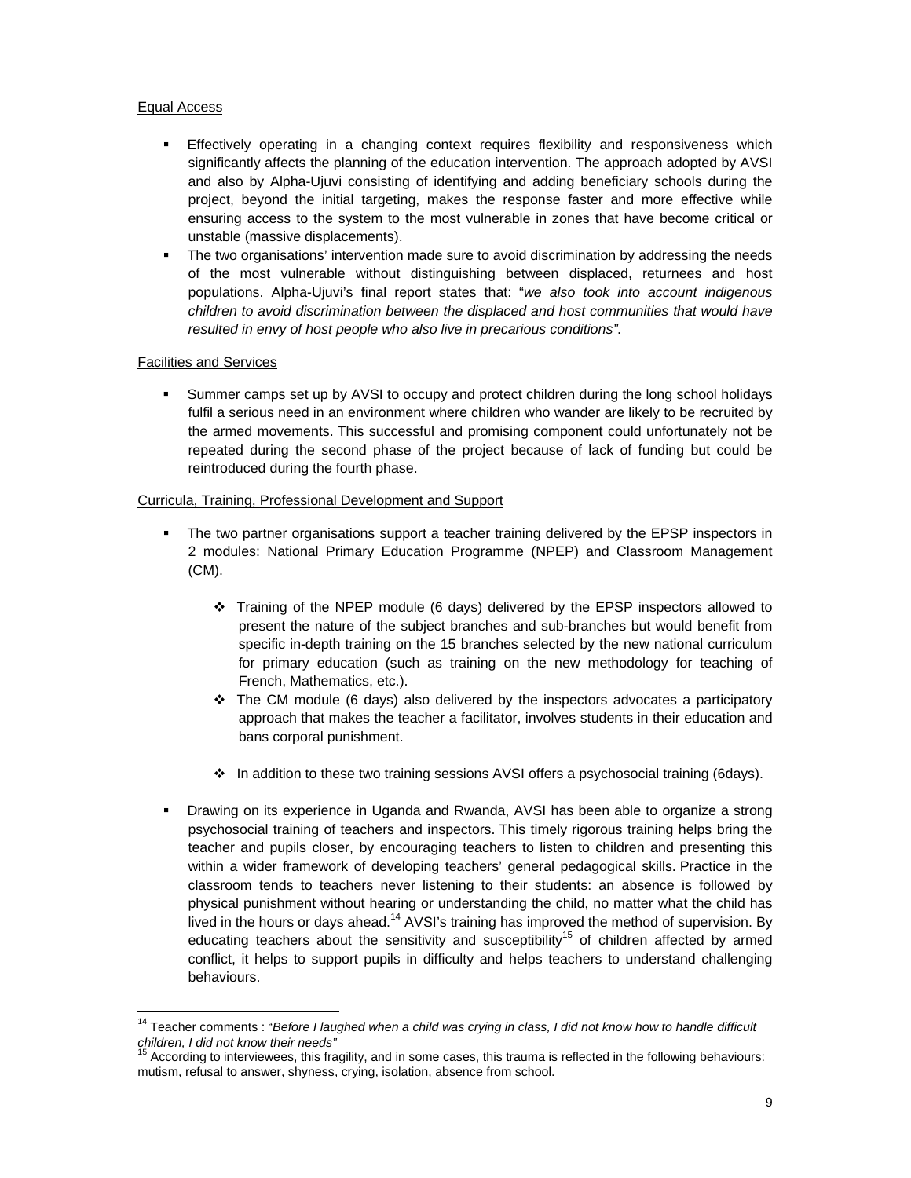Equal Access

- Effectively operating in a changing context requires flexibility and responsiveness which significantly affects the planning of the education intervention. The approach adopted by AVSI and also by Alpha-Ujuvi consisting of identifying and adding beneficiary schools during the project, beyond the initial targeting, makes the response faster and more effective while ensuring access to the system to the most vulnerable in zones that have become critical or unstable (massive displacements).
- The two organisations' intervention made sure to avoid discrimination by addressing the needs of the most vulnerable without distinguishing between displaced, returnees and host populations. Alpha-Ujuvi's final report states that: "*we also took into account indigenous children to avoid discrimination between the displaced and host communities that would have resulted in envy of host people who also live in precarious conditions"*.

Facilities and Services

- Summer camps set up by AVSI to occupy and protect children during the long school holidays fulfil a serious need in an environment where children who wander are likely to be recruited by the armed movements. This successful and promising component could unfortunately not be repeated during the second phase of the project because of lack of funding but could be reintroduced during the fourth phase.

Curricula, Training, Professional Development and Support

- The two partner organisations support a teacher training delivered by the EPSP inspectors in 2 modules: National Primary Education Programme (NPEP) and Classroom Management (CM).
  - Training of the NPEP module (6 days) delivered by the EPSP inspectors allowed to present the nature of the subject branches and sub-branches but would benefit from specific in-depth training on the 15 branches selected by the new national curriculum for primary education (such as training on the new methodology for teaching of French, Mathematics, etc.).
  - The CM module (6 days) also delivered by the inspectors advocates a participatory approach that makes the teacher a facilitator, involves students in their education and bans corporal punishment.
  - In addition to these two training sessions AVSI offers a psychosocial training (6days).
- Drawing on its experience in Uganda and Rwanda, AVSI has been able to organize a strong psychosocial training of teachers and inspectors. This timely rigorous training helps bring the teacher and pupils closer, by encouraging teachers to listen to children and presenting this within a wider framework of developing teachers' general pedagogical skills. Practice in the classroom tends to teachers never listening to their students: an absence is followed by physical punishment without hearing or understanding the child, no matter what the child has lived in the hours or days ahead.[14] AVSI's training has improved the method of supervision. By educating teachers about the sensitivity and susceptibility[15] of children affected by armed conflict, it helps to support pupils in difficulty and helps teachers to understand challenging behaviours.

[14] Teacher comments : "*Before I laughed when a child was crying in class, I did not know how to handle difficult children, I did not know their needs"*

[15] According to interviewees, this fragility, and in some cases, this trauma is reflected in the following behaviours: mutism, refusal to answer, shyness, crying, isolation, absence from school.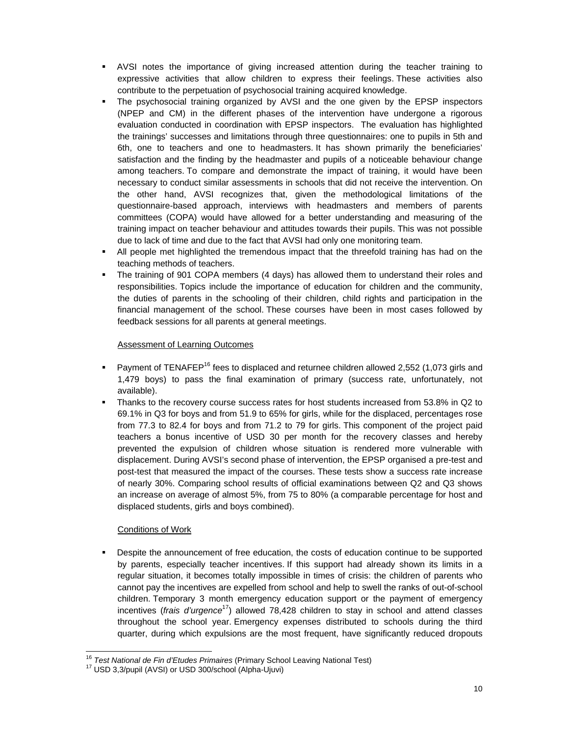- AVSI notes the importance of giving increased attention during the teacher training to expressive activities that allow children to express their feelings. These activities also contribute to the perpetuation of psychosocial training acquired knowledge.
- The psychosocial training organized by AVSI and the one given by the EPSP inspectors (NPEP and CM) in the different phases of the intervention have undergone a rigorous evaluation conducted in coordination with EPSP inspectors. The evaluation has highlighted the trainings' successes and limitations through three questionnaires: one to pupils in 5th and 6th, one to teachers and one to headmasters. It has shown primarily the beneficiaries' satisfaction and the finding by the headmaster and pupils of a noticeable behaviour change among teachers. To compare and demonstrate the impact of training, it would have been necessary to conduct similar assessments in schools that did not receive the intervention. On the other hand, AVSI recognizes that, given the methodological limitations of the questionnaire-based approach, interviews with headmasters and members of parents committees (COPA) would have allowed for a better understanding and measuring of the training impact on teacher behaviour and attitudes towards their pupils. This was not possible due to lack of time and due to the fact that AVSI had only one monitoring team.
- All people met highlighted the tremendous impact that the threefold training has had on the teaching methods of teachers.
- The training of 901 COPA members (4 days) has allowed them to understand their roles and responsibilities. Topics include the importance of education for children and the community, the duties of parents in the schooling of their children, child rights and participation in the financial management of the school. These courses have been in most cases followed by feedback sessions for all parents at general meetings.

Assessment of Learning Outcomes

- Payment of TENAFEP[16] fees to displaced and returnee children allowed 2,552 (1,073 girls and 1,479 boys) to pass the final examination of primary (success rate, unfortunately, not available).
- Thanks to the recovery course success rates for host students increased from 53.8% in Q2 to 69.1% in Q3 for boys and from 51.9 to 65% for girls, while for the displaced, percentages rose from 77.3 to 82.4 for boys and from 71.2 to 79 for girls. This component of the project paid teachers a bonus incentive of USD 30 per month for the recovery classes and hereby prevented the expulsion of children whose situation is rendered more vulnerable with displacement. During AVSI's second phase of intervention, the EPSP organised a pre-test and post-test that measured the impact of the courses. These tests show a success rate increase of nearly 30%. Comparing school results of official examinations between Q2 and Q3 shows an increase on average of almost 5%, from 75 to 80% (a comparable percentage for host and displaced students, girls and boys combined).

Conditions of Work

- Despite the announcement of free education, the costs of education continue to be supported by parents, especially teacher incentives. If this support had already shown its limits in a regular situation, it becomes totally impossible in times of crisis: the children of parents who cannot pay the incentives are expelled from school and help to swell the ranks of out-of-school children. Temporary 3 month emergency education support or the payment of emergency incentives (*frais d'urgence*[17]) allowed 78,428 children to stay in school and attend classes throughout the school year. Emergency expenses distributed to schools during the third quarter, during which expulsions are the most frequent, have significantly reduced dropouts

[16] *Test National de Fin d'Etudes Primaires* (Primary School Leaving National Test)

[17] USD 3,3/pupil (AVSI) or USD 300/school (Alpha-Ujuvi)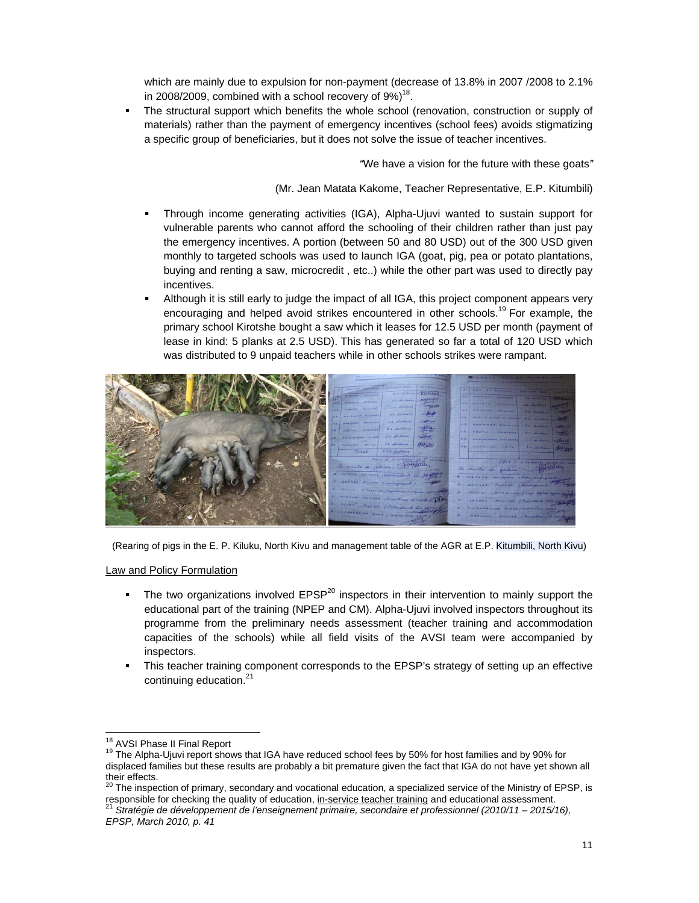which are mainly due to expulsion for non-payment (decrease of 13.8% in 2007 /2008 to 2.1% in 2008/2009, combined with a school recovery of 9%)[18].

- The structural support which benefits the whole school (renovation, construction or supply of materials) rather than the payment of emergency incentives (school fees) avoids stigmatizing a specific group of beneficiaries, but it does not solve the issue of teacher incentives.

*"*We have a vision for the future with these goats*"*

(Mr. Jean Matata Kakome, Teacher Representative, E.P. Kitumbili)

- Through income generating activities (IGA), Alpha-Ujuvi wanted to sustain support for vulnerable parents who cannot afford the schooling of their children rather than just pay the emergency incentives. A portion (between 50 and 80 USD) out of the 300 USD given monthly to targeted schools was used to launch IGA (goat, pig, pea or potato plantations, buying and renting a saw, microcredit , etc..) while the other part was used to directly pay incentives.
- Although it is still early to judge the impact of all IGA, this project component appears very encouraging and helped avoid strikes encountered in other schools.[19] For example, the primary school Kirotshe bought a saw which it leases for 12.5 USD per month (payment of lease in kind: 5 planks at 2.5 USD). This has generated so far a total of 120 USD which was distributed to 9 unpaid teachers while in other schools strikes were rampant.

(Rearing of pigs in the E. P. Kiluku, North Kivu and management table of the AGR at E.P. Kitumbili, North Kivu)

<u>Law and Policy Formulation</u>

- The two organizations involved EPSP[20] inspectors in their intervention to mainly support the educational part of the training (NPEP and CM). Alpha-Ujuvi involved inspectors throughout its programme from the preliminary needs assessment (teacher training and accommodation capacities of the schools) while all field visits of the AVSI team were accompanied by inspectors.
- This teacher training component corresponds to the EPSP's strategy of setting up an effective continuing education.[21]

---

[18] AVSI Phase II Final Report

[19] The Alpha-Ujuvi report shows that IGA have reduced school fees by 50% for host families and by 90% for displaced families but these results are probably a bit premature given the fact that IGA do not have yet shown all their effects.

[20] The inspection of primary, secondary and vocational education, a specialized service of the Ministry of EPSP, is responsible for checking the quality of education, <u>in-service teacher training</u> and educational assessment.

[21] *Stratégie de développement de l'enseignement primaire, secondaire et professionnel (2010/11 – 2015/16), EPSP, March 2010, p. 41*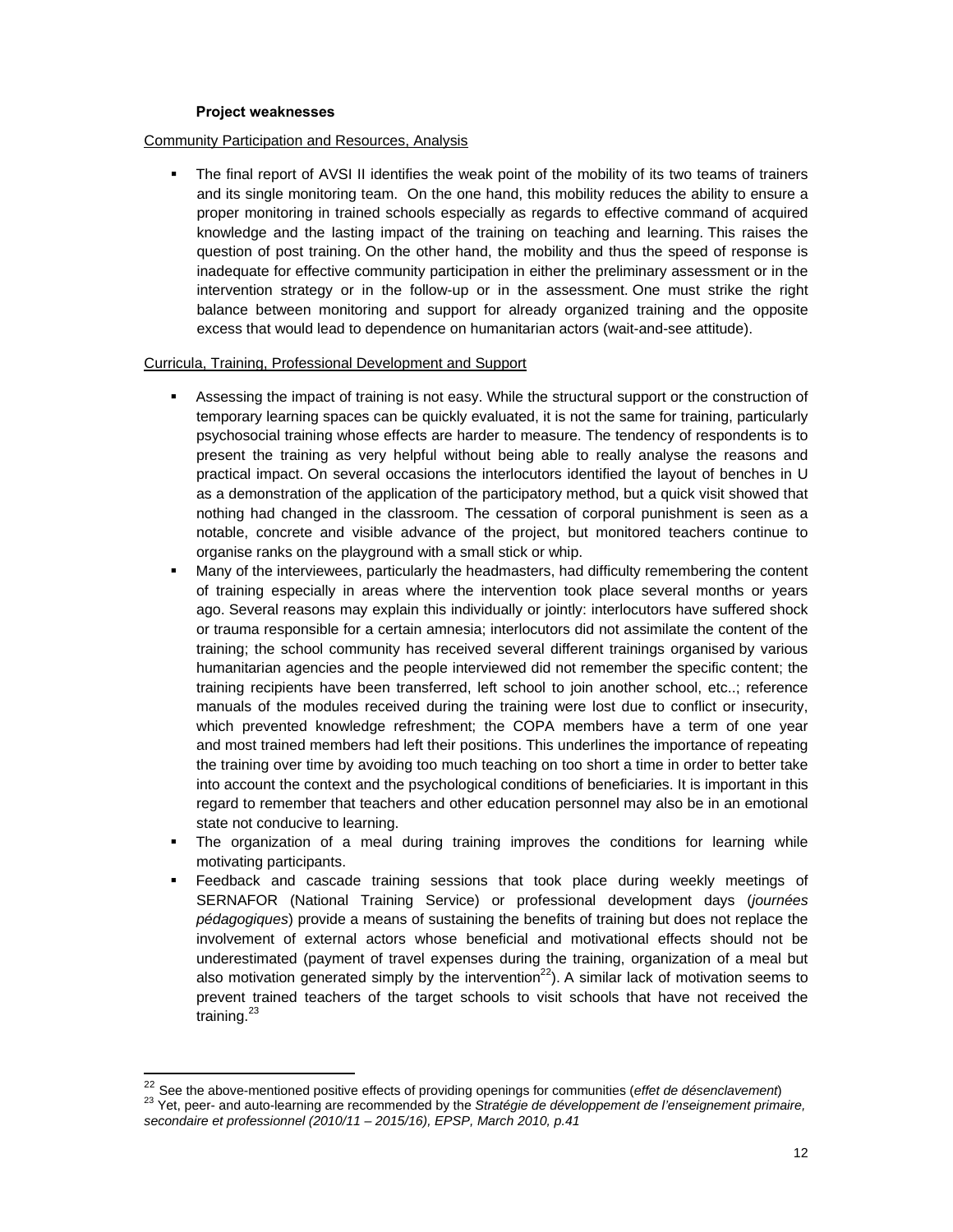### Project weaknesses

Community Participation and Resources, Analysis

- The final report of AVSI II identifies the weak point of the mobility of its two teams of trainers and its single monitoring team. On the one hand, this mobility reduces the ability to ensure a proper monitoring in trained schools especially as regards to effective command of acquired knowledge and the lasting impact of the training on teaching and learning. This raises the question of post training. On the other hand, the mobility and thus the speed of response is inadequate for effective community participation in either the preliminary assessment or in the intervention strategy or in the follow-up or in the assessment. One must strike the right balance between monitoring and support for already organized training and the opposite excess that would lead to dependence on humanitarian actors (wait-and-see attitude).

Curricula, Training, Professional Development and Support

- Assessing the impact of training is not easy. While the structural support or the construction of temporary learning spaces can be quickly evaluated, it is not the same for training, particularly psychosocial training whose effects are harder to measure. The tendency of respondents is to present the training as very helpful without being able to really analyse the reasons and practical impact. On several occasions the interlocutors identified the layout of benches in U as a demonstration of the application of the participatory method, but a quick visit showed that nothing had changed in the classroom. The cessation of corporal punishment is seen as a notable, concrete and visible advance of the project, but monitored teachers continue to organise ranks on the playground with a small stick or whip.
- Many of the interviewees, particularly the headmasters, had difficulty remembering the content of training especially in areas where the intervention took place several months or years ago. Several reasons may explain this individually or jointly: interlocutors have suffered shock or trauma responsible for a certain amnesia; interlocutors did not assimilate the content of the training; the school community has received several different trainings organised by various humanitarian agencies and the people interviewed did not remember the specific content; the training recipients have been transferred, left school to join another school, etc..; reference manuals of the modules received during the training were lost due to conflict or insecurity, which prevented knowledge refreshment; the COPA members have a term of one year and most trained members had left their positions. This underlines the importance of repeating the training over time by avoiding too much teaching on too short a time in order to better take into account the context and the psychological conditions of beneficiaries. It is important in this regard to remember that teachers and other education personnel may also be in an emotional state not conducive to learning.
- The organization of a meal during training improves the conditions for learning while motivating participants.
- Feedback and cascade training sessions that took place during weekly meetings of SERNAFOR (National Training Service) or professional development days (*journées pédagogiques*) provide a means of sustaining the benefits of training but does not replace the involvement of external actors whose beneficial and motivational effects should not be underestimated (payment of travel expenses during the training, organization of a meal but also motivation generated simply by the intervention[22]). A similar lack of motivation seems to prevent trained teachers of the target schools to visit schools that have not received the training.[23]

---

[22] See the above-mentioned positive effects of providing openings for communities (*effet de désenclavement*)

[23] Yet, peer- and auto-learning are recommended by the *Stratégie de développement de l'enseignement primaire, secondaire et professionnel (2010/11 – 2015/16), EPSP, March 2010, p.41*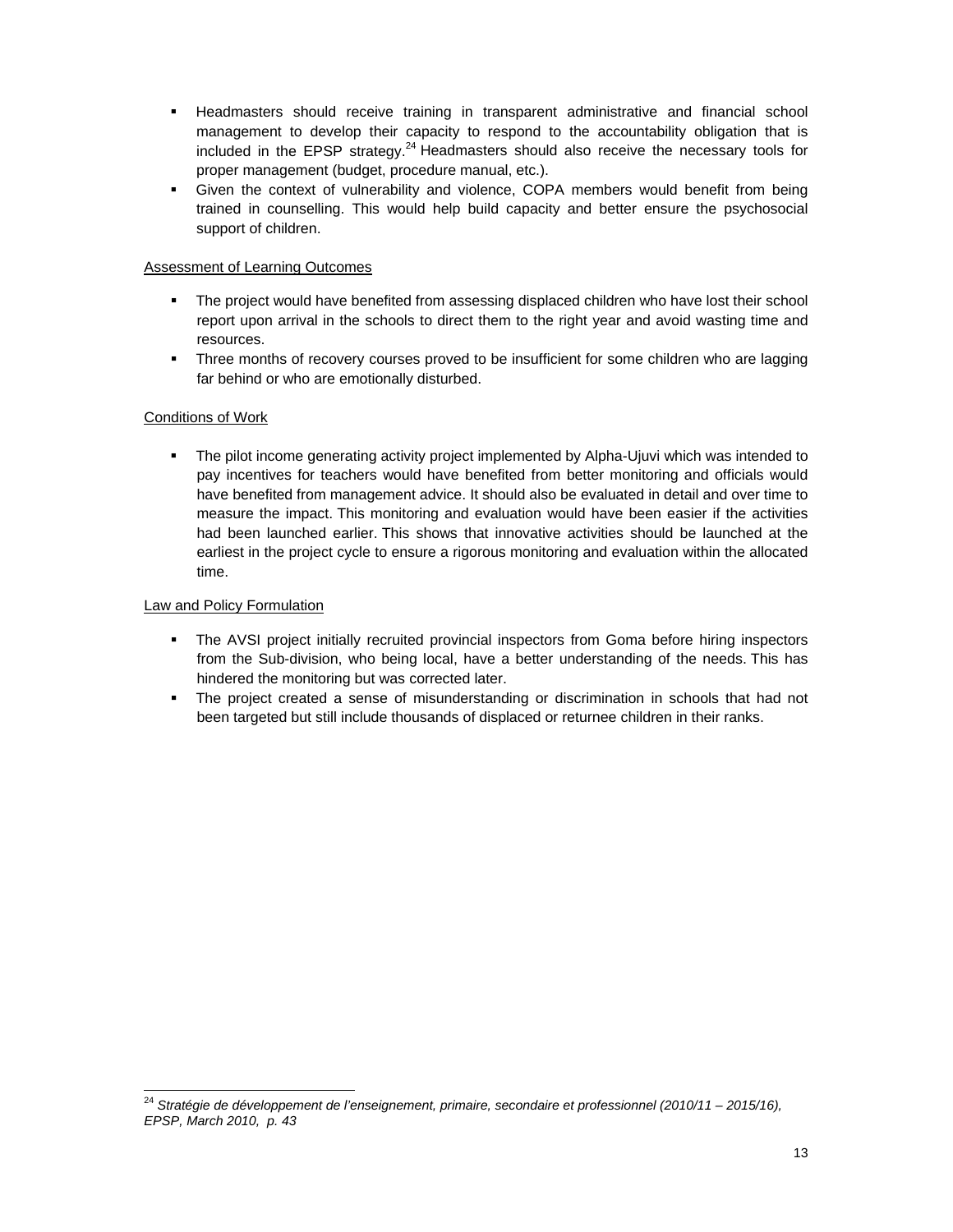- Headmasters should receive training in transparent administrative and financial school management to develop their capacity to respond to the accountability obligation that is included in the EPSP strategy.[24] Headmasters should also receive the necessary tools for proper management (budget, procedure manual, etc.).
- Given the context of vulnerability and violence, COPA members would benefit from being trained in counselling. This would help build capacity and better ensure the psychosocial support of children.

Assessment of Learning Outcomes

- The project would have benefited from assessing displaced children who have lost their school report upon arrival in the schools to direct them to the right year and avoid wasting time and resources.
- Three months of recovery courses proved to be insufficient for some children who are lagging far behind or who are emotionally disturbed.

Conditions of Work

- The pilot income generating activity project implemented by Alpha-Ujuvi which was intended to pay incentives for teachers would have benefited from better monitoring and officials would have benefited from management advice. It should also be evaluated in detail and over time to measure the impact. This monitoring and evaluation would have been easier if the activities had been launched earlier. This shows that innovative activities should be launched at the earliest in the project cycle to ensure a rigorous monitoring and evaluation within the allocated time.

Law and Policy Formulation

- The AVSI project initially recruited provincial inspectors from Goma before hiring inspectors from the Sub-division, who being local, have a better understanding of the needs. This has hindered the monitoring but was corrected later.
- The project created a sense of misunderstanding or discrimination in schools that had not been targeted but still include thousands of displaced or returnee children in their ranks.

---

[24] *Stratégie de développement de l'enseignement, primaire, secondaire et professionnel (2010/11 – 2015/16), EPSP, March 2010, p. 43*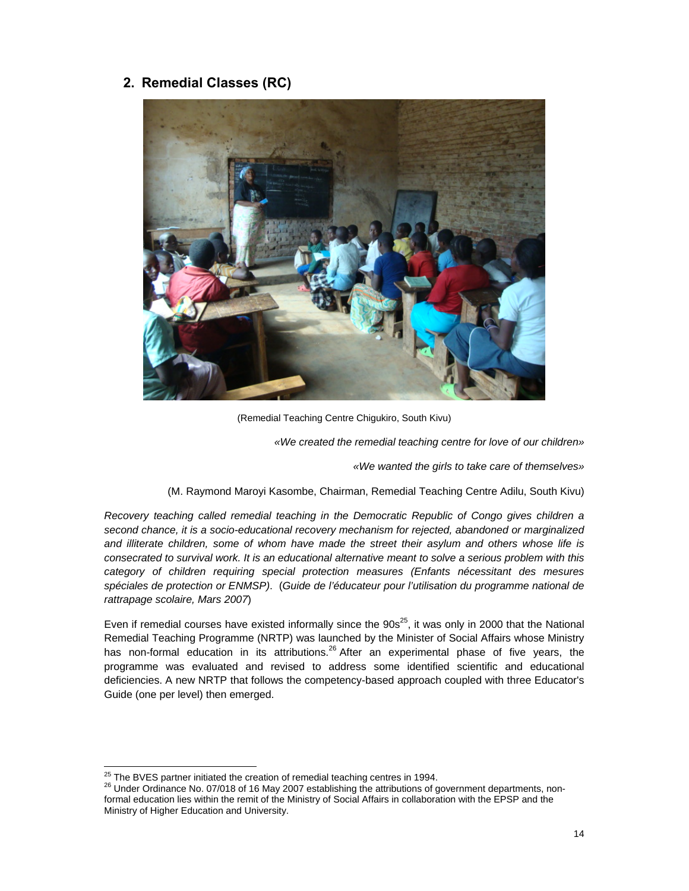## 2. Remedial Classes (RC)

(Remedial Teaching Centre Chigukiro, South Kivu)

*«We created the remedial teaching centre for love of our children»*

*«We wanted the girls to take care of themselves»*

(M. Raymond Maroyi Kasombe, Chairman, Remedial Teaching Centre Adilu, South Kivu)

*Recovery teaching called remedial teaching in the Democratic Republic of Congo gives children a second chance, it is a socio-educational recovery mechanism for rejected, abandoned or marginalized and illiterate children, some of whom have made the street their asylum and others whose life is consecrated to survival work. It is an educational alternative meant to solve a serious problem with this category of children requiring special protection measures (Enfants nécessitant des mesures spéciales de protection or ENMSP).* (*Guide de l'éducateur pour l'utilisation du programme national de rattrapage scolaire, Mars 2007*)

Even if remedial courses have existed informally since the 90s[25], it was only in 2000 that the National Remedial Teaching Programme (NRTP) was launched by the Minister of Social Affairs whose Ministry has non-formal education in its attributions.[26] After an experimental phase of five years, the programme was evaluated and revised to address some identified scientific and educational deficiencies. A new NRTP that follows the competency-based approach coupled with three Educator's Guide (one per level) then emerged.

---

[25] The BVES partner initiated the creation of remedial teaching centres in 1994.

[26] Under Ordinance No. 07/018 of 16 May 2007 establishing the attributions of government departments, non-formal education lies within the remit of the Ministry of Social Affairs in collaboration with the EPSP and the Ministry of Higher Education and University.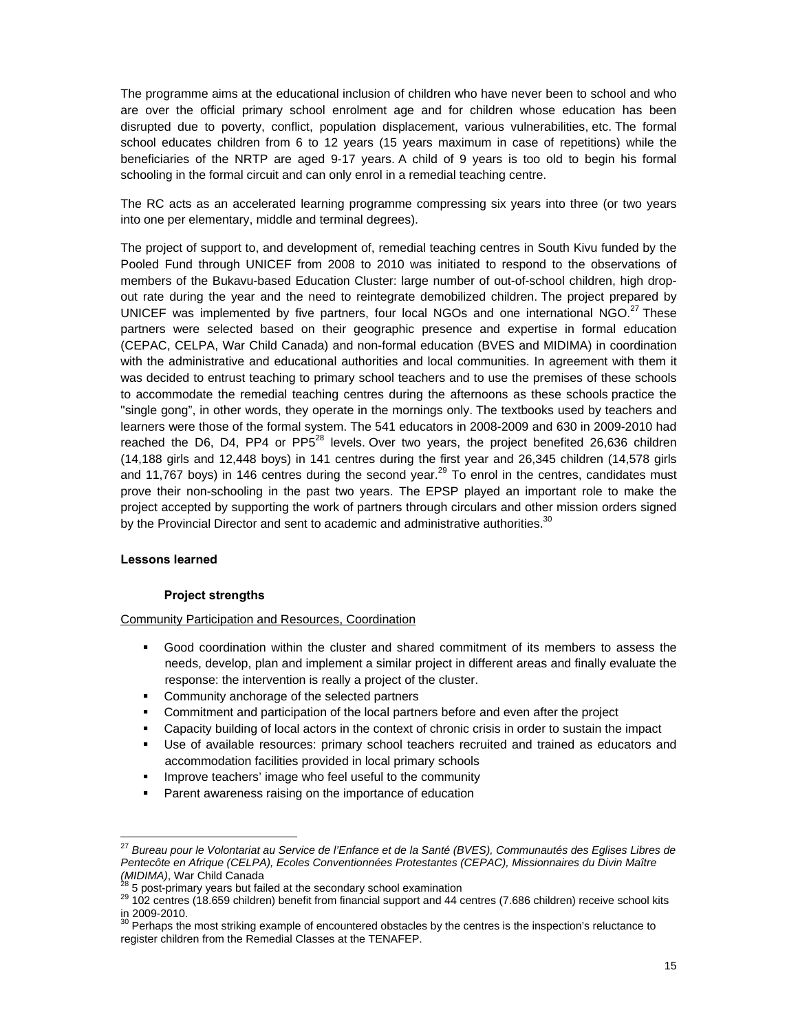The programme aims at the educational inclusion of children who have never been to school and who are over the official primary school enrolment age and for children whose education has been disrupted due to poverty, conflict, population displacement, various vulnerabilities, etc. The formal school educates children from 6 to 12 years (15 years maximum in case of repetitions) while the beneficiaries of the NRTP are aged 9-17 years. A child of 9 years is too old to begin his formal schooling in the formal circuit and can only enrol in a remedial teaching centre.

The RC acts as an accelerated learning programme compressing six years into three (or two years into one per elementary, middle and terminal degrees).

The project of support to, and development of, remedial teaching centres in South Kivu funded by the Pooled Fund through UNICEF from 2008 to 2010 was initiated to respond to the observations of members of the Bukavu-based Education Cluster: large number of out-of-school children, high drop-out rate during the year and the need to reintegrate demobilized children. The project prepared by UNICEF was implemented by five partners, four local NGOs and one international NGO.[27] These partners were selected based on their geographic presence and expertise in formal education (CEPAC, CELPA, War Child Canada) and non-formal education (BVES and MIDIMA) in coordination with the administrative and educational authorities and local communities. In agreement with them it was decided to entrust teaching to primary school teachers and to use the premises of these schools to accommodate the remedial teaching centres during the afternoons as these schools practice the "single gong", in other words, they operate in the mornings only. The textbooks used by teachers and learners were those of the formal system. The 541 educators in 2008-2009 and 630 in 2009-2010 had reached the D6, D4, PP4 or PP5[28] levels. Over two years, the project benefited 26,636 children (14,188 girls and 12,448 boys) in 141 centres during the first year and 26,345 children (14,578 girls and 11,767 boys) in 146 centres during the second year.[29] To enrol in the centres, candidates must prove their non-schooling in the past two years. The EPSP played an important role to make the project accepted by supporting the work of partners through circulars and other mission orders signed by the Provincial Director and sent to academic and administrative authorities.[30]

**Lessons learned**

**Project strengths**

Community Participation and Resources, Coordination

- Good coordination within the cluster and shared commitment of its members to assess the needs, develop, plan and implement a similar project in different areas and finally evaluate the response: the intervention is really a project of the cluster.
- Community anchorage of the selected partners
- Commitment and participation of the local partners before and even after the project
- Capacity building of local actors in the context of chronic crisis in order to sustain the impact
- Use of available resources: primary school teachers recruited and trained as educators and accommodation facilities provided in local primary schools
- Improve teachers' image who feel useful to the community
- Parent awareness raising on the importance of education

---

[27] *Bureau pour le Volontariat au Service de l'Enfance et de la Santé (BVES), Communautés des Eglises Libres de Pentecôte en Afrique (CELPA), Ecoles Conventionnées Protestantes (CEPAC), Missionnaires du Divin Maître (MIDIMA)*, War Child Canada

[28] 5 post-primary years but failed at the secondary school examination

[29] 102 centres (18.659 children) benefit from financial support and 44 centres (7.686 children) receive school kits in 2009-2010.

[30] Perhaps the most striking example of encountered obstacles by the centres is the inspection's reluctance to register children from the Remedial Classes at the TENAFEP.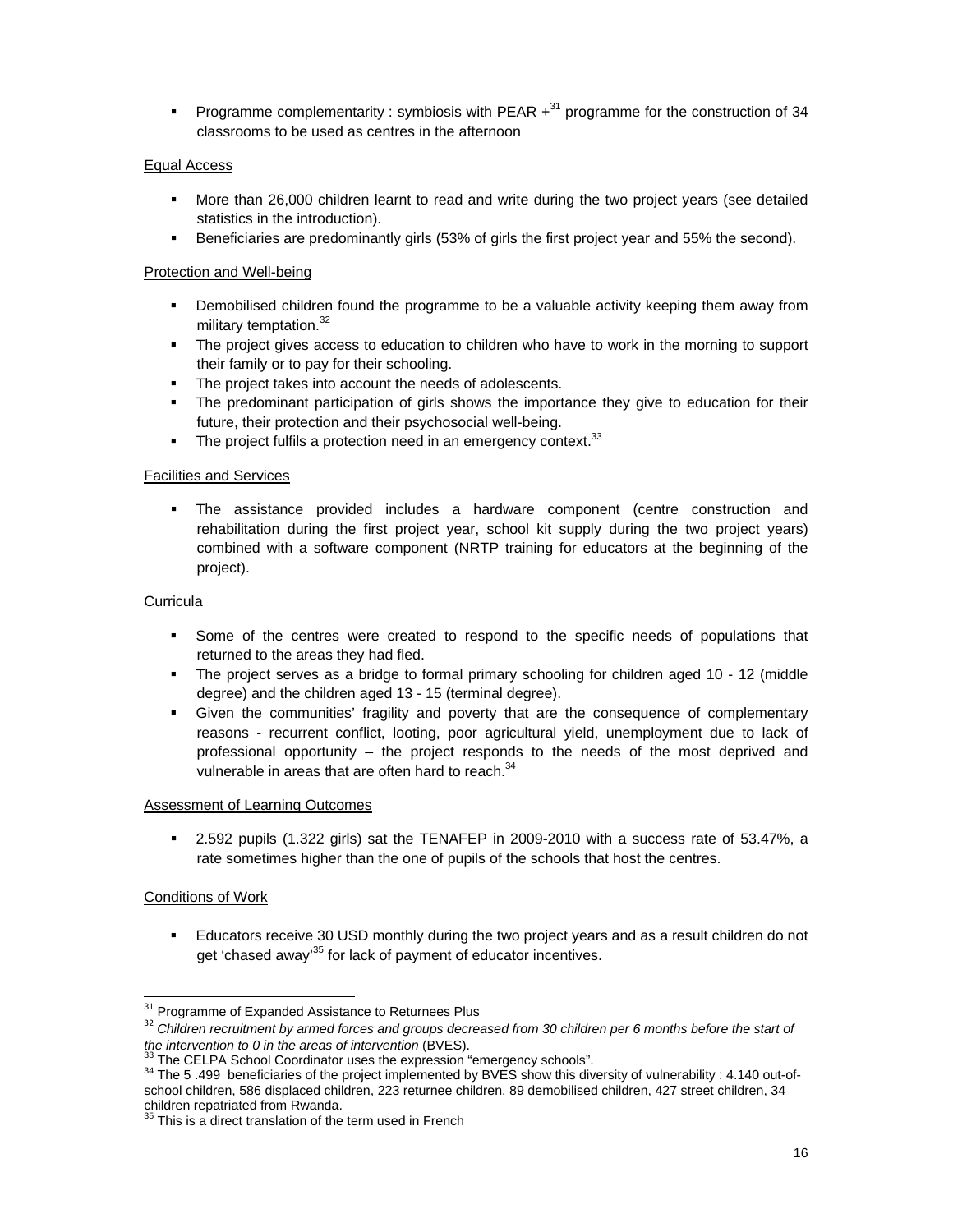- Programme complementarity : symbiosis with PEAR +[31] programme for the construction of 34 classrooms to be used as centres in the afternoon

Equal Access

- More than 26,000 children learnt to read and write during the two project years (see detailed statistics in the introduction).
- Beneficiaries are predominantly girls (53% of girls the first project year and 55% the second).

Protection and Well-being

- Demobilised children found the programme to be a valuable activity keeping them away from military temptation.[32]
- The project gives access to education to children who have to work in the morning to support their family or to pay for their schooling.
- The project takes into account the needs of adolescents.
- The predominant participation of girls shows the importance they give to education for their future, their protection and their psychosocial well-being.
- The project fulfils a protection need in an emergency context.[33]

Facilities and Services

- The assistance provided includes a hardware component (centre construction and rehabilitation during the first project year, school kit supply during the two project years) combined with a software component (NRTP training for educators at the beginning of the project).

Curricula

- Some of the centres were created to respond to the specific needs of populations that returned to the areas they had fled.
- The project serves as a bridge to formal primary schooling for children aged 10 - 12 (middle degree) and the children aged 13 - 15 (terminal degree).
- Given the communities' fragility and poverty that are the consequence of complementary reasons - recurrent conflict, looting, poor agricultural yield, unemployment due to lack of professional opportunity – the project responds to the needs of the most deprived and vulnerable in areas that are often hard to reach.[34]

Assessment of Learning Outcomes

- 2.592 pupils (1.322 girls) sat the TENAFEP in 2009-2010 with a success rate of 53.47%, a rate sometimes higher than the one of pupils of the schools that host the centres.

Conditions of Work

- Educators receive 30 USD monthly during the two project years and as a result children do not get 'chased away'[35] for lack of payment of educator incentives.

---

[31] Programme of Expanded Assistance to Returnees Plus

[32] *Children recruitment by armed forces and groups decreased from 30 children per 6 months before the start of the intervention to 0 in the areas of intervention* (BVES).

[33] The CELPA School Coordinator uses the expression "emergency schools".

[34] The 5 .499 beneficiaries of the project implemented by BVES show this diversity of vulnerability : 4.140 out-of-school children, 586 displaced children, 223 returnee children, 89 demobilised children, 427 street children, 34 children repatriated from Rwanda.

[35] This is a direct translation of the term used in French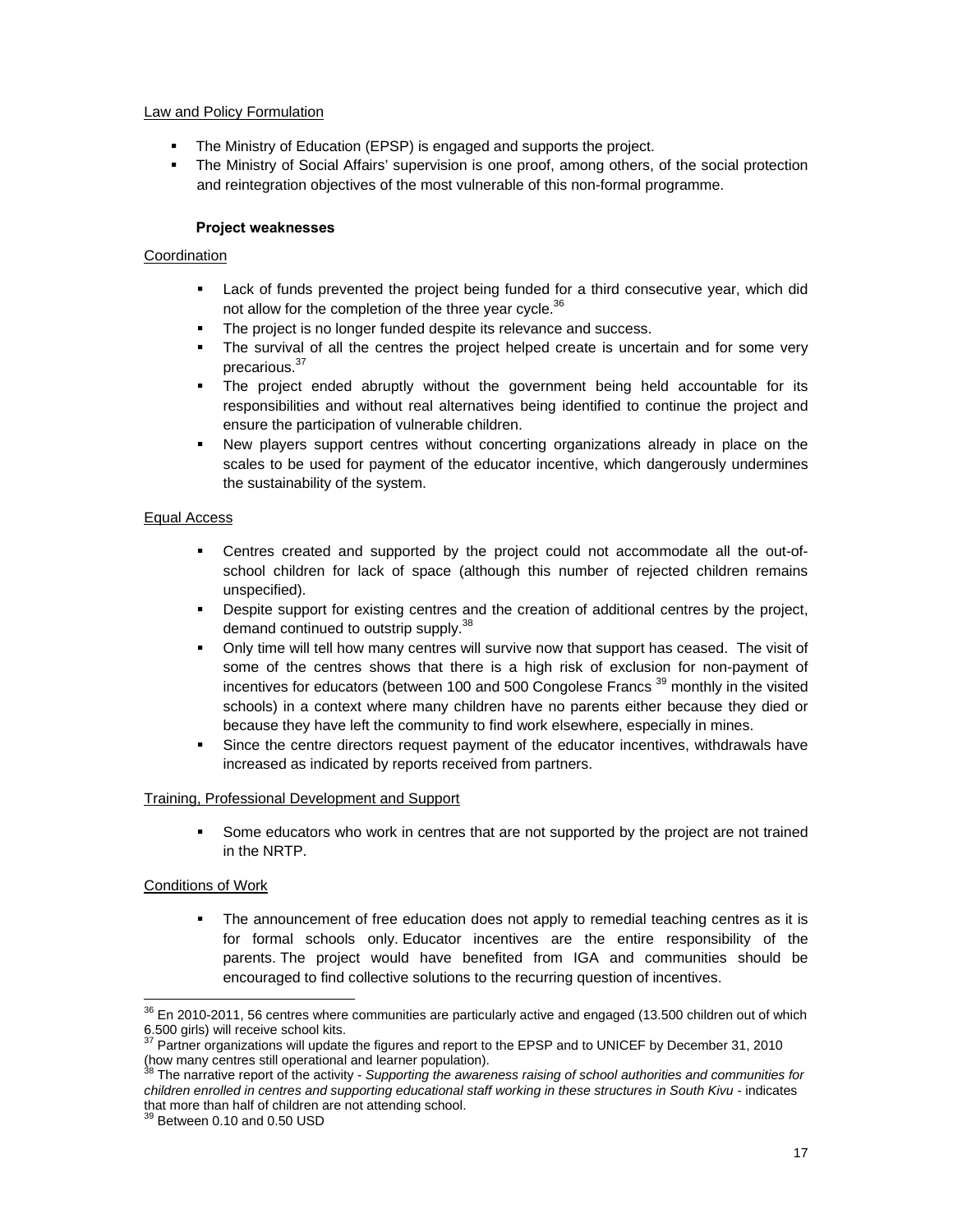Law and Policy Formulation

- The Ministry of Education (EPSP) is engaged and supports the project.
- The Ministry of Social Affairs' supervision is one proof, among others, of the social protection and reintegration objectives of the most vulnerable of this non-formal programme.

**Project weaknesses**

Coordination

- Lack of funds prevented the project being funded for a third consecutive year, which did not allow for the completion of the three year cycle.[36]
- The project is no longer funded despite its relevance and success.
- The survival of all the centres the project helped create is uncertain and for some very precarious.[37]
- The project ended abruptly without the government being held accountable for its responsibilities and without real alternatives being identified to continue the project and ensure the participation of vulnerable children.
- New players support centres without concerting organizations already in place on the scales to be used for payment of the educator incentive, which dangerously undermines the sustainability of the system.

Equal Access

- Centres created and supported by the project could not accommodate all the out-of-school children for lack of space (although this number of rejected children remains unspecified).
- Despite support for existing centres and the creation of additional centres by the project, demand continued to outstrip supply.[38]
- Only time will tell how many centres will survive now that support has ceased. The visit of some of the centres shows that there is a high risk of exclusion for non-payment of incentives for educators (between 100 and 500 Congolese Francs [39] monthly in the visited schools) in a context where many children have no parents either because they died or because they have left the community to find work elsewhere, especially in mines.
- Since the centre directors request payment of the educator incentives, withdrawals have increased as indicated by reports received from partners.

Training, Professional Development and Support

- Some educators who work in centres that are not supported by the project are not trained in the NRTP.

Conditions of Work

- The announcement of free education does not apply to remedial teaching centres as it is for formal schools only. Educator incentives are the entire responsibility of the parents. The project would have benefited from IGA and communities should be encouraged to find collective solutions to the recurring question of incentives.

[36] En 2010-2011, 56 centres where communities are particularly active and engaged (13.500 children out of which 6.500 girls) will receive school kits.

[37] Partner organizations will update the figures and report to the EPSP and to UNICEF by December 31, 2010 (how many centres still operational and learner population).

[38] The narrative report of the activity - *Supporting the awareness raising of school authorities and communities for children enrolled in centres and supporting educational staff working in these structures in South Kivu* - indicates that more than half of children are not attending school.

[39] Between 0.10 and 0.50 USD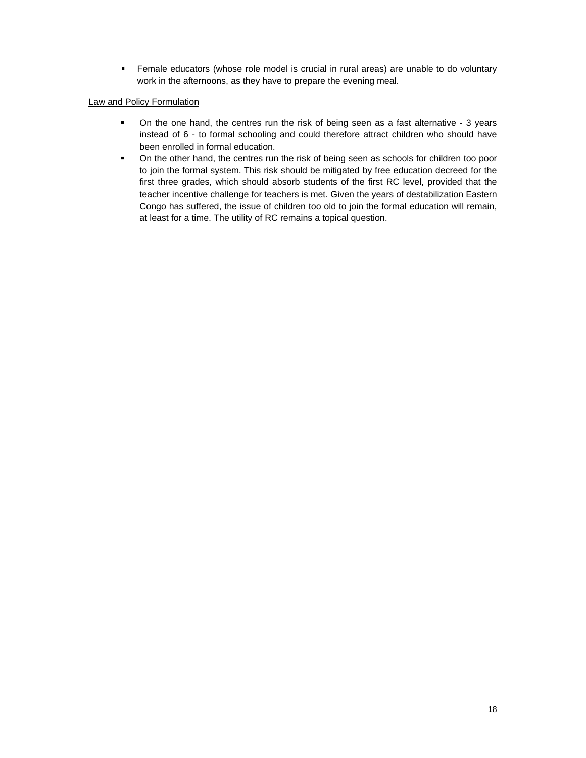- Female educators (whose role model is crucial in rural areas) are unable to do voluntary work in the afternoons, as they have to prepare the evening meal.

<u>Law and Policy Formulation</u>

- On the one hand, the centres run the risk of being seen as a fast alternative - 3 years instead of 6 - to formal schooling and could therefore attract children who should have been enrolled in formal education.
- On the other hand, the centres run the risk of being seen as schools for children too poor to join the formal system. This risk should be mitigated by free education decreed for the first three grades, which should absorb students of the first RC level, provided that the teacher incentive challenge for teachers is met. Given the years of destabilization Eastern Congo has suffered, the issue of children too old to join the formal education will remain, at least for a time. The utility of RC remains a topical question.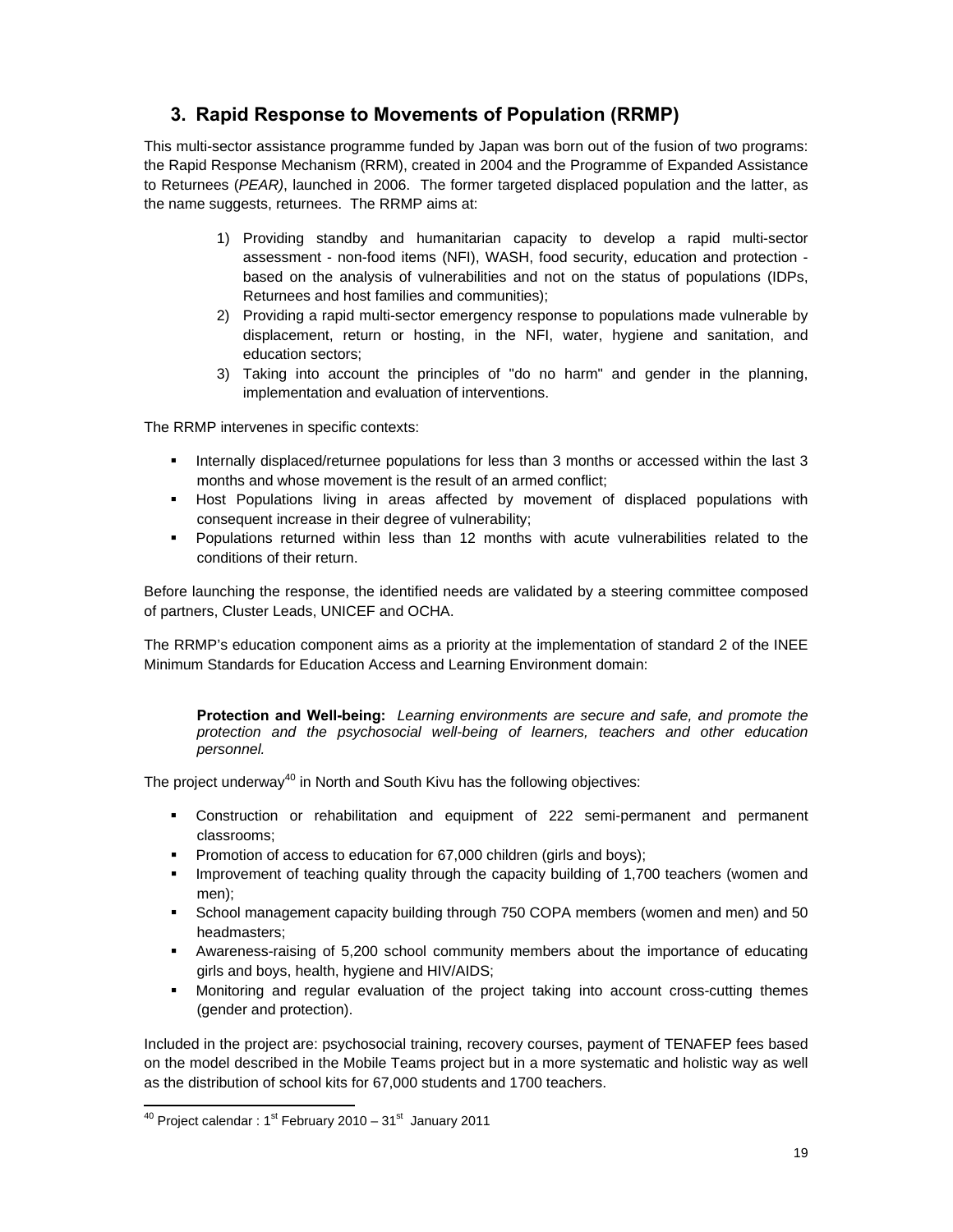## 3. Rapid Response to Movements of Population (RRMP)

This multi-sector assistance programme funded by Japan was born out of the fusion of two programs: the Rapid Response Mechanism (RRM), created in 2004 and the Programme of Expanded Assistance to Returnees (*PEAR)*, launched in 2006. The former targeted displaced population and the latter, as the name suggests, returnees. The RRMP aims at:

1) Providing standby and humanitarian capacity to develop a rapid multi-sector assessment - non-food items (NFI), WASH, food security, education and protection - based on the analysis of vulnerabilities and not on the status of populations (IDPs, Returnees and host families and communities);
2) Providing a rapid multi-sector emergency response to populations made vulnerable by displacement, return or hosting, in the NFI, water, hygiene and sanitation, and education sectors;
3) Taking into account the principles of "do no harm" and gender in the planning, implementation and evaluation of interventions.

The RRMP intervenes in specific contexts:

- Internally displaced/returnee populations for less than 3 months or accessed within the last 3 months and whose movement is the result of an armed conflict;
- Host Populations living in areas affected by movement of displaced populations with consequent increase in their degree of vulnerability;
- Populations returned within less than 12 months with acute vulnerabilities related to the conditions of their return.

Before launching the response, the identified needs are validated by a steering committee composed of partners, Cluster Leads, UNICEF and OCHA.

The RRMP's education component aims as a priority at the implementation of standard 2 of the INEE Minimum Standards for Education Access and Learning Environment domain:

> **Protection and Well-being:** *Learning environments are secure and safe, and promote the protection and the psychosocial well-being of learners, teachers and other education personnel.*

The project underway[40] in North and South Kivu has the following objectives:

- Construction or rehabilitation and equipment of 222 semi-permanent and permanent classrooms;
- Promotion of access to education for 67,000 children (girls and boys);
- Improvement of teaching quality through the capacity building of 1,700 teachers (women and men);
- School management capacity building through 750 COPA members (women and men) and 50 headmasters;
- Awareness-raising of 5,200 school community members about the importance of educating girls and boys, health, hygiene and HIV/AIDS;
- Monitoring and regular evaluation of the project taking into account cross-cutting themes (gender and protection).

Included in the project are: psychosocial training, recovery courses, payment of TENAFEP fees based on the model described in the Mobile Teams project but in a more systematic and holistic way as well as the distribution of school kits for 67,000 students and 1700 teachers.

[40] Project calendar : 1st February 2010 – 31st January 2011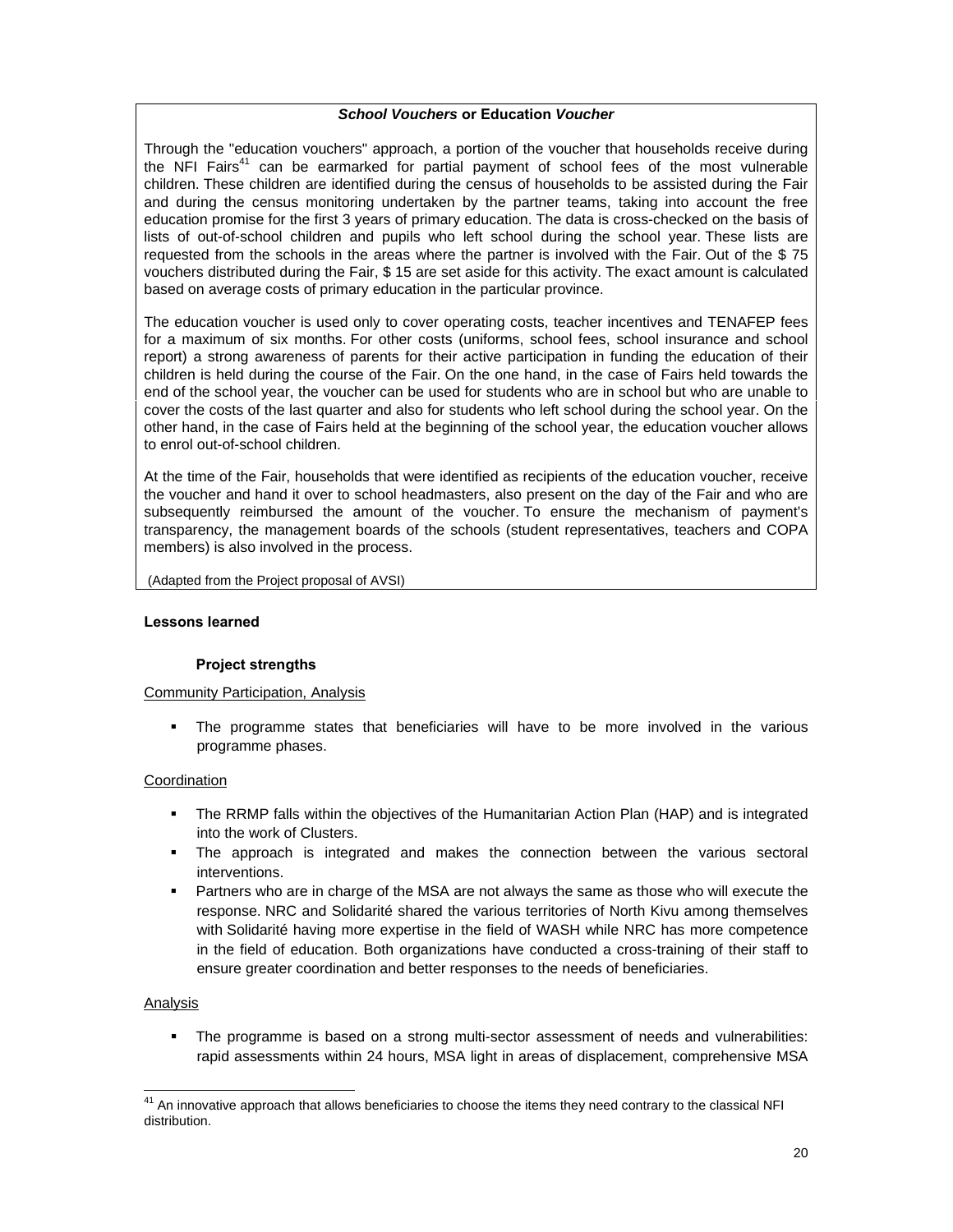### *School Vouchers* or Education *Voucher*

Through the "education vouchers" approach, a portion of the voucher that households receive during the NFI Fairs[41] can be earmarked for partial payment of school fees of the most vulnerable children. These children are identified during the census of households to be assisted during the Fair and during the census monitoring undertaken by the partner teams, taking into account the free education promise for the first 3 years of primary education. The data is cross-checked on the basis of lists of out-of-school children and pupils who left school during the school year. These lists are requested from the schools in the areas where the partner is involved with the Fair. Out of the $ 75 vouchers distributed during the Fair, $ 15 are set aside for this activity. The exact amount is calculated based on average costs of primary education in the particular province.

The education voucher is used only to cover operating costs, teacher incentives and TENAFEP fees for a maximum of six months. For other costs (uniforms, school fees, school insurance and school report) a strong awareness of parents for their active participation in funding the education of their children is held during the course of the Fair. On the one hand, in the case of Fairs held towards the end of the school year, the voucher can be used for students who are in school but who are unable to cover the costs of the last quarter and also for students who left school during the school year. On the other hand, in the case of Fairs held at the beginning of the school year, the education voucher allows to enrol out-of-school children.

At the time of the Fair, households that were identified as recipients of the education voucher, receive the voucher and hand it over to school headmasters, also present on the day of the Fair and who are subsequently reimbursed the amount of the voucher. To ensure the mechanism of payment's transparency, the management boards of the schools (student representatives, teachers and COPA members) is also involved in the process.

(Adapted from the Project proposal of AVSI)

**Lessons learned**

**Project strengths**

Community Participation, Analysis

- The programme states that beneficiaries will have to be more involved in the various programme phases.

Coordination

- The RRMP falls within the objectives of the Humanitarian Action Plan (HAP) and is integrated into the work of Clusters.
- The approach is integrated and makes the connection between the various sectoral interventions.
- Partners who are in charge of the MSA are not always the same as those who will execute the response. NRC and Solidarité shared the various territories of North Kivu among themselves with Solidarité having more expertise in the field of WASH while NRC has more competence in the field of education. Both organizations have conducted a cross-training of their staff to ensure greater coordination and better responses to the needs of beneficiaries.

Analysis

- The programme is based on a strong multi-sector assessment of needs and vulnerabilities: rapid assessments within 24 hours, MSA light in areas of displacement, comprehensive MSA

[41] An innovative approach that allows beneficiaries to choose the items they need contrary to the classical NFI distribution.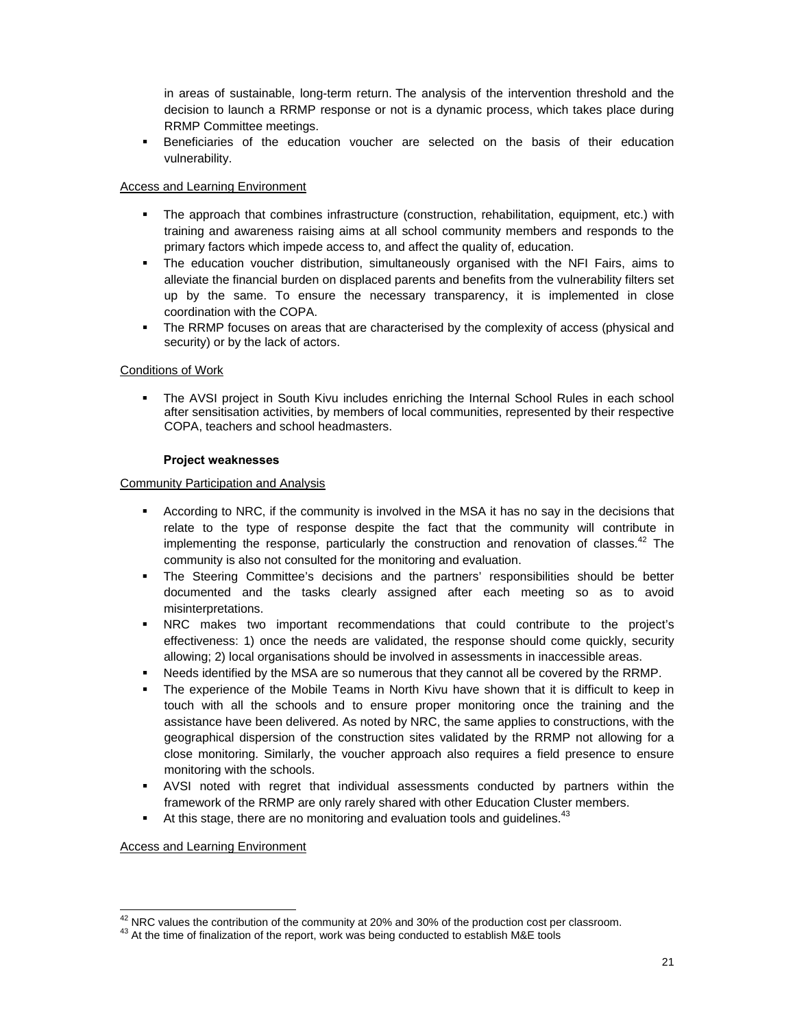in areas of sustainable, long-term return. The analysis of the intervention threshold and the decision to launch a RRMP response or not is a dynamic process, which takes place during RRMP Committee meetings.

- Beneficiaries of the education voucher are selected on the basis of their education vulnerability.

Access and Learning Environment

- The approach that combines infrastructure (construction, rehabilitation, equipment, etc.) with training and awareness raising aims at all school community members and responds to the primary factors which impede access to, and affect the quality of, education.
- The education voucher distribution, simultaneously organised with the NFI Fairs, aims to alleviate the financial burden on displaced parents and benefits from the vulnerability filters set up by the same. To ensure the necessary transparency, it is implemented in close coordination with the COPA.
- The RRMP focuses on areas that are characterised by the complexity of access (physical and security) or by the lack of actors.

Conditions of Work

- The AVSI project in South Kivu includes enriching the Internal School Rules in each school after sensitisation activities, by members of local communities, represented by their respective COPA, teachers and school headmasters.

**Project weaknesses**

Community Participation and Analysis

- According to NRC, if the community is involved in the MSA it has no say in the decisions that relate to the type of response despite the fact that the community will contribute in implementing the response, particularly the construction and renovation of classes.[42] The community is also not consulted for the monitoring and evaluation.
- The Steering Committee's decisions and the partners' responsibilities should be better documented and the tasks clearly assigned after each meeting so as to avoid misinterpretations.
- NRC makes two important recommendations that could contribute to the project's effectiveness: 1) once the needs are validated, the response should come quickly, security allowing; 2) local organisations should be involved in assessments in inaccessible areas.
- Needs identified by the MSA are so numerous that they cannot all be covered by the RRMP.
- The experience of the Mobile Teams in North Kivu have shown that it is difficult to keep in touch with all the schools and to ensure proper monitoring once the training and the assistance have been delivered. As noted by NRC, the same applies to constructions, with the geographical dispersion of the construction sites validated by the RRMP not allowing for a close monitoring. Similarly, the voucher approach also requires a field presence to ensure monitoring with the schools.
- AVSI noted with regret that individual assessments conducted by partners within the framework of the RRMP are only rarely shared with other Education Cluster members.
- At this stage, there are no monitoring and evaluation tools and guidelines.[43]

Access and Learning Environment

[42] NRC values the contribution of the community at 20% and 30% of the production cost per classroom.
[43] At the time of finalization of the report, work was being conducted to establish M&E tools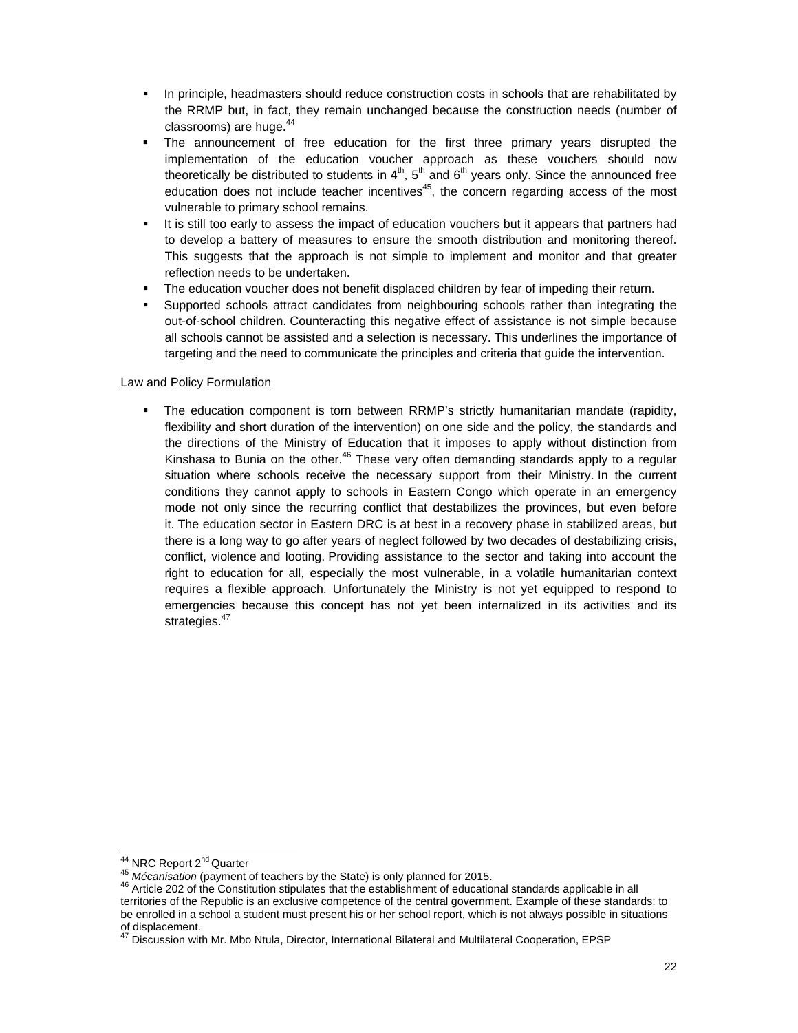- In principle, headmasters should reduce construction costs in schools that are rehabilitated by the RRMP but, in fact, they remain unchanged because the construction needs (number of classrooms) are huge.[44]
- The announcement of free education for the first three primary years disrupted the implementation of the education voucher approach as these vouchers should now theoretically be distributed to students in 4th, 5th and 6th years only. Since the announced free education does not include teacher incentives[45], the concern regarding access of the most vulnerable to primary school remains.
- It is still too early to assess the impact of education vouchers but it appears that partners had to develop a battery of measures to ensure the smooth distribution and monitoring thereof. This suggests that the approach is not simple to implement and monitor and that greater reflection needs to be undertaken.
- The education voucher does not benefit displaced children by fear of impeding their return.
- Supported schools attract candidates from neighbouring schools rather than integrating the out-of-school children. Counteracting this negative effect of assistance is not simple because all schools cannot be assisted and a selection is necessary. This underlines the importance of targeting and the need to communicate the principles and criteria that guide the intervention.

Law and Policy Formulation

- The education component is torn between RRMP's strictly humanitarian mandate (rapidity, flexibility and short duration of the intervention) on one side and the policy, the standards and the directions of the Ministry of Education that it imposes to apply without distinction from Kinshasa to Bunia on the other.[46] These very often demanding standards apply to a regular situation where schools receive the necessary support from their Ministry. In the current conditions they cannot apply to schools in Eastern Congo which operate in an emergency mode not only since the recurring conflict that destabilizes the provinces, but even before it. The education sector in Eastern DRC is at best in a recovery phase in stabilized areas, but there is a long way to go after years of neglect followed by two decades of destabilizing crisis, conflict, violence and looting. Providing assistance to the sector and taking into account the right to education for all, especially the most vulnerable, in a volatile humanitarian context requires a flexible approach. Unfortunately the Ministry is not yet equipped to respond to emergencies because this concept has not yet been internalized in its activities and its strategies.[47]

---

[44] NRC Report 2nd Quarter

[45] *Mécanisation* (payment of teachers by the State) is only planned for 2015.

[46] Article 202 of the Constitution stipulates that the establishment of educational standards applicable in all territories of the Republic is an exclusive competence of the central government. Example of these standards: to be enrolled in a school a student must present his or her school report, which is not always possible in situations of displacement.

[47] Discussion with Mr. Mbo Ntula, Director, International Bilateral and Multilateral Cooperation, EPSP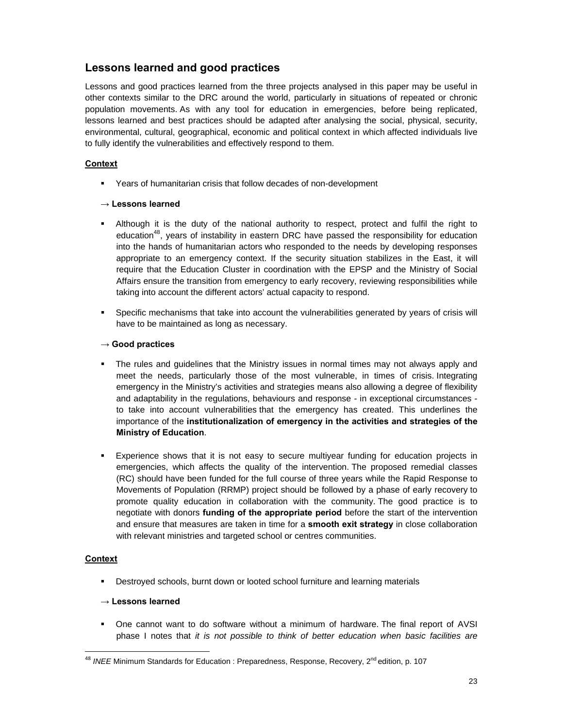## Lessons learned and good practices

Lessons and good practices learned from the three projects analysed in this paper may be useful in other contexts similar to the DRC around the world, particularly in situations of repeated or chronic population movements. As with any tool for education in emergencies, before being replicated, lessons learned and best practices should be adapted after analysing the social, physical, security, environmental, cultural, geographical, economic and political context in which affected individuals live to fully identify the vulnerabilities and effectively respond to them.

**Context**

- Years of humanitarian crisis that follow decades of non-development

**→ Lessons learned**

- Although it is the duty of the national authority to respect, protect and fulfil the right to education[48], years of instability in eastern DRC have passed the responsibility for education into the hands of humanitarian actors who responded to the needs by developing responses appropriate to an emergency context. If the security situation stabilizes in the East, it will require that the Education Cluster in coordination with the EPSP and the Ministry of Social Affairs ensure the transition from emergency to early recovery, reviewing responsibilities while taking into account the different actors' actual capacity to respond.
- Specific mechanisms that take into account the vulnerabilities generated by years of crisis will have to be maintained as long as necessary.

**→ Good practices**

- The rules and guidelines that the Ministry issues in normal times may not always apply and meet the needs, particularly those of the most vulnerable, in times of crisis. Integrating emergency in the Ministry's activities and strategies means also allowing a degree of flexibility and adaptability in the regulations, behaviours and response - in exceptional circumstances - to take into account vulnerabilities that the emergency has created. This underlines the importance of the **institutionalization of emergency in the activities and strategies of the Ministry of Education**.
- Experience shows that it is not easy to secure multiyear funding for education projects in emergencies, which affects the quality of the intervention. The proposed remedial classes (RC) should have been funded for the full course of three years while the Rapid Response to Movements of Population (RRMP) project should be followed by a phase of early recovery to promote quality education in collaboration with the community. The good practice is to negotiate with donors **funding of the appropriate period** before the start of the intervention and ensure that measures are taken in time for a **smooth exit strategy** in close collaboration with relevant ministries and targeted school or centres communities.

**Context**

- Destroyed schools, burnt down or looted school furniture and learning materials

**→ Lessons learned**

- One cannot want to do software without a minimum of hardware. The final report of AVSI phase I notes that *it is not possible to think of better education when basic facilities are*

[48] *INEE* Minimum Standards for Education : Preparedness, Response, Recovery, 2nd edition, p. 107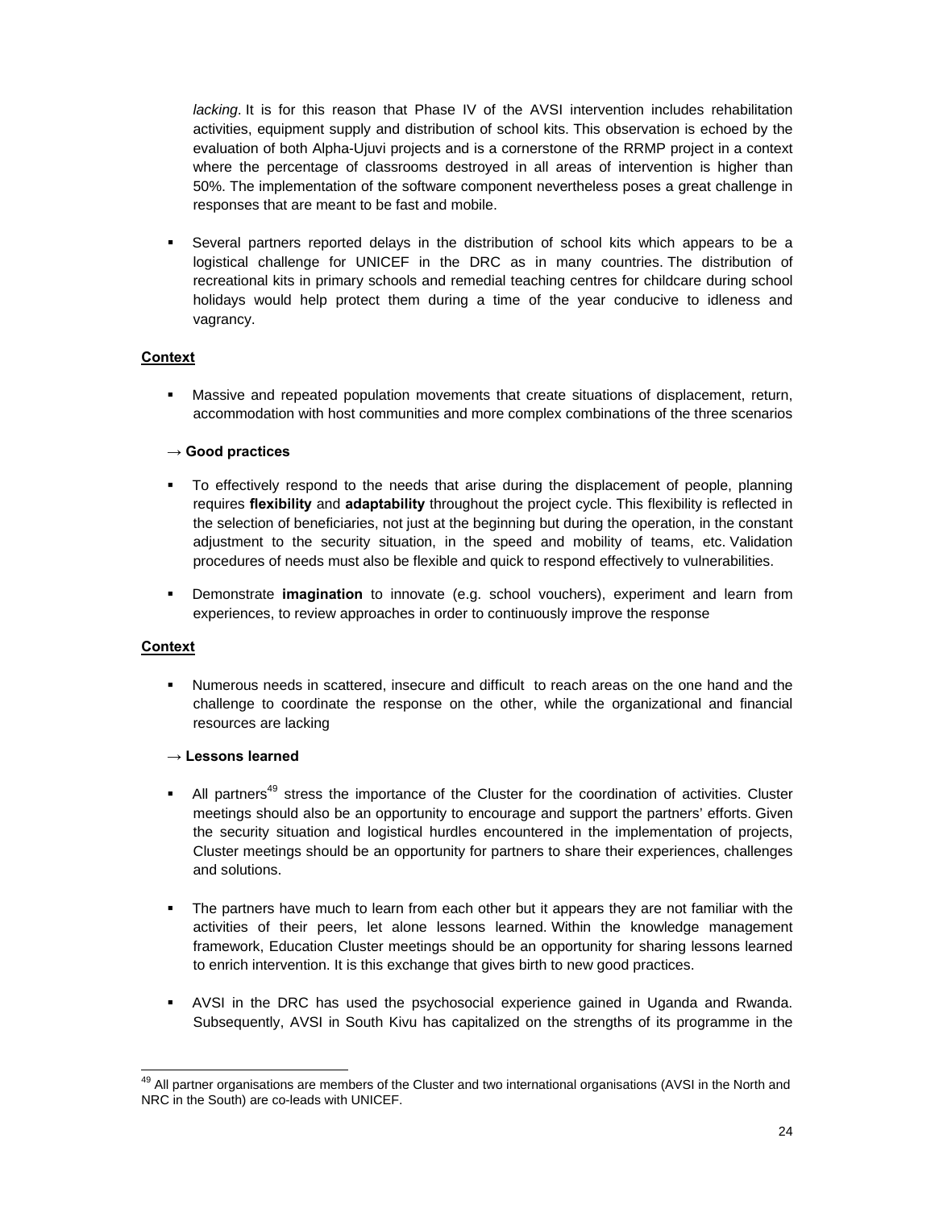*lacking*. It is for this reason that Phase IV of the AVSI intervention includes rehabilitation activities, equipment supply and distribution of school kits. This observation is echoed by the evaluation of both Alpha-Ujuvi projects and is a cornerstone of the RRMP project in a context where the percentage of classrooms destroyed in all areas of intervention is higher than 50%. The implementation of the software component nevertheless poses a great challenge in responses that are meant to be fast and mobile.

- Several partners reported delays in the distribution of school kits which appears to be a logistical challenge for UNICEF in the DRC as in many countries. The distribution of recreational kits in primary schools and remedial teaching centres for childcare during school holidays would help protect them during a time of the year conducive to idleness and vagrancy.

**Context**

- Massive and repeated population movements that create situations of displacement, return, accommodation with host communities and more complex combinations of the three scenarios

**→ Good practices**

- To effectively respond to the needs that arise during the displacement of people, planning requires **flexibility** and **adaptability** throughout the project cycle. This flexibility is reflected in the selection of beneficiaries, not just at the beginning but during the operation, in the constant adjustment to the security situation, in the speed and mobility of teams, etc. Validation procedures of needs must also be flexible and quick to respond effectively to vulnerabilities.
- Demonstrate **imagination** to innovate (e.g. school vouchers), experiment and learn from experiences, to review approaches in order to continuously improve the response

**Context**

- Numerous needs in scattered, insecure and difficult to reach areas on the one hand and the challenge to coordinate the response on the other, while the organizational and financial resources are lacking

**→ Lessons learned**

- All partners[49] stress the importance of the Cluster for the coordination of activities. Cluster meetings should also be an opportunity to encourage and support the partners' efforts. Given the security situation and logistical hurdles encountered in the implementation of projects, Cluster meetings should be an opportunity for partners to share their experiences, challenges and solutions.
- The partners have much to learn from each other but it appears they are not familiar with the activities of their peers, let alone lessons learned. Within the knowledge management framework, Education Cluster meetings should be an opportunity for sharing lessons learned to enrich intervention. It is this exchange that gives birth to new good practices.
- AVSI in the DRC has used the psychosocial experience gained in Uganda and Rwanda. Subsequently, AVSI in South Kivu has capitalized on the strengths of its programme in the

[49] All partner organisations are members of the Cluster and two international organisations (AVSI in the North and NRC in the South) are co-leads with UNICEF.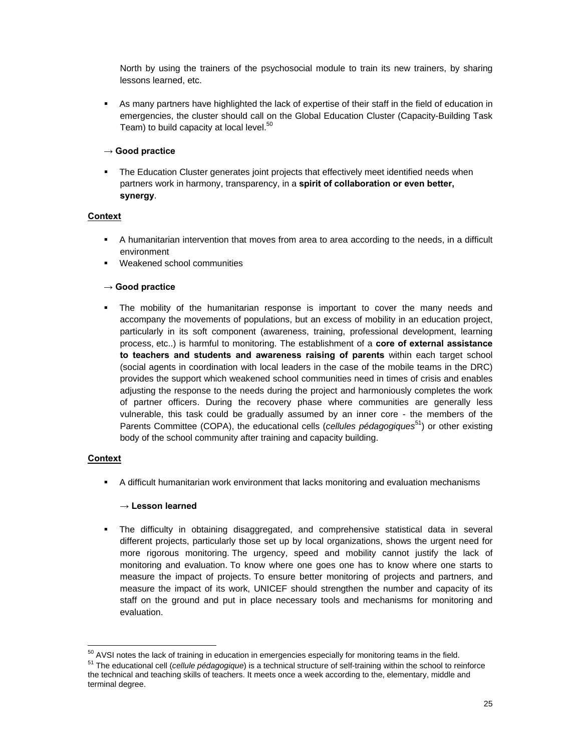North by using the trainers of the psychosocial module to train its new trainers, by sharing lessons learned, etc.

- As many partners have highlighted the lack of expertise of their staff in the field of education in emergencies, the cluster should call on the Global Education Cluster (Capacity-Building Task Team) to build capacity at local level.[50]

**→ Good practice**

- The Education Cluster generates joint projects that effectively meet identified needs when partners work in harmony, transparency, in a **spirit of collaboration or even better, synergy**.

**Context**

- A humanitarian intervention that moves from area to area according to the needs, in a difficult environment
- Weakened school communities

**→ Good practice**

- The mobility of the humanitarian response is important to cover the many needs and accompany the movements of populations, but an excess of mobility in an education project, particularly in its soft component (awareness, training, professional development, learning process, etc..) is harmful to monitoring. The establishment of a **core of external assistance to teachers and students and awareness raising of parents** within each target school (social agents in coordination with local leaders in the case of the mobile teams in the DRC) provides the support which weakened school communities need in times of crisis and enables adjusting the response to the needs during the project and harmoniously completes the work of partner officers. During the recovery phase where communities are generally less vulnerable, this task could be gradually assumed by an inner core - the members of the Parents Committee (COPA), the educational cells (*cellules pédagogiques*[51]) or other existing body of the school community after training and capacity building.

**Context**

- A difficult humanitarian work environment that lacks monitoring and evaluation mechanisms

**→ Lesson learned**

- The difficulty in obtaining disaggregated, and comprehensive statistical data in several different projects, particularly those set up by local organizations, shows the urgent need for more rigorous monitoring. The urgency, speed and mobility cannot justify the lack of monitoring and evaluation. To know where one goes one has to know where one starts to measure the impact of projects. To ensure better monitoring of projects and partners, and measure the impact of its work, UNICEF should strengthen the number and capacity of its staff on the ground and put in place necessary tools and mechanisms for monitoring and evaluation.

---

[50] AVSI notes the lack of training in education in emergencies especially for monitoring teams in the field.

[51] The educational cell (*cellule pédagogique*) is a technical structure of self-training within the school to reinforce the technical and teaching skills of teachers. It meets once a week according to the, elementary, middle and terminal degree.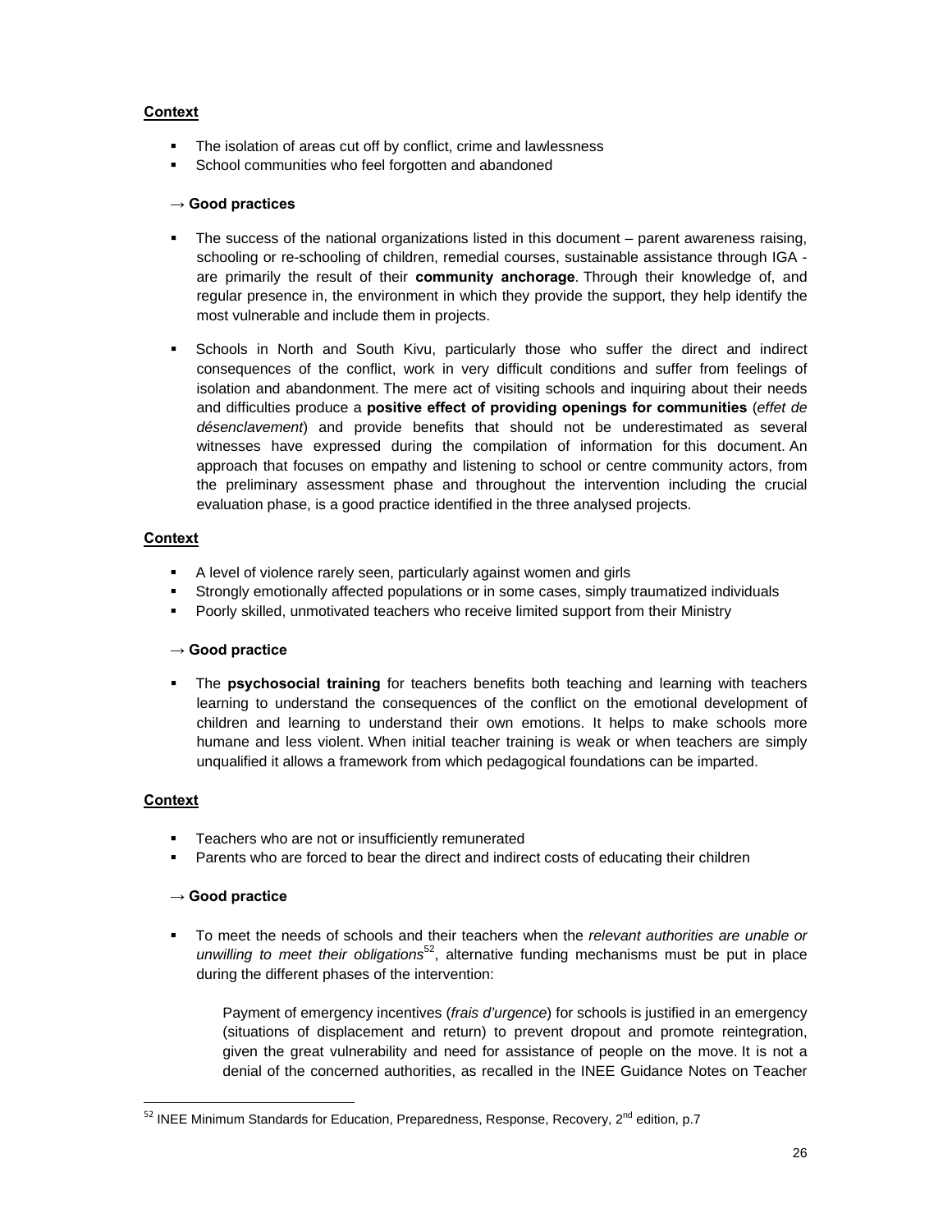**Context**

- The isolation of areas cut off by conflict, crime and lawlessness
- School communities who feel forgotten and abandoned

**→ Good practices**

- The success of the national organizations listed in this document – parent awareness raising, schooling or re-schooling of children, remedial courses, sustainable assistance through IGA - are primarily the result of their **community anchorage**. Through their knowledge of, and regular presence in, the environment in which they provide the support, they help identify the most vulnerable and include them in projects.

- Schools in North and South Kivu, particularly those who suffer the direct and indirect consequences of the conflict, work in very difficult conditions and suffer from feelings of isolation and abandonment. The mere act of visiting schools and inquiring about their needs and difficulties produce a **positive effect of providing openings for communities** (*effet de désenclavement*) and provide benefits that should not be underestimated as several witnesses have expressed during the compilation of information for this document. An approach that focuses on empathy and listening to school or centre community actors, from the preliminary assessment phase and throughout the intervention including the crucial evaluation phase, is a good practice identified in the three analysed projects.

**Context**

- A level of violence rarely seen, particularly against women and girls
- Strongly emotionally affected populations or in some cases, simply traumatized individuals
- Poorly skilled, unmotivated teachers who receive limited support from their Ministry

**→ Good practice**

- The **psychosocial training** for teachers benefits both teaching and learning with teachers learning to understand the consequences of the conflict on the emotional development of children and learning to understand their own emotions. It helps to make schools more humane and less violent. When initial teacher training is weak or when teachers are simply unqualified it allows a framework from which pedagogical foundations can be imparted.

**Context**

- Teachers who are not or insufficiently remunerated
- Parents who are forced to bear the direct and indirect costs of educating their children

**→ Good practice**

- To meet the needs of schools and their teachers when the *relevant authorities are unable or unwilling to meet their obligations*[52], alternative funding mechanisms must be put in place during the different phases of the intervention:

  Payment of emergency incentives (*frais d'urgence*) for schools is justified in an emergency (situations of displacement and return) to prevent dropout and promote reintegration, given the great vulnerability and need for assistance of people on the move. It is not a denial of the concerned authorities, as recalled in the INEE Guidance Notes on Teacher

[52] INEE Minimum Standards for Education, Preparedness, Response, Recovery, 2nd edition, p.7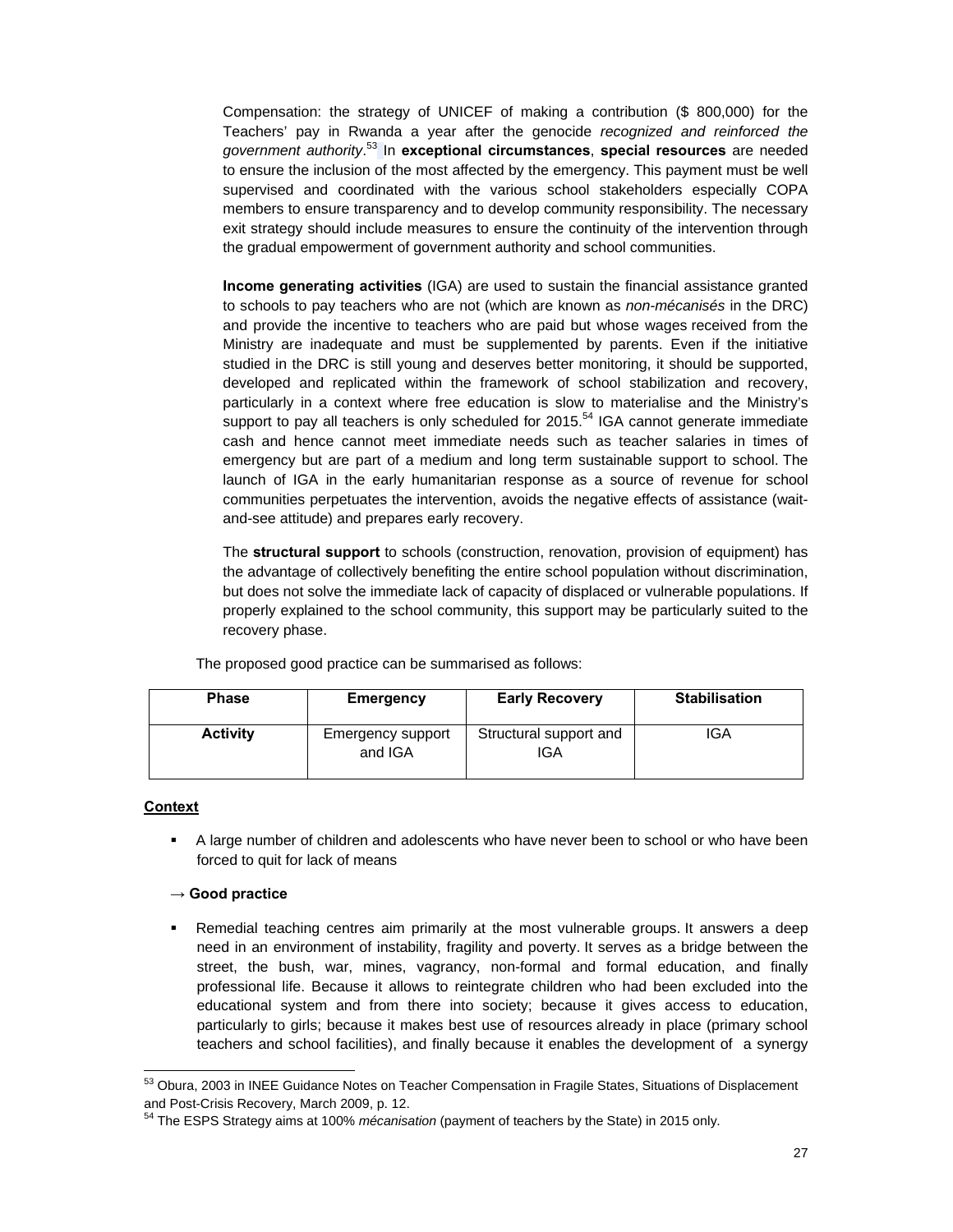Compensation: the strategy of UNICEF of making a contribution ($ 800,000) for the Teachers' pay in Rwanda a year after the genocide *recognized and reinforced the government authority*.[53] In **exceptional circumstances**, **special resources** are needed to ensure the inclusion of the most affected by the emergency. This payment must be well supervised and coordinated with the various school stakeholders especially COPA members to ensure transparency and to develop community responsibility. The necessary exit strategy should include measures to ensure the continuity of the intervention through the gradual empowerment of government authority and school communities.

**Income generating activities** (IGA) are used to sustain the financial assistance granted to schools to pay teachers who are not (which are known as *non-mécanisés* in the DRC) and provide the incentive to teachers who are paid but whose wages received from the Ministry are inadequate and must be supplemented by parents. Even if the initiative studied in the DRC is still young and deserves better monitoring, it should be supported, developed and replicated within the framework of school stabilization and recovery, particularly in a context where free education is slow to materialise and the Ministry's support to pay all teachers is only scheduled for 2015.[54] IGA cannot generate immediate cash and hence cannot meet immediate needs such as teacher salaries in times of emergency but are part of a medium and long term sustainable support to school. The launch of IGA in the early humanitarian response as a source of revenue for school communities perpetuates the intervention, avoids the negative effects of assistance (wait-and-see attitude) and prepares early recovery.

The **structural support** to schools (construction, renovation, provision of equipment) has the advantage of collectively benefiting the entire school population without discrimination, but does not solve the immediate lack of capacity of displaced or vulnerable populations. If properly explained to the school community, this support may be particularly suited to the recovery phase.

The proposed good practice can be summarised as follows:

| Phase | Emergency | Early Recovery | Stabilisation |
|---|---|---|---|
| **Activity** | Emergency support and IGA | Structural support and IGA | IGA |

**Context**

- A large number of children and adolescents who have never been to school or who have been forced to quit for lack of means

**→ Good practice**

- Remedial teaching centres aim primarily at the most vulnerable groups. It answers a deep need in an environment of instability, fragility and poverty. It serves as a bridge between the street, the bush, war, mines, vagrancy, non-formal and formal education, and finally professional life. Because it allows to reintegrate children who had been excluded into the educational system and from there into society; because it gives access to education, particularly to girls; because it makes best use of resources already in place (primary school teachers and school facilities), and finally because it enables the development of a synergy

---

[53] Obura, 2003 in INEE Guidance Notes on Teacher Compensation in Fragile States, Situations of Displacement and Post-Crisis Recovery, March 2009, p. 12.

[54] The ESPS Strategy aims at 100% *mécanisation* (payment of teachers by the State) in 2015 only.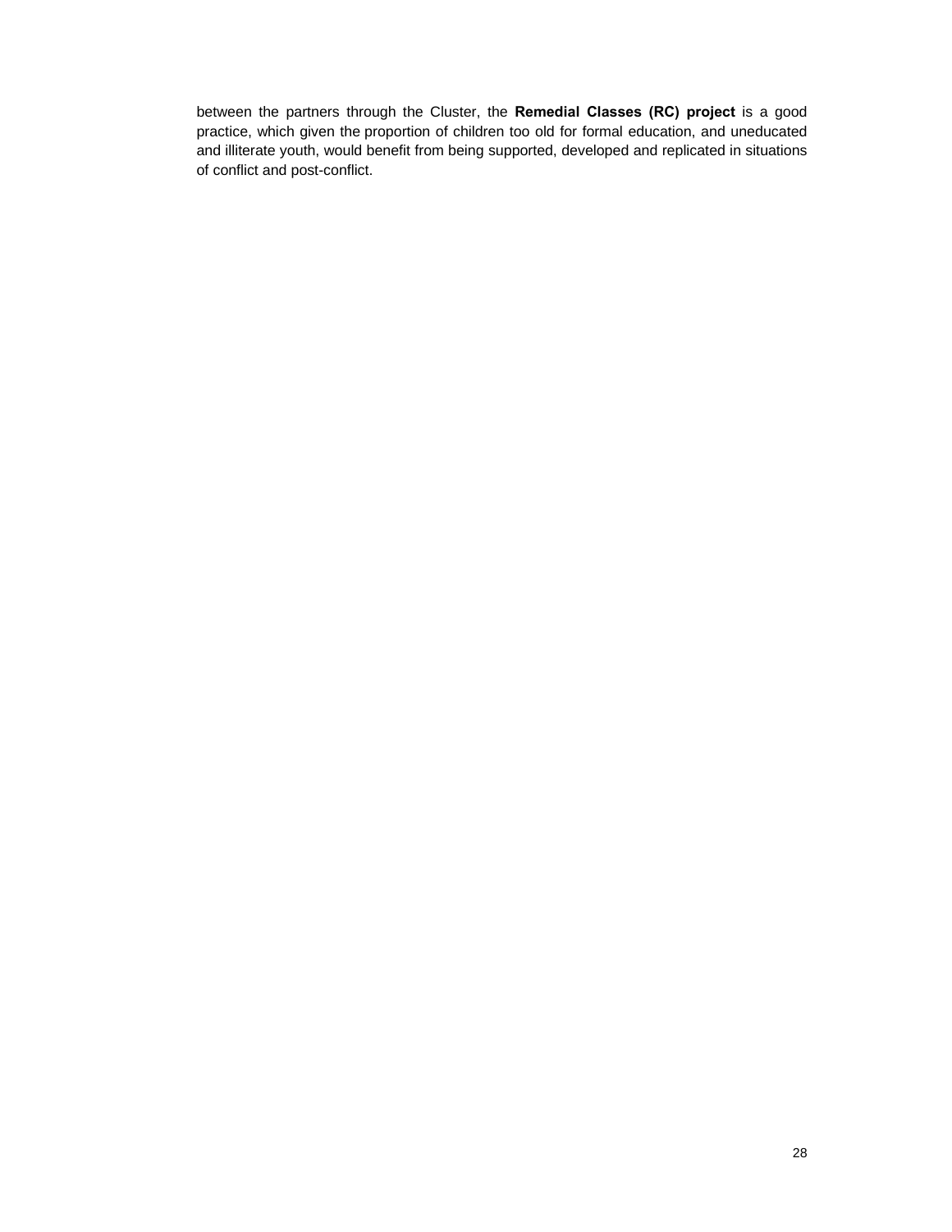between the partners through the Cluster, the **Remedial Classes (RC) project** is a good practice, which given the proportion of children too old for formal education, and uneducated and illiterate youth, would benefit from being supported, developed and replicated in situations of conflict and post-conflict.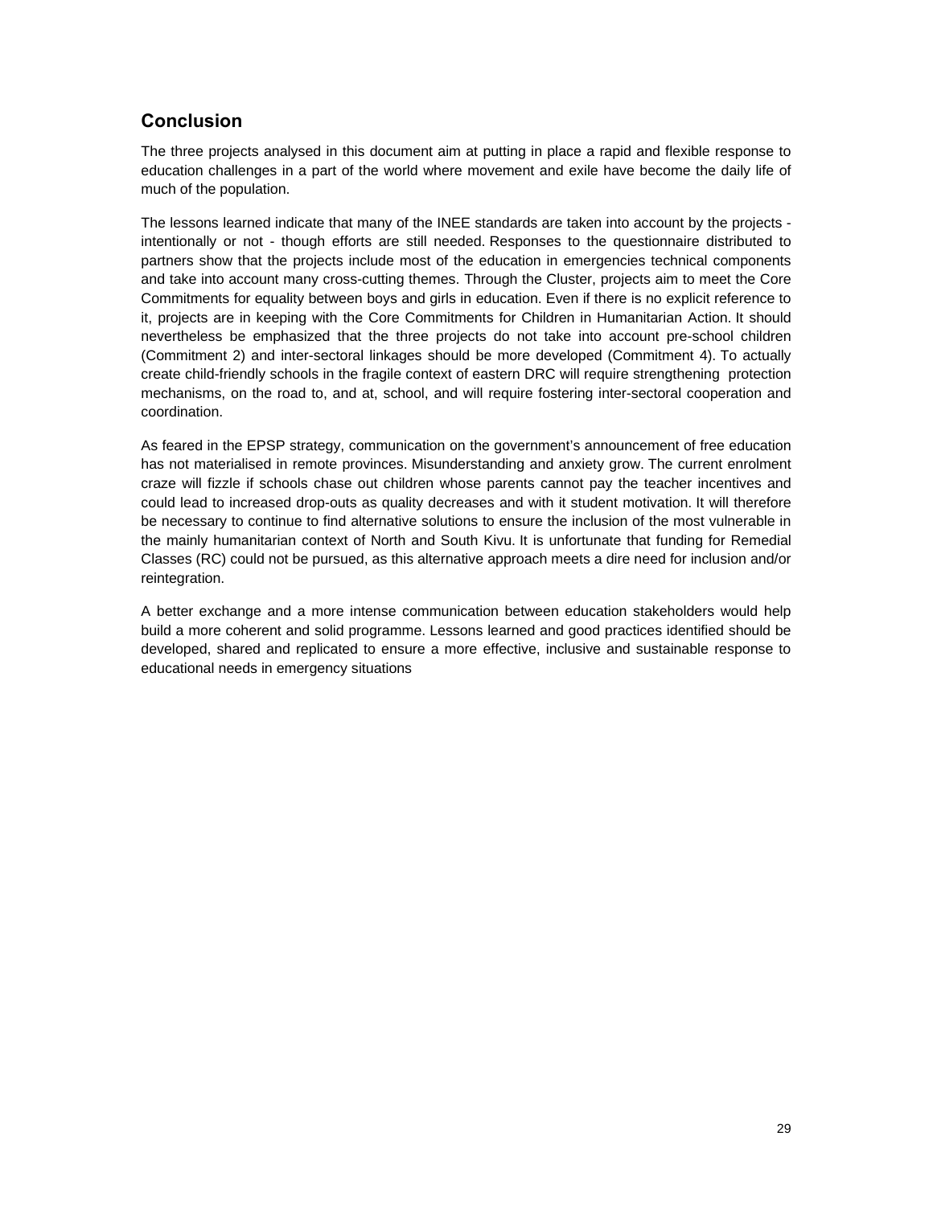## Conclusion

The three projects analysed in this document aim at putting in place a rapid and flexible response to education challenges in a part of the world where movement and exile have become the daily life of much of the population.

The lessons learned indicate that many of the INEE standards are taken into account by the projects - intentionally or not - though efforts are still needed. Responses to the questionnaire distributed to partners show that the projects include most of the education in emergencies technical components and take into account many cross-cutting themes. Through the Cluster, projects aim to meet the Core Commitments for equality between boys and girls in education. Even if there is no explicit reference to it, projects are in keeping with the Core Commitments for Children in Humanitarian Action. It should nevertheless be emphasized that the three projects do not take into account pre-school children (Commitment 2) and inter-sectoral linkages should be more developed (Commitment 4). To actually create child-friendly schools in the fragile context of eastern DRC will require strengthening protection mechanisms, on the road to, and at, school, and will require fostering inter-sectoral cooperation and coordination.

As feared in the EPSP strategy, communication on the government's announcement of free education has not materialised in remote provinces. Misunderstanding and anxiety grow. The current enrolment craze will fizzle if schools chase out children whose parents cannot pay the teacher incentives and could lead to increased drop-outs as quality decreases and with it student motivation. It will therefore be necessary to continue to find alternative solutions to ensure the inclusion of the most vulnerable in the mainly humanitarian context of North and South Kivu. It is unfortunate that funding for Remedial Classes (RC) could not be pursued, as this alternative approach meets a dire need for inclusion and/or reintegration.

A better exchange and a more intense communication between education stakeholders would help build a more coherent and solid programme. Lessons learned and good practices identified should be developed, shared and replicated to ensure a more effective, inclusive and sustainable response to educational needs in emergency situations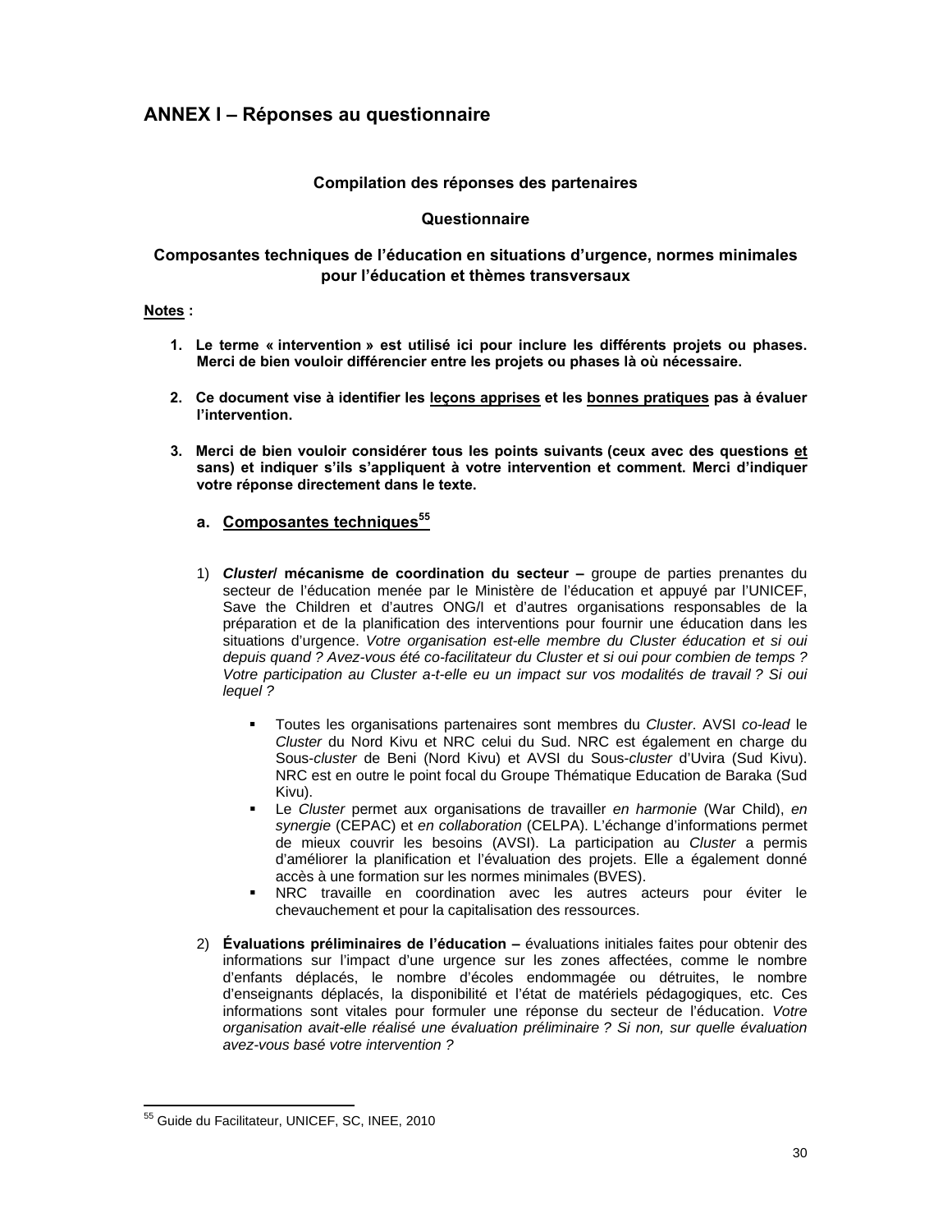## ANNEX I – Réponses au questionnaire

**Compilation des réponses des partenaires**

**Questionnaire**

**Composantes techniques de l'éducation en situations d'urgence, normes minimales pour l'éducation et thèmes transversaux**

**<u>Notes</u> :**

1. **Le terme « intervention » est utilisé ici pour inclure les différents projets ou phases. Merci de bien vouloir différencier entre les projets ou phases là où nécessaire.**

2. **Ce document vise à identifier les <u>leçons apprises</u> et les <u>bonnes pratiques</u> pas à évaluer l'intervention.**

3. **Merci de bien vouloir considérer tous les points suivants (ceux avec des questions <u>et</u> sans) et indiquer s'ils s'appliquent à votre intervention et comment. Merci d'indiquer votre réponse directement dans le texte.**

   a. **<u>Composantes techniques</u>**[55]

   1) ***Cluster*/ mécanisme de coordination du secteur –** groupe de parties prenantes du secteur de l'éducation menée par le Ministère de l'éducation et appuyé par l'UNICEF, Save the Children et d'autres ONG/I et d'autres organisations responsables de la préparation et de la planification des interventions pour fournir une éducation dans les situations d'urgence. *Votre organisation est-elle membre du Cluster éducation et si oui depuis quand ? Avez-vous été co-facilitateur du Cluster et si oui pour combien de temps ? Votre participation au Cluster a-t-elle eu un impact sur vos modalités de travail ? Si oui lequel ?*

      - Toutes les organisations partenaires sont membres du *Cluster*. AVSI *co-lead* le *Cluster* du Nord Kivu et NRC celui du Sud. NRC est également en charge du Sous-*cluster* de Beni (Nord Kivu) et AVSI du Sous-*cluster* d'Uvira (Sud Kivu). NRC est en outre le point focal du Groupe Thématique Education de Baraka (Sud Kivu).
      - Le *Cluster* permet aux organisations de travailler *en harmonie* (War Child), *en synergie* (CEPAC) et *en collaboration* (CELPA). L'échange d'informations permet de mieux couvrir les besoins (AVSI). La participation au *Cluster* a permis d'améliorer la planification et l'évaluation des projets. Elle a également donné accès à une formation sur les normes minimales (BVES).
      - NRC travaille en coordination avec les autres acteurs pour éviter le chevauchement et pour la capitalisation des ressources.

   2) **Évaluations préliminaires de l'éducation –** évaluations initiales faites pour obtenir des informations sur l'impact d'une urgence sur les zones affectées, comme le nombre d'enfants déplacés, le nombre d'écoles endommagée ou détruites, le nombre d'enseignants déplacés, la disponibilité et l'état de matériels pédagogiques, etc. Ces informations sont vitales pour formuler une réponse du secteur de l'éducation. *Votre organisation avait-elle réalisé une évaluation préliminaire ? Si non, sur quelle évaluation avez-vous basé votre intervention ?*

---

[55] Guide du Facilitateur, UNICEF, SC, INEE, 2010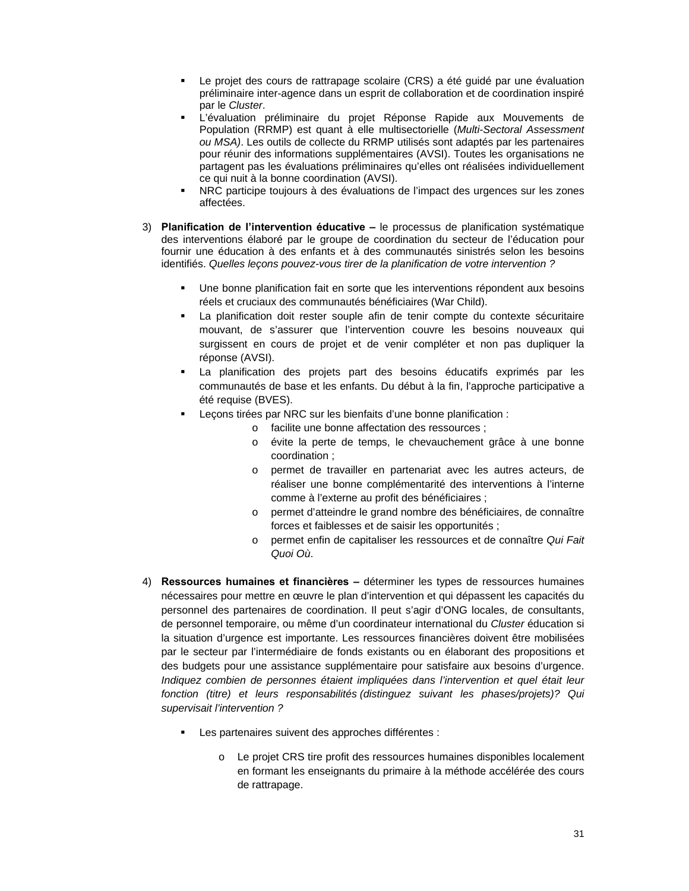- Le projet des cours de rattrapage scolaire (CRS) a été guidé par une évaluation préliminaire inter-agence dans un esprit de collaboration et de coordination inspiré par le *Cluster*.
- L'évaluation préliminaire du projet Réponse Rapide aux Mouvements de Population (RRMP) est quant à elle multisectorielle (*Multi-Sectoral Assessment ou MSA)*. Les outils de collecte du RRMP utilisés sont adaptés par les partenaires pour réunir des informations supplémentaires (AVSI). Toutes les organisations ne partagent pas les évaluations préliminaires qu'elles ont réalisées individuellement ce qui nuit à la bonne coordination (AVSI).
- NRC participe toujours à des évaluations de l'impact des urgences sur les zones affectées.

3) **Planification de l'intervention éducative –** le processus de planification systématique des interventions élaboré par le groupe de coordination du secteur de l'éducation pour fournir une éducation à des enfants et à des communautés sinistrés selon les besoins identifiés. *Quelles leçons pouvez-vous tirer de la planification de votre intervention ?*

   - Une bonne planification fait en sorte que les interventions répondent aux besoins réels et cruciaux des communautés bénéficiaires (War Child).
   - La planification doit rester souple afin de tenir compte du contexte sécuritaire mouvant, de s'assurer que l'intervention couvre les besoins nouveaux qui surgissent en cours de projet et de venir compléter et non pas dupliquer la réponse (AVSI).
   - La planification des projets part des besoins éducatifs exprimés par les communautés de base et les enfants. Du début à la fin, l'approche participative a été requise (BVES).
   - Leçons tirées par NRC sur les bienfaits d'une bonne planification :
     - facilite une bonne affectation des ressources ;
     - évite la perte de temps, le chevauchement grâce à une bonne coordination ;
     - permet de travailler en partenariat avec les autres acteurs, de réaliser une bonne complémentarité des interventions à l'interne comme à l'externe au profit des bénéficiaires ;
     - permet d'atteindre le grand nombre des bénéficiaires, de connaître forces et faiblesses et de saisir les opportunités ;
     - permet enfin de capitaliser les ressources et de connaître *Qui Fait Quoi Où*.

4) **Ressources humaines et financières –** déterminer les types de ressources humaines nécessaires pour mettre en œuvre le plan d'intervention et qui dépassent les capacités du personnel des partenaires de coordination. Il peut s'agir d'ONG locales, de consultants, de personnel temporaire, ou même d'un coordinateur international du *Cluster* éducation si la situation d'urgence est importante. Les ressources financières doivent être mobilisées par le secteur par l'intermédiaire de fonds existants ou en élaborant des propositions et des budgets pour une assistance supplémentaire pour satisfaire aux besoins d'urgence. *Indiquez combien de personnes étaient impliquées dans l'intervention et quel était leur fonction (titre) et leurs responsabilités (distinguez suivant les phases/projets)? Qui supervisait l'intervention ?*

   - Les partenaires suivent des approches différentes :
     - Le projet CRS tire profit des ressources humaines disponibles localement en formant les enseignants du primaire à la méthode accélérée des cours de rattrapage.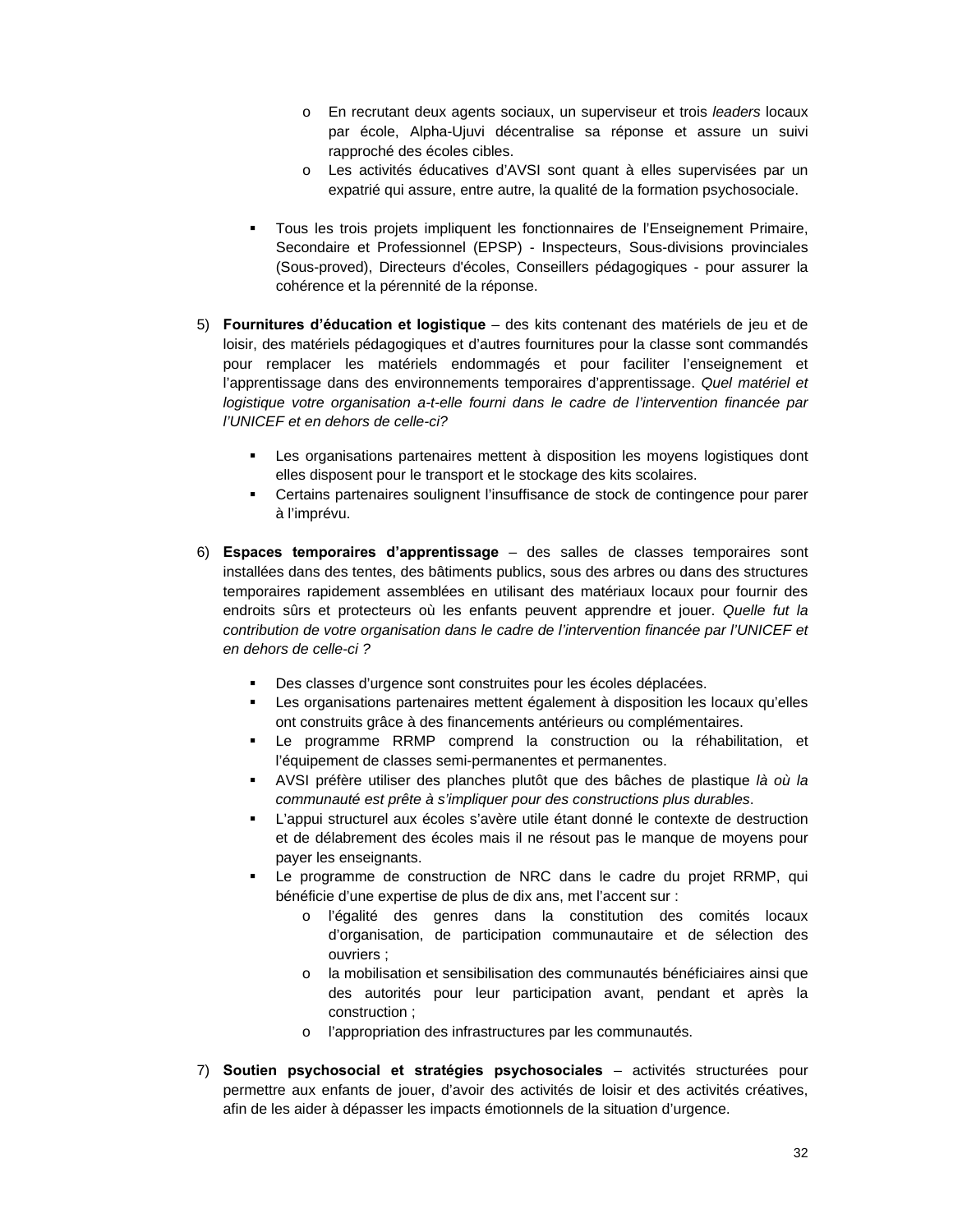- En recrutant deux agents sociaux, un superviseur et trois *leaders* locaux par école, Alpha-Ujuvi décentralise sa réponse et assure un suivi rapproché des écoles cibles.
    - Les activités éducatives d'AVSI sont quant à elles supervisées par un expatrié qui assure, entre autre, la qualité de la formation psychosociale.

- Tous les trois projets impliquent les fonctionnaires de l'Enseignement Primaire, Secondaire et Professionnel (EPSP) - Inspecteurs, Sous-divisions provinciales (Sous-proved), Directeurs d'écoles, Conseillers pédagogiques - pour assurer la cohérence et la pérennité de la réponse.

5) **Fournitures d'éducation et logistique** – des kits contenant des matériels de jeu et de loisir, des matériels pédagogiques et d'autres fournitures pour la classe sont commandés pour remplacer les matériels endommagés et pour faciliter l'enseignement et l'apprentissage dans des environnements temporaires d'apprentissage. *Quel matériel et logistique votre organisation a-t-elle fourni dans le cadre de l'intervention financée par l'UNICEF et en dehors de celle-ci?*

    - Les organisations partenaires mettent à disposition les moyens logistiques dont elles disposent pour le transport et le stockage des kits scolaires.
    - Certains partenaires soulignent l'insuffisance de stock de contingence pour parer à l'imprévu.

6) **Espaces temporaires d'apprentissage** – des salles de classes temporaires sont installées dans des tentes, des bâtiments publics, sous des arbres ou dans des structures temporaires rapidement assemblées en utilisant des matériaux locaux pour fournir des endroits sûrs et protecteurs où les enfants peuvent apprendre et jouer. *Quelle fut la contribution de votre organisation dans le cadre de l'intervention financée par l'UNICEF et en dehors de celle-ci ?*

    - Des classes d'urgence sont construites pour les écoles déplacées.
    - Les organisations partenaires mettent également à disposition les locaux qu'elles ont construits grâce à des financements antérieurs ou complémentaires.
    - Le programme RRMP comprend la construction ou la réhabilitation, et l'équipement de classes semi-permanentes et permanentes.
    - AVSI préfère utiliser des planches plutôt que des bâches de plastique *là où la communauté est prête à s'impliquer pour des constructions plus durables*.
    - L'appui structurel aux écoles s'avère utile étant donné le contexte de destruction et de délabrement des écoles mais il ne résout pas le manque de moyens pour payer les enseignants.
    - Le programme de construction de NRC dans le cadre du projet RRMP, qui bénéficie d'une expertise de plus de dix ans, met l'accent sur :
        - l'égalité des genres dans la constitution des comités locaux d'organisation, de participation communautaire et de sélection des ouvriers ;
        - la mobilisation et sensibilisation des communautés bénéficiaires ainsi que des autorités pour leur participation avant, pendant et après la construction ;
        - l'appropriation des infrastructures par les communautés.

7) **Soutien psychosocial et stratégies psychosociales** – activités structurées pour permettre aux enfants de jouer, d'avoir des activités de loisir et des activités créatives, afin de les aider à dépasser les impacts émotionnels de la situation d'urgence.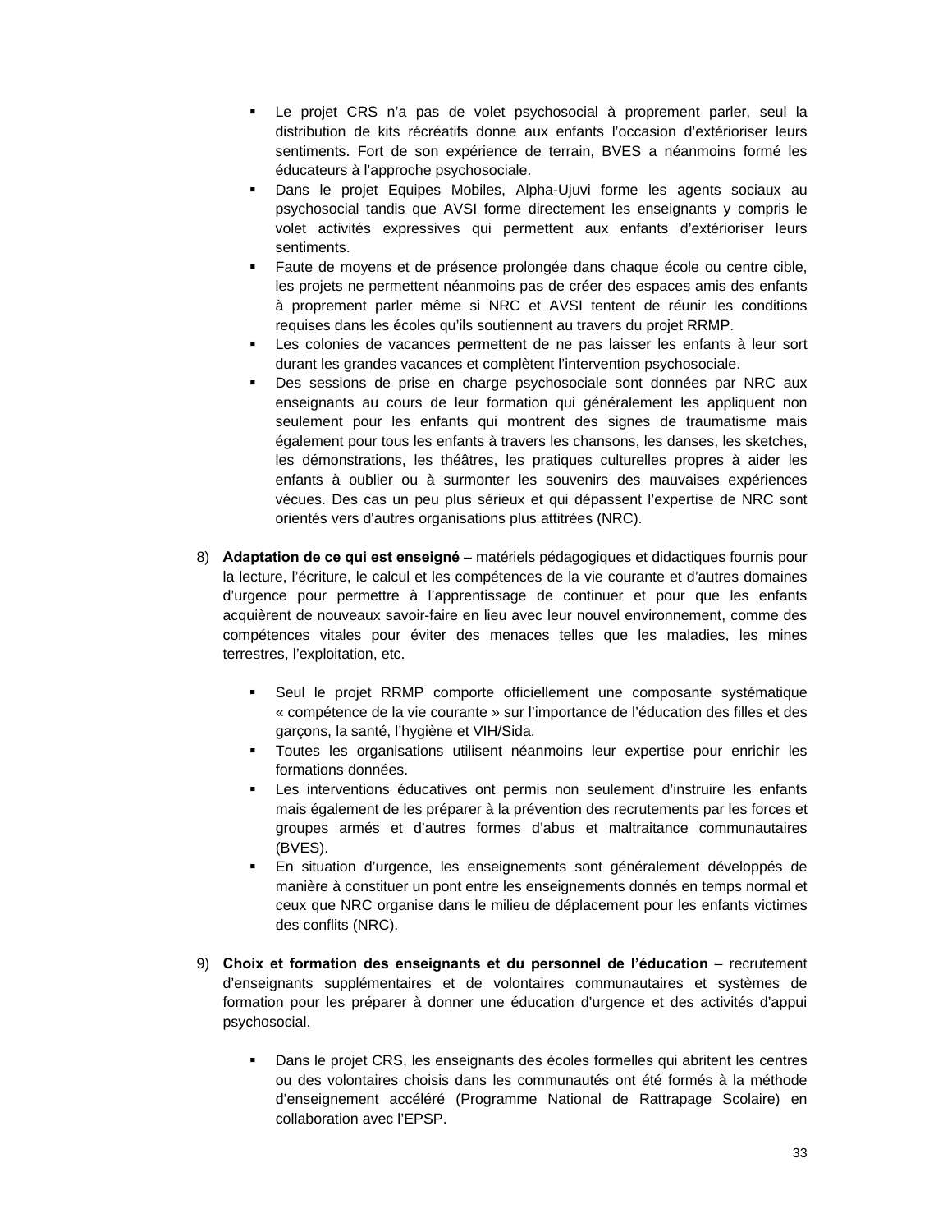- Le projet CRS n'a pas de volet psychosocial à proprement parler, seul la distribution de kits récréatifs donne aux enfants l'occasion d'extérioriser leurs sentiments. Fort de son expérience de terrain, BVES a néanmoins formé les éducateurs à l'approche psychosociale.
- Dans le projet Equipes Mobiles, Alpha-Ujuvi forme les agents sociaux au psychosocial tandis que AVSI forme directement les enseignants y compris le volet activités expressives qui permettent aux enfants d'extérioriser leurs sentiments.
- Faute de moyens et de présence prolongée dans chaque école ou centre cible, les projets ne permettent néanmoins pas de créer des espaces amis des enfants à proprement parler même si NRC et AVSI tentent de réunir les conditions requises dans les écoles qu'ils soutiennent au travers du projet RRMP.
- Les colonies de vacances permettent de ne pas laisser les enfants à leur sort durant les grandes vacances et complètent l'intervention psychosociale.
- Des sessions de prise en charge psychosociale sont données par NRC aux enseignants au cours de leur formation qui généralement les appliquent non seulement pour les enfants qui montrent des signes de traumatisme mais également pour tous les enfants à travers les chansons, les danses, les sketches, les démonstrations, les théâtres, les pratiques culturelles propres à aider les enfants à oublier ou à surmonter les souvenirs des mauvaises expériences vécues. Des cas un peu plus sérieux et qui dépassent l'expertise de NRC sont orientés vers d'autres organisations plus attitrées (NRC).

8) **Adaptation de ce qui est enseigné** – matériels pédagogiques et didactiques fournis pour la lecture, l'écriture, le calcul et les compétences de la vie courante et d'autres domaines d'urgence pour permettre à l'apprentissage de continuer et pour que les enfants acquièrent de nouveaux savoir-faire en lieu avec leur nouvel environnement, comme des compétences vitales pour éviter des menaces telles que les maladies, les mines terrestres, l'exploitation, etc.

   - Seul le projet RRMP comporte officiellement une composante systématique « compétence de la vie courante » sur l'importance de l'éducation des filles et des garçons, la santé, l'hygiène et VIH/Sida.
   - Toutes les organisations utilisent néanmoins leur expertise pour enrichir les formations données.
   - Les interventions éducatives ont permis non seulement d'instruire les enfants mais également de les préparer à la prévention des recrutements par les forces et groupes armés et d'autres formes d'abus et maltraitance communautaires (BVES).
   - En situation d'urgence, les enseignements sont généralement développés de manière à constituer un pont entre les enseignements donnés en temps normal et ceux que NRC organise dans le milieu de déplacement pour les enfants victimes des conflits (NRC).

9) **Choix et formation des enseignants et du personnel de l'éducation** – recrutement d'enseignants supplémentaires et de volontaires communautaires et systèmes de formation pour les préparer à donner une éducation d'urgence et des activités d'appui psychosocial.

   - Dans le projet CRS, les enseignants des écoles formelles qui abritent les centres ou des volontaires choisis dans les communautés ont été formés à la méthode d'enseignement accéléré (Programme National de Rattrapage Scolaire) en collaboration avec l'EPSP.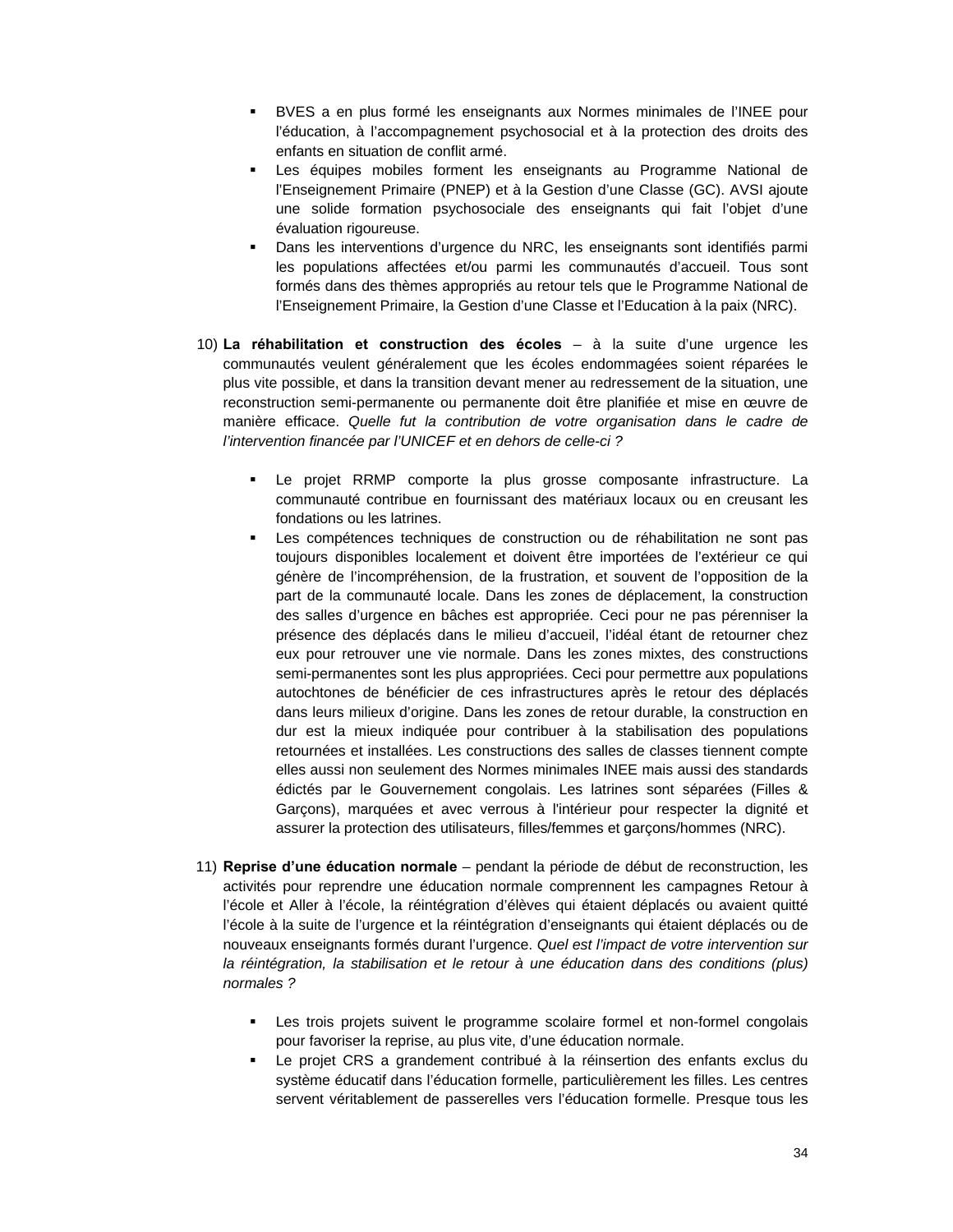- BVES a en plus formé les enseignants aux Normes minimales de l'INEE pour l'éducation, à l'accompagnement psychosocial et à la protection des droits des enfants en situation de conflit armé.
- Les équipes mobiles forment les enseignants au Programme National de l'Enseignement Primaire (PNEP) et à la Gestion d'une Classe (GC). AVSI ajoute une solide formation psychosociale des enseignants qui fait l'objet d'une évaluation rigoureuse.
- Dans les interventions d'urgence du NRC, les enseignants sont identifiés parmi les populations affectées et/ou parmi les communautés d'accueil. Tous sont formés dans des thèmes appropriés au retour tels que le Programme National de l'Enseignement Primaire, la Gestion d'une Classe et l'Education à la paix (NRC).

10) **La réhabilitation et construction des écoles** – à la suite d'une urgence les communautés veulent généralement que les écoles endommagées soient réparées le plus vite possible, et dans la transition devant mener au redressement de la situation, une reconstruction semi-permanente ou permanente doit être planifiée et mise en œuvre de manière efficace. *Quelle fut la contribution de votre organisation dans le cadre de l'intervention financée par l'UNICEF et en dehors de celle-ci ?*

    - Le projet RRMP comporte la plus grosse composante infrastructure. La communauté contribue en fournissant des matériaux locaux ou en creusant les fondations ou les latrines.
    - Les compétences techniques de construction ou de réhabilitation ne sont pas toujours disponibles localement et doivent être importées de l'extérieur ce qui génère de l'incompréhension, de la frustration, et souvent de l'opposition de la part de la communauté locale. Dans les zones de déplacement, la construction des salles d'urgence en bâches est appropriée. Ceci pour ne pas pérenniser la présence des déplacés dans le milieu d'accueil, l'idéal étant de retourner chez eux pour retrouver une vie normale. Dans les zones mixtes, des constructions semi-permanentes sont les plus appropriées. Ceci pour permettre aux populations autochtones de bénéficier de ces infrastructures après le retour des déplacés dans leurs milieux d'origine. Dans les zones de retour durable, la construction en dur est la mieux indiquée pour contribuer à la stabilisation des populations retournées et installées. Les constructions des salles de classes tiennent compte elles aussi non seulement des Normes minimales INEE mais aussi des standards édictés par le Gouvernement congolais. Les latrines sont séparées (Filles & Garçons), marquées et avec verrous à l'intérieur pour respecter la dignité et assurer la protection des utilisateurs, filles/femmes et garçons/hommes (NRC).

11) **Reprise d'une éducation normale** – pendant la période de début de reconstruction, les activités pour reprendre une éducation normale comprennent les campagnes Retour à l'école et Aller à l'école, la réintégration d'élèves qui étaient déplacés ou avaient quitté l'école à la suite de l'urgence et la réintégration d'enseignants qui étaient déplacés ou de nouveaux enseignants formés durant l'urgence. *Quel est l'impact de votre intervention sur la réintégration, la stabilisation et le retour à une éducation dans des conditions (plus) normales ?*

    - Les trois projets suivent le programme scolaire formel et non-formel congolais pour favoriser la reprise, au plus vite, d'une éducation normale.
    - Le projet CRS a grandement contribué à la réinsertion des enfants exclus du système éducatif dans l'éducation formelle, particulièrement les filles. Les centres servent véritablement de passerelles vers l'éducation formelle. Presque tous les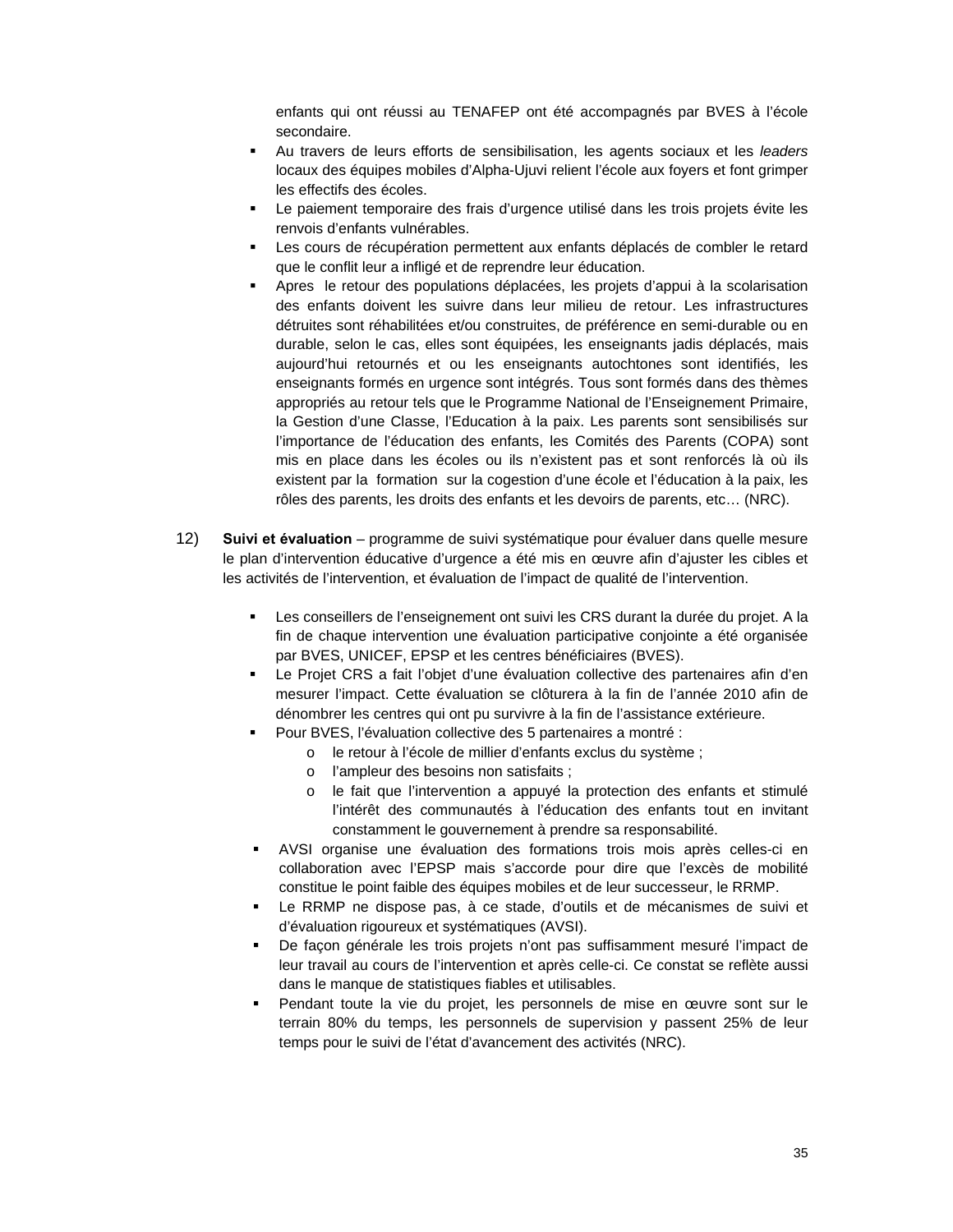enfants qui ont réussi au TENAFEP ont été accompagnés par BVES à l'école secondaire.

- Au travers de leurs efforts de sensibilisation, les agents sociaux et les *leaders* locaux des équipes mobiles d'Alpha-Ujuvi relient l'école aux foyers et font grimper les effectifs des écoles.
- Le paiement temporaire des frais d'urgence utilisé dans les trois projets évite les renvois d'enfants vulnérables.
- Les cours de récupération permettent aux enfants déplacés de combler le retard que le conflit leur a infligé et de reprendre leur éducation.
- Apres le retour des populations déplacées, les projets d'appui à la scolarisation des enfants doivent les suivre dans leur milieu de retour. Les infrastructures détruites sont réhabilitées et/ou construites, de préférence en semi-durable ou en durable, selon le cas, elles sont équipées, les enseignants jadis déplacés, mais aujourd'hui retournés et ou les enseignants autochtones sont identifiés, les enseignants formés en urgence sont intégrés. Tous sont formés dans des thèmes appropriés au retour tels que le Programme National de l'Enseignement Primaire, la Gestion d'une Classe, l'Education à la paix. Les parents sont sensibilisés sur l'importance de l'éducation des enfants, les Comités des Parents (COPA) sont mis en place dans les écoles ou ils n'existent pas et sont renforcés là où ils existent par la formation sur la cogestion d'une école et l'éducation à la paix, les rôles des parents, les droits des enfants et les devoirs de parents, etc… (NRC).

12) **Suivi et évaluation** – programme de suivi systématique pour évaluer dans quelle mesure le plan d'intervention éducative d'urgence a été mis en œuvre afin d'ajuster les cibles et les activités de l'intervention, et évaluation de l'impact de qualité de l'intervention.

- Les conseillers de l'enseignement ont suivi les CRS durant la durée du projet. A la fin de chaque intervention une évaluation participative conjointe a été organisée par BVES, UNICEF, EPSP et les centres bénéficiaires (BVES).
- Le Projet CRS a fait l'objet d'une évaluation collective des partenaires afin d'en mesurer l'impact. Cette évaluation se clôturera à la fin de l'année 2010 afin de dénombrer les centres qui ont pu survivre à la fin de l'assistance extérieure.
- Pour BVES, l'évaluation collective des 5 partenaires a montré :
  - le retour à l'école de millier d'enfants exclus du système ;
  - l'ampleur des besoins non satisfaits ;
  - le fait que l'intervention a appuyé la protection des enfants et stimulé l'intérêt des communautés à l'éducation des enfants tout en invitant constamment le gouvernement à prendre sa responsabilité.
- AVSI organise une évaluation des formations trois mois après celles-ci en collaboration avec l'EPSP mais s'accorde pour dire que l'excès de mobilité constitue le point faible des équipes mobiles et de leur successeur, le RRMP.
- Le RRMP ne dispose pas, à ce stade, d'outils et de mécanismes de suivi et d'évaluation rigoureux et systématiques (AVSI).
- De façon générale les trois projets n'ont pas suffisamment mesuré l'impact de leur travail au cours de l'intervention et après celle-ci. Ce constat se reflète aussi dans le manque de statistiques fiables et utilisables.
- Pendant toute la vie du projet, les personnels de mise en œuvre sont sur le terrain 80% du temps, les personnels de supervision y passent 25% de leur temps pour le suivi de l'état d'avancement des activités (NRC).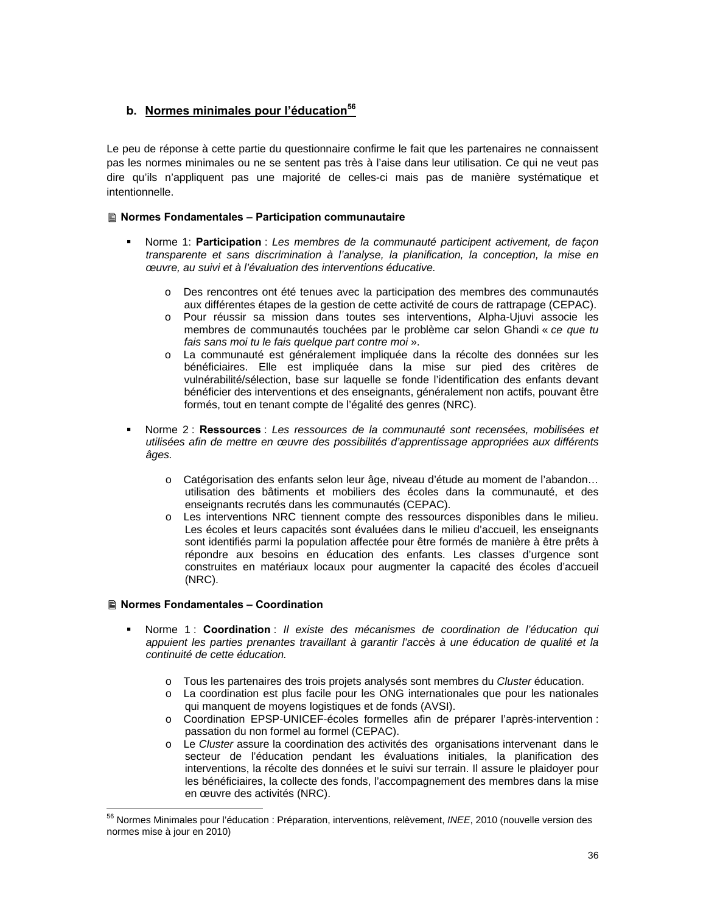### b. Normes minimales pour l'éducation[56]

Le peu de réponse à cette partie du questionnaire confirme le fait que les partenaires ne connaissent pas les normes minimales ou ne se sentent pas très à l'aise dans leur utilisation. Ce qui ne veut pas dire qu'ils n'appliquent pas une majorité de celles-ci mais pas de manière systématique et intentionnelle.

**Normes Fondamentales – Participation communautaire**

- Norme 1: **Participation** : *Les membres de la communauté participent activement, de façon transparente et sans discrimination à l'analyse, la planification, la conception, la mise en œuvre, au suivi et à l'évaluation des interventions éducative.*
  - Des rencontres ont été tenues avec la participation des membres des communautés aux différentes étapes de la gestion de cette activité de cours de rattrapage (CEPAC).
  - Pour réussir sa mission dans toutes ses interventions, Alpha-Ujuvi associe les membres de communautés touchées par le problème car selon Ghandi « *ce que tu fais sans moi tu le fais quelque part contre moi* ».
  - La communauté est généralement impliquée dans la récolte des données sur les bénéficiaires. Elle est impliquée dans la mise sur pied des critères de vulnérabilité/sélection, base sur laquelle se fonde l'identification des enfants devant bénéficier des interventions et des enseignants, généralement non actifs, pouvant être formés, tout en tenant compte de l'égalité des genres (NRC).

- Norme 2 : **Ressources** : *Les ressources de la communauté sont recensées, mobilisées et utilisées afin de mettre en œuvre des possibilités d'apprentissage appropriées aux différents âges.*
  - Catégorisation des enfants selon leur âge, niveau d'étude au moment de l'abandon… utilisation des bâtiments et mobiliers des écoles dans la communauté, et des enseignants recrutés dans les communautés (CEPAC).
  - Les interventions NRC tiennent compte des ressources disponibles dans le milieu. Les écoles et leurs capacités sont évaluées dans le milieu d'accueil, les enseignants sont identifiés parmi la population affectée pour être formés de manière à être prêts à répondre aux besoins en éducation des enfants. Les classes d'urgence sont construites en matériaux locaux pour augmenter la capacité des écoles d'accueil (NRC).

**Normes Fondamentales – Coordination**

- Norme 1 : **Coordination** : *Il existe des mécanismes de coordination de l'éducation qui appuient les parties prenantes travaillant à garantir l'accès à une éducation de qualité et la continuité de cette éducation.*
  - Tous les partenaires des trois projets analysés sont membres du *Cluster* éducation.
  - La coordination est plus facile pour les ONG internationales que pour les nationales qui manquent de moyens logistiques et de fonds (AVSI).
  - Coordination EPSP-UNICEF-écoles formelles afin de préparer l'après-intervention : passation du non formel au formel (CEPAC).
  - Le *Cluster* assure la coordination des activités des organisations intervenant dans le secteur de l'éducation pendant les évaluations initiales, la planification des interventions, la récolte des données et le suivi sur terrain. Il assure le plaidoyer pour les bénéficiaires, la collecte des fonds, l'accompagnement des membres dans la mise en œuvre des activités (NRC).

---

[56] Normes Minimales pour l'éducation : Préparation, interventions, relèvement, *INEE*, 2010 (nouvelle version des normes mise à jour en 2010)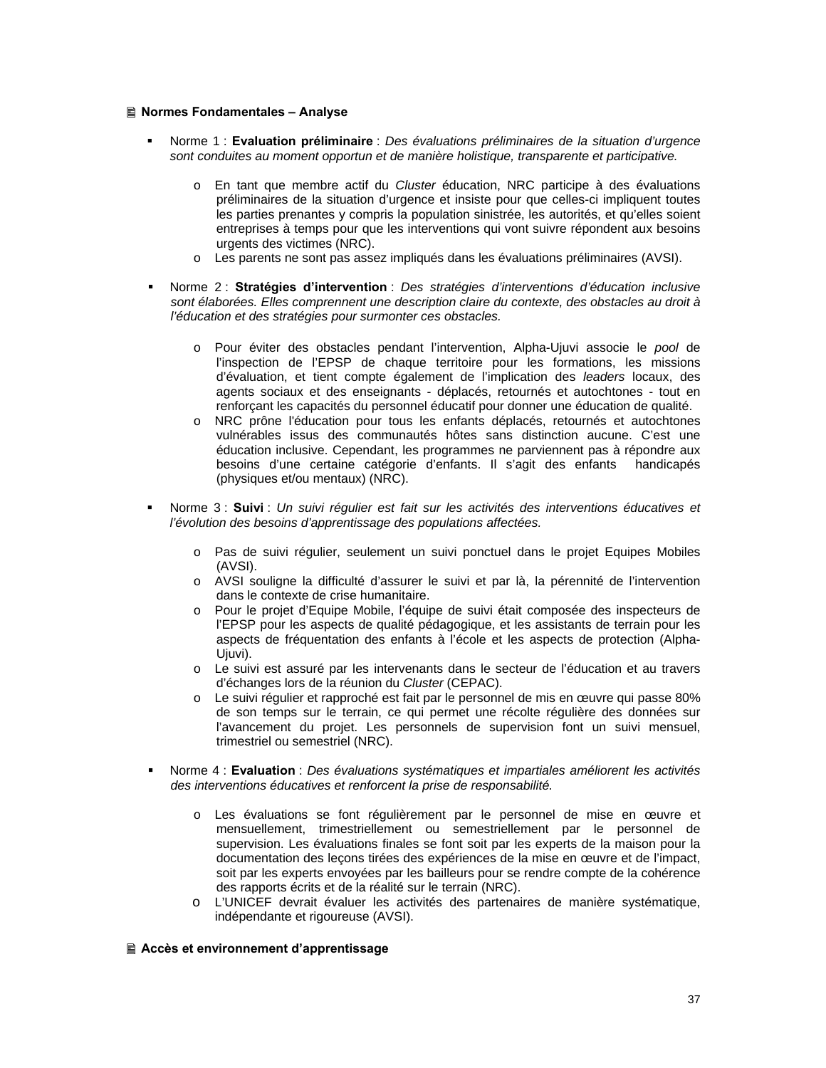### 🗎 Normes Fondamentales – Analyse

- Norme 1 : **Evaluation préliminaire** : *Des évaluations préliminaires de la situation d'urgence sont conduites au moment opportun et de manière holistique, transparente et participative.*
    - En tant que membre actif du *Cluster* éducation, NRC participe à des évaluations préliminaires de la situation d'urgence et insiste pour que celles-ci impliquent toutes les parties prenantes y compris la population sinistrée, les autorités, et qu'elles soient entreprises à temps pour que les interventions qui vont suivre répondent aux besoins urgents des victimes (NRC).
    - Les parents ne sont pas assez impliqués dans les évaluations préliminaires (AVSI).

- Norme 2 : **Stratégies d'intervention** : *Des stratégies d'interventions d'éducation inclusive sont élaborées. Elles comprennent une description claire du contexte, des obstacles au droit à l'éducation et des stratégies pour surmonter ces obstacles.*
    - Pour éviter des obstacles pendant l'intervention, Alpha-Ujuvi associe le *pool* de l'inspection de l'EPSP de chaque territoire pour les formations, les missions d'évaluation, et tient compte également de l'implication des *leaders* locaux, des agents sociaux et des enseignants - déplacés, retournés et autochtones - tout en renforçant les capacités du personnel éducatif pour donner une éducation de qualité.
    - NRC prône l'éducation pour tous les enfants déplacés, retournés et autochtones vulnérables issus des communautés hôtes sans distinction aucune. C'est une éducation inclusive. Cependant, les programmes ne parviennent pas à répondre aux besoins d'une certaine catégorie d'enfants. Il s'agit des enfants handicapés (physiques et/ou mentaux) (NRC).

- Norme 3 : **Suivi** : *Un suivi régulier est fait sur les activités des interventions éducatives et l'évolution des besoins d'apprentissage des populations affectées.*
    - Pas de suivi régulier, seulement un suivi ponctuel dans le projet Equipes Mobiles (AVSI).
    - AVSI souligne la difficulté d'assurer le suivi et par là, la pérennité de l'intervention dans le contexte de crise humanitaire.
    - Pour le projet d'Equipe Mobile, l'équipe de suivi était composée des inspecteurs de l'EPSP pour les aspects de qualité pédagogique, et les assistants de terrain pour les aspects de fréquentation des enfants à l'école et les aspects de protection (Alpha-Ujuvi).
    - Le suivi est assuré par les intervenants dans le secteur de l'éducation et au travers d'échanges lors de la réunion du *Cluster* (CEPAC).
    - Le suivi régulier et rapproché est fait par le personnel de mis en œuvre qui passe 80% de son temps sur le terrain, ce qui permet une récolte régulière des données sur l'avancement du projet. Les personnels de supervision font un suivi mensuel, trimestriel ou semestriel (NRC).

- Norme 4 : **Evaluation** : *Des évaluations systématiques et impartiales améliorent les activités des interventions éducatives et renforcent la prise de responsabilité.*
    - Les évaluations se font régulièrement par le personnel de mise en œuvre et mensuellement, trimestriellement ou semestriellement par le personnel de supervision. Les évaluations finales se font soit par les experts de la maison pour la documentation des leçons tirées des expériences de la mise en œuvre et de l'impact, soit par les experts envoyées par les bailleurs pour se rendre compte de la cohérence des rapports écrits et de la réalité sur le terrain (NRC).
    - L'UNICEF devrait évaluer les activités des partenaires de manière systématique, indépendante et rigoureuse (AVSI).

### 🗎 Accès et environnement d'apprentissage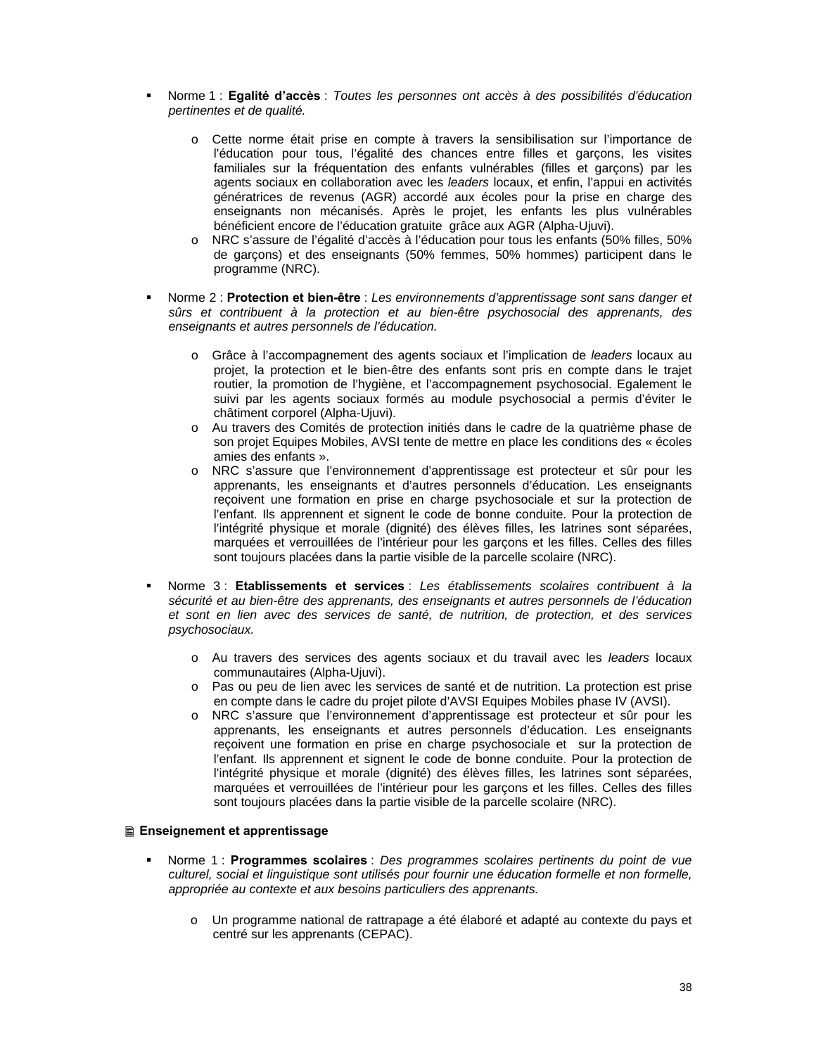- Norme 1 : **Egalité d'accès** : *Toutes les personnes ont accès à des possibilités d'éducation pertinentes et de qualité.*

    - Cette norme était prise en compte à travers la sensibilisation sur l'importance de l'éducation pour tous, l'égalité des chances entre filles et garçons, les visites familiales sur la fréquentation des enfants vulnérables (filles et garçons) par les agents sociaux en collaboration avec les *leaders* locaux, et enfin, l'appui en activités génératrices de revenus (AGR) accordé aux écoles pour la prise en charge des enseignants non mécanisés. Après le projet, les enfants les plus vulnérables bénéficient encore de l'éducation gratuite grâce aux AGR (Alpha-Ujuvi).
    - NRC s'assure de l'égalité d'accès à l'éducation pour tous les enfants (50% filles, 50% de garçons) et des enseignants (50% femmes, 50% hommes) participent dans le programme (NRC).

- Norme 2 : **Protection et bien-être** : *Les environnements d'apprentissage sont sans danger et sûrs et contribuent à la protection et au bien-être psychosocial des apprenants, des enseignants et autres personnels de l'éducation.*

    - Grâce à l'accompagnement des agents sociaux et l'implication de *leaders* locaux au projet, la protection et le bien-être des enfants sont pris en compte dans le trajet routier, la promotion de l'hygiène, et l'accompagnement psychosocial. Egalement le suivi par les agents sociaux formés au module psychosocial a permis d'éviter le châtiment corporel (Alpha-Ujuvi).
    - Au travers des Comités de protection initiés dans le cadre de la quatrième phase de son projet Equipes Mobiles, AVSI tente de mettre en place les conditions des « écoles amies des enfants ».
    - NRC s'assure que l'environnement d'apprentissage est protecteur et sûr pour les apprenants, les enseignants et d'autres personnels d'éducation. Les enseignants reçoivent une formation en prise en charge psychosociale et sur la protection de l'enfant. Ils apprennent et signent le code de bonne conduite. Pour la protection de l'intégrité physique et morale (dignité) des élèves filles, les latrines sont séparées, marquées et verrouillées de l'intérieur pour les garçons et les filles. Celles des filles sont toujours placées dans la partie visible de la parcelle scolaire (NRC).

- Norme 3 : **Etablissements et services** : *Les établissements scolaires contribuent à la sécurité et au bien-être des apprenants, des enseignants et autres personnels de l'éducation et sont en lien avec des services de santé, de nutrition, de protection, et des services psychosociaux.*

    - Au travers des services des agents sociaux et du travail avec les *leaders* locaux communautaires (Alpha-Ujuvi).
    - Pas ou peu de lien avec les services de santé et de nutrition. La protection est prise en compte dans le cadre du projet pilote d'AVSI Equipes Mobiles phase IV (AVSI).
    - NRC s'assure que l'environnement d'apprentissage est protecteur et sûr pour les apprenants, les enseignants et autres personnels d'éducation. Les enseignants reçoivent une formation en prise en charge psychosociale et sur la protection de l'enfant. Ils apprennent et signent le code de bonne conduite. Pour la protection de l'intégrité physique et morale (dignité) des élèves filles, les latrines sont séparées, marquées et verrouillées de l'intérieur pour les garçons et les filles. Celles des filles sont toujours placées dans la partie visible de la parcelle scolaire (NRC).

**Enseignement et apprentissage**

- Norme 1 : **Programmes scolaires** : *Des programmes scolaires pertinents du point de vue culturel, social et linguistique sont utilisés pour fournir une éducation formelle et non formelle, appropriée au contexte et aux besoins particuliers des apprenants.*

    - Un programme national de rattrapage a été élaboré et adapté au contexte du pays et centré sur les apprenants (CEPAC).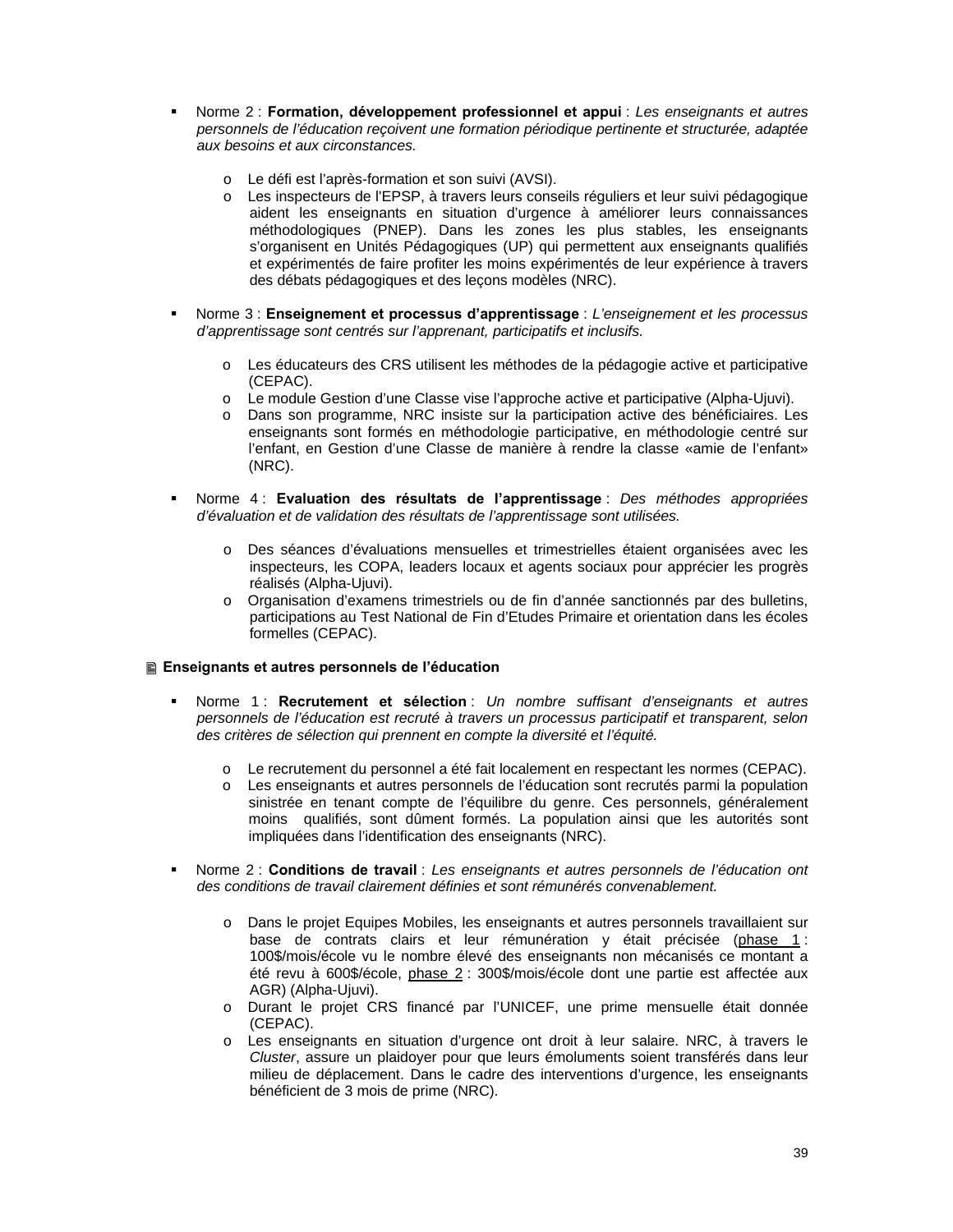- Norme 2 : **Formation, développement professionnel et appui** : *Les enseignants et autres personnels de l'éducation reçoivent une formation périodique pertinente et structurée, adaptée aux besoins et aux circonstances.*

  - Le défi est l'après-formation et son suivi (AVSI).
  - Les inspecteurs de l'EPSP, à travers leurs conseils réguliers et leur suivi pédagogique aident les enseignants en situation d'urgence à améliorer leurs connaissances méthodologiques (PNEP). Dans les zones les plus stables, les enseignants s'organisent en Unités Pédagogiques (UP) qui permettent aux enseignants qualifiés et expérimentés de faire profiter les moins expérimentés de leur expérience à travers des débats pédagogiques et des leçons modèles (NRC).

- Norme 3 : **Enseignement et processus d'apprentissage** : *L'enseignement et les processus d'apprentissage sont centrés sur l'apprenant, participatifs et inclusifs.*

  - Les éducateurs des CRS utilisent les méthodes de la pédagogie active et participative (CEPAC).
  - Le module Gestion d'une Classe vise l'approche active et participative (Alpha-Ujuvi).
  - Dans son programme, NRC insiste sur la participation active des bénéficiaires. Les enseignants sont formés en méthodologie participative, en méthodologie centré sur l'enfant, en Gestion d'une Classe de manière à rendre la classe «amie de l'enfant» (NRC).

- Norme 4 : **Evaluation des résultats de l'apprentissage** : *Des méthodes appropriées d'évaluation et de validation des résultats de l'apprentissage sont utilisées.*

  - Des séances d'évaluations mensuelles et trimestrielles étaient organisées avec les inspecteurs, les COPA, leaders locaux et agents sociaux pour apprécier les progrès réalisés (Alpha-Ujuvi).
  - Organisation d'examens trimestriels ou de fin d'année sanctionnés par des bulletins, participations au Test National de Fin d'Etudes Primaire et orientation dans les écoles formelles (CEPAC).

**Enseignants et autres personnels de l'éducation**

- Norme 1 : **Recrutement et sélection** : *Un nombre suffisant d'enseignants et autres personnels de l'éducation est recruté à travers un processus participatif et transparent, selon des critères de sélection qui prennent en compte la diversité et l'équité.*

  - Le recrutement du personnel a été fait localement en respectant les normes (CEPAC).
  - Les enseignants et autres personnels de l'éducation sont recrutés parmi la population sinistrée en tenant compte de l'équilibre du genre. Ces personnels, généralement moins qualifiés, sont dûment formés. La population ainsi que les autorités sont impliquées dans l'identification des enseignants (NRC).

- Norme 2 : **Conditions de travail** : *Les enseignants et autres personnels de l'éducation ont des conditions de travail clairement définies et sont rémunérés convenablement.*

  - Dans le projet Equipes Mobiles, les enseignants et autres personnels travaillaient sur base de contrats clairs et leur rémunération y était précisée (<u>phase 1</u> : 100$/mois/école vu le nombre élevé des enseignants non mécanisés ce montant a été revu à 600$/école, <u>phase 2</u> : 300$/mois/école dont une partie est affectée aux AGR) (Alpha-Ujuvi).
  - Durant le projet CRS financé par l'UNICEF, une prime mensuelle était donnée (CEPAC).
  - Les enseignants en situation d'urgence ont droit à leur salaire. NRC, à travers le *Cluster*, assure un plaidoyer pour que leurs émoluments soient transférés dans leur milieu de déplacement. Dans le cadre des interventions d'urgence, les enseignants bénéficient de 3 mois de prime (NRC).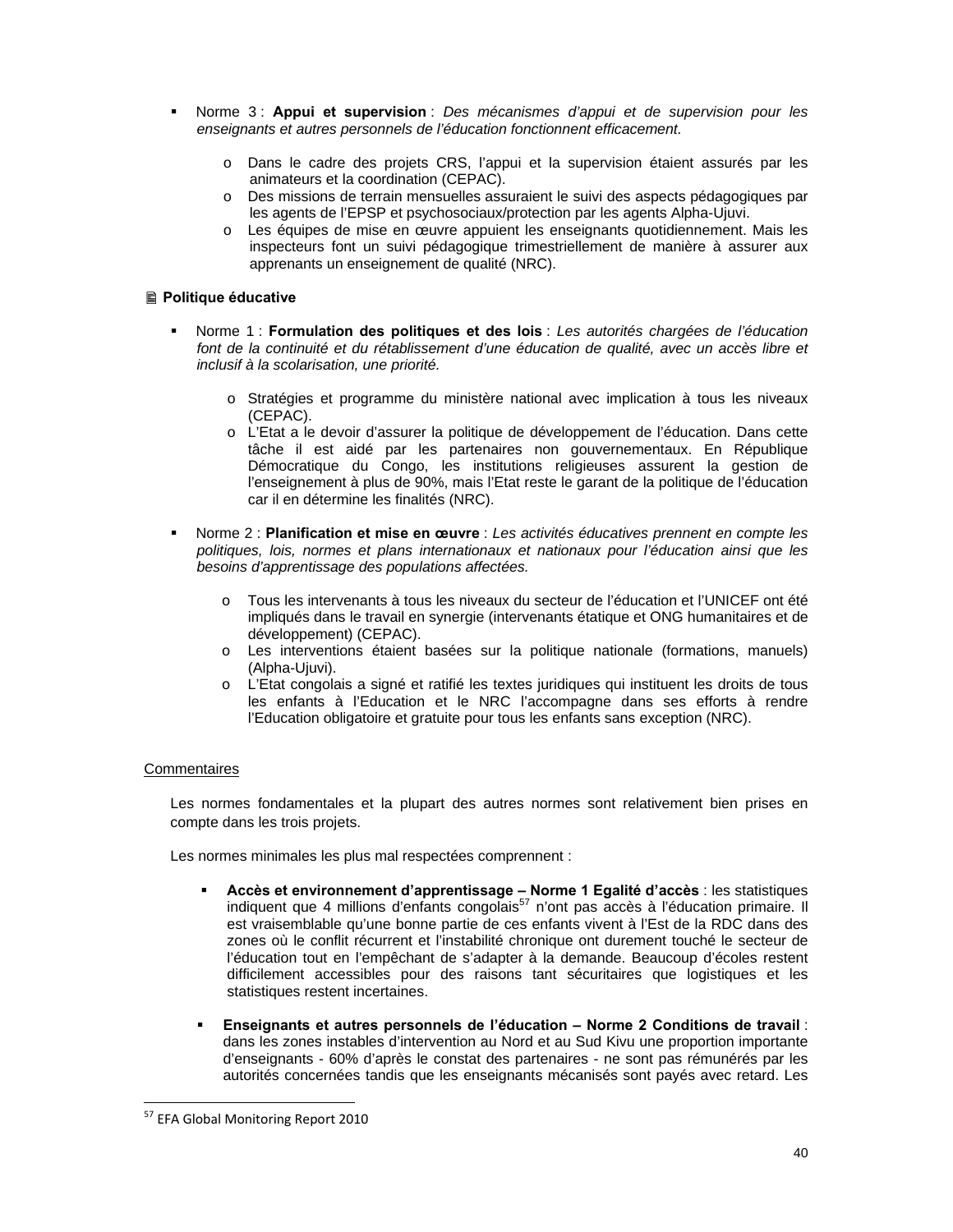- Norme 3 : **Appui et supervision** : *Des mécanismes d'appui et de supervision pour les enseignants et autres personnels de l'éducation fonctionnent efficacement.*

  - Dans le cadre des projets CRS, l'appui et la supervision étaient assurés par les animateurs et la coordination (CEPAC).
  - Des missions de terrain mensuelles assuraient le suivi des aspects pédagogiques par les agents de l'EPSP et psychosociaux/protection par les agents Alpha-Ujuvi.
  - Les équipes de mise en œuvre appuient les enseignants quotidiennement. Mais les inspecteurs font un suivi pédagogique trimestriellement de manière à assurer aux apprenants un enseignement de qualité (NRC).

**Politique éducative**

- Norme 1 : **Formulation des politiques et des lois** : *Les autorités chargées de l'éducation font de la continuité et du rétablissement d'une éducation de qualité, avec un accès libre et inclusif à la scolarisation, une priorité.*

  - Stratégies et programme du ministère national avec implication à tous les niveaux (CEPAC).
  - L'Etat a le devoir d'assurer la politique de développement de l'éducation. Dans cette tâche il est aidé par les partenaires non gouvernementaux. En République Démocratique du Congo, les institutions religieuses assurent la gestion de l'enseignement à plus de 90%, mais l'Etat reste le garant de la politique de l'éducation car il en détermine les finalités (NRC).

- Norme 2 : **Planification et mise en œuvre** : *Les activités éducatives prennent en compte les politiques, lois, normes et plans internationaux et nationaux pour l'éducation ainsi que les besoins d'apprentissage des populations affectées.*

  - Tous les intervenants à tous les niveaux du secteur de l'éducation et l'UNICEF ont été impliqués dans le travail en synergie (intervenants étatique et ONG humanitaires et de développement) (CEPAC).
  - Les interventions étaient basées sur la politique nationale (formations, manuels) (Alpha-Ujuvi).
  - L'Etat congolais a signé et ratifié les textes juridiques qui instituent les droits de tous les enfants à l'Education et le NRC l'accompagne dans ses efforts à rendre l'Education obligatoire et gratuite pour tous les enfants sans exception (NRC).

<u>Commentaires</u>

Les normes fondamentales et la plupart des autres normes sont relativement bien prises en compte dans les trois projets.

Les normes minimales les plus mal respectées comprennent :

- **Accès et environnement d'apprentissage – Norme 1 Egalité d'accès** : les statistiques indiquent que 4 millions d'enfants congolais[57] n'ont pas accès à l'éducation primaire. Il est vraisemblable qu'une bonne partie de ces enfants vivent à l'Est de la RDC dans des zones où le conflit récurrent et l'instabilité chronique ont durement touché le secteur de l'éducation tout en l'empêchant de s'adapter à la demande. Beaucoup d'écoles restent difficilement accessibles pour des raisons tant sécuritaires que logistiques et les statistiques restent incertaines.

- **Enseignants et autres personnels de l'éducation – Norme 2 Conditions de travail** : dans les zones instables d'intervention au Nord et au Sud Kivu une proportion importante d'enseignants - 60% d'après le constat des partenaires - ne sont pas rémunérés par les autorités concernées tandis que les enseignants mécanisés sont payés avec retard. Les

[57] EFA Global Monitoring Report 2010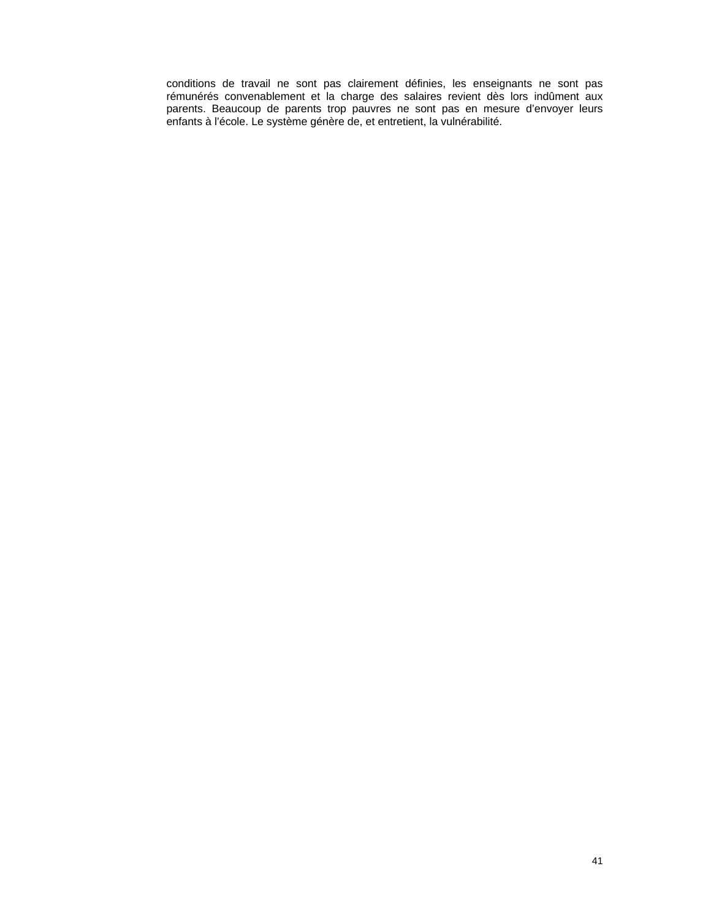conditions de travail ne sont pas clairement définies, les enseignants ne sont pas rémunérés convenablement et la charge des salaires revient dès lors indûment aux parents. Beaucoup de parents trop pauvres ne sont pas en mesure d'envoyer leurs enfants à l'école. Le système génère de, et entretient, la vulnérabilité.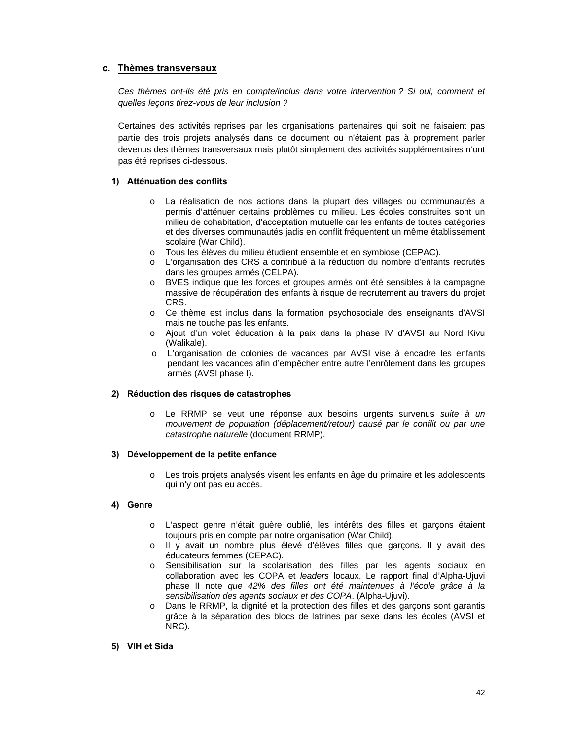### c. Thèmes transversaux

*Ces thèmes ont-ils été pris en compte/inclus dans votre intervention ? Si oui, comment et quelles leçons tirez-vous de leur inclusion ?*

Certaines des activités reprises par les organisations partenaires qui soit ne faisaient pas partie des trois projets analysés dans ce document ou n'étaient pas à proprement parler devenus des thèmes transversaux mais plutôt simplement des activités supplémentaires n'ont pas été reprises ci-dessous.

#### 1) Atténuation des conflits

- La réalisation de nos actions dans la plupart des villages ou communautés a permis d'atténuer certains problèmes du milieu. Les écoles construites sont un milieu de cohabitation, d'acceptation mutuelle car les enfants de toutes catégories et des diverses communautés jadis en conflit fréquentent un même établissement scolaire (War Child).
- Tous les élèves du milieu étudient ensemble et en symbiose (CEPAC).
- L'organisation des CRS a contribué à la réduction du nombre d'enfants recrutés dans les groupes armés (CELPA).
- BVES indique que les forces et groupes armés ont été sensibles à la campagne massive de récupération des enfants à risque de recrutement au travers du projet CRS.
- Ce thème est inclus dans la formation psychosociale des enseignants d'AVSI mais ne touche pas les enfants.
- Ajout d'un volet éducation à la paix dans la phase IV d'AVSI au Nord Kivu (Walikale).
- L'organisation de colonies de vacances par AVSI vise à encadrer les enfants pendant les vacances afin d'empêcher entre autre l'enrôlement dans les groupes armés (AVSI phase I).

#### 2) Réduction des risques de catastrophes

- Le RRMP se veut une réponse aux besoins urgents survenus *suite à un mouvement de population (déplacement/retour) causé par le conflit ou par une catastrophe naturelle* (document RRMP).

#### 3) Développement de la petite enfance

- Les trois projets analysés visent les enfants en âge du primaire et les adolescents qui n'y ont pas eu accès.

#### 4) Genre

- L'aspect genre n'était guère oublié, les intérêts des filles et garçons étaient toujours pris en compte par notre organisation (War Child).
- Il y avait un nombre plus élevé d'élèves filles que garçons. Il y avait des éducateurs femmes (CEPAC).
- Sensibilisation sur la scolarisation des filles par les agents sociaux en collaboration avec les COPA et *leaders* locaux. Le rapport final d'Alpha-Ujuvi phase II note *que 42% des filles ont été maintenues à l'école grâce à la sensibilisation des agents sociaux et des COPA*. (Alpha-Ujuvi).
- Dans le RRMP, la dignité et la protection des filles et des garçons sont garantis grâce à la séparation des blocs de latrines par sexe dans les écoles (AVSI et NRC).

#### 5) VIH et Sida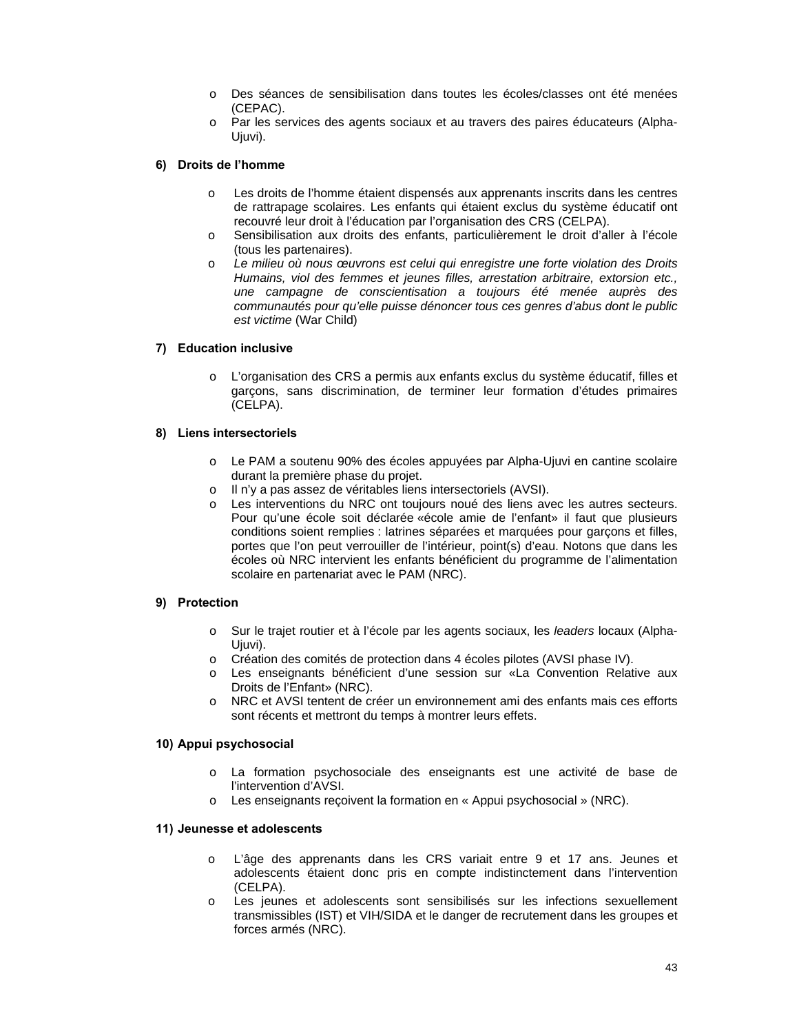- Des séances de sensibilisation dans toutes les écoles/classes ont été menées (CEPAC).
- Par les services des agents sociaux et au travers des paires éducateurs (Alpha-Ujuvi).

**6) Droits de l'homme**

- Les droits de l'homme étaient dispensés aux apprenants inscrits dans les centres de rattrapage scolaires. Les enfants qui étaient exclus du système éducatif ont recouvré leur droit à l'éducation par l'organisation des CRS (CELPA).
- Sensibilisation aux droits des enfants, particulièrement le droit d'aller à l'école (tous les partenaires).
- *Le milieu où nous œuvrons est celui qui enregistre une forte violation des Droits Humains, viol des femmes et jeunes filles, arrestation arbitraire, extorsion etc., une campagne de conscientisation a toujours été menée auprès des communautés pour qu'elle puisse dénoncer tous ces genres d'abus dont le public est victime* (War Child)

**7) Education inclusive**

- L'organisation des CRS a permis aux enfants exclus du système éducatif, filles et garçons, sans discrimination, de terminer leur formation d'études primaires (CELPA).

**8) Liens intersectoriels**

- Le PAM a soutenu 90% des écoles appuyées par Alpha-Ujuvi en cantine scolaire durant la première phase du projet.
- Il n'y a pas assez de véritables liens intersectoriels (AVSI).
- Les interventions du NRC ont toujours noué des liens avec les autres secteurs. Pour qu'une école soit déclarée «école amie de l'enfant» il faut que plusieurs conditions soient remplies : latrines séparées et marquées pour garçons et filles, portes que l'on peut verrouiller de l'intérieur, point(s) d'eau. Notons que dans les écoles où NRC intervient les enfants bénéficient du programme de l'alimentation scolaire en partenariat avec le PAM (NRC).

**9) Protection**

- Sur le trajet routier et à l'école par les agents sociaux, les *leaders* locaux (Alpha-Ujuvi).
- Création des comités de protection dans 4 écoles pilotes (AVSI phase IV).
- Les enseignants bénéficient d'une session sur «La Convention Relative aux Droits de l'Enfant» (NRC).
- NRC et AVSI tentent de créer un environnement ami des enfants mais ces efforts sont récents et mettront du temps à montrer leurs effets.

**10) Appui psychosocial**

- La formation psychosociale des enseignants est une activité de base de l'intervention d'AVSI.
- Les enseignants reçoivent la formation en « Appui psychosocial » (NRC).

**11) Jeunesse et adolescents**

- L'âge des apprenants dans les CRS variait entre 9 et 17 ans. Jeunes et adolescents étaient donc pris en compte indistinctement dans l'intervention (CELPA).
- Les jeunes et adolescents sont sensibilisés sur les infections sexuellement transmissibles (IST) et VIH/SIDA et le danger de recrutement dans les groupes et forces armés (NRC).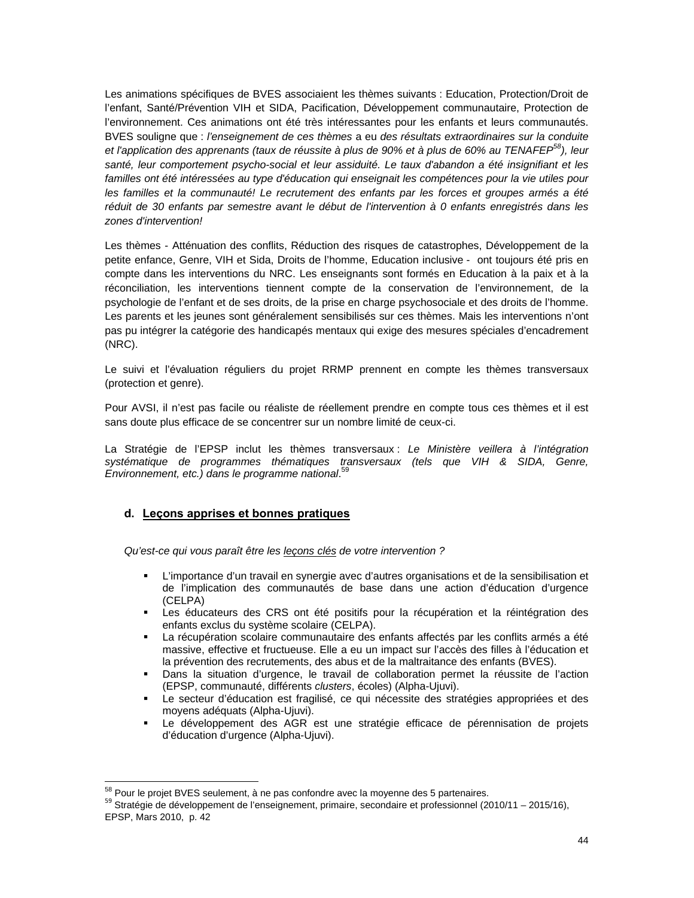Les animations spécifiques de BVES associaient les thèmes suivants : Education, Protection/Droit de l'enfant, Santé/Prévention VIH et SIDA, Pacification, Développement communautaire, Protection de l'environnement. Ces animations ont été très intéressantes pour les enfants et leurs communautés. BVES souligne que : *l'enseignement de ces thèmes* a eu *des résultats extraordinaires sur la conduite et l'application des apprenants (taux de réussite à plus de 90% et à plus de 60% au TENAFEP*[58]*), leur santé, leur comportement psycho-social et leur assiduité. Le taux d'abandon a été insignifiant et les familles ont été intéressées au type d'éducation qui enseignait les compétences pour la vie utiles pour les familles et la communauté! Le recrutement des enfants par les forces et groupes armés a été réduit de 30 enfants par semestre avant le début de l'intervention à 0 enfants enregistrés dans les zones d'intervention!*

Les thèmes - Atténuation des conflits, Réduction des risques de catastrophes, Développement de la petite enfance, Genre, VIH et Sida, Droits de l'homme, Education inclusive - ont toujours été pris en compte dans les interventions du NRC. Les enseignants sont formés en Education à la paix et à la réconciliation, les interventions tiennent compte de la conservation de l'environnement, de la psychologie de l'enfant et de ses droits, de la prise en charge psychosociale et des droits de l'homme. Les parents et les jeunes sont généralement sensibilisés sur ces thèmes. Mais les interventions n'ont pas pu intégrer la catégorie des handicapés mentaux qui exige des mesures spéciales d'encadrement (NRC).

Le suivi et l'évaluation réguliers du projet RRMP prennent en compte les thèmes transversaux (protection et genre).

Pour AVSI, il n'est pas facile ou réaliste de réellement prendre en compte tous ces thèmes et il est sans doute plus efficace de se concentrer sur un nombre limité de ceux-ci.

La Stratégie de l'EPSP inclut les thèmes transversaux : *Le Ministère veillera à l'intégration systématique de programmes thématiques transversaux (tels que VIH & SIDA, Genre, Environnement, etc.) dans le programme national*.[59]

### d. Leçons apprises et bonnes pratiques

*Qu'est-ce qui vous paraît être les leçons clés de votre intervention ?*

- L'importance d'un travail en synergie avec d'autres organisations et de la sensibilisation et de l'implication des communautés de base dans une action d'éducation d'urgence (CELPA)
- Les éducateurs des CRS ont été positifs pour la récupération et la réintégration des enfants exclus du système scolaire (CELPA).
- La récupération scolaire communautaire des enfants affectés par les conflits armés a été massive, effective et fructueuse. Elle a eu un impact sur l'accès des filles à l'éducation et la prévention des recrutements, des abus et de la maltraitance des enfants (BVES).
- Dans la situation d'urgence, le travail de collaboration permet la réussite de l'action (EPSP, communauté, différents *clusters*, écoles) (Alpha-Ujuvi).
- Le secteur d'éducation est fragilisé, ce qui nécessite des stratégies appropriées et des moyens adéquats (Alpha-Ujuvi).
- Le développement des AGR est une stratégie efficace de pérennisation de projets d'éducation d'urgence (Alpha-Ujuvi).

---

[58] Pour le projet BVES seulement, à ne pas confondre avec la moyenne des 5 partenaires.

[59] Stratégie de développement de l'enseignement, primaire, secondaire et professionnel (2010/11 – 2015/16), EPSP, Mars 2010, p. 42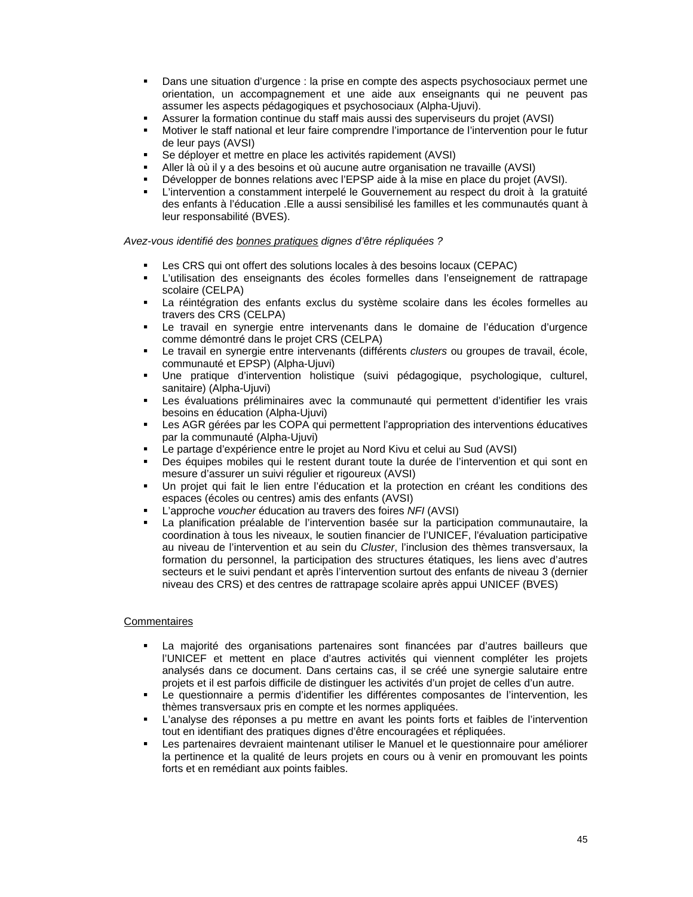- Dans une situation d'urgence : la prise en compte des aspects psychosociaux permet une orientation, un accompagnement et une aide aux enseignants qui ne peuvent pas assumer les aspects pédagogiques et psychosociaux (Alpha-Ujuvi).
- Assurer la formation continue du staff mais aussi des superviseurs du projet (AVSI)
- Motiver le staff national et leur faire comprendre l'importance de l'intervention pour le futur de leur pays (AVSI)
- Se déployer et mettre en place les activités rapidement (AVSI)
- Aller là où il y a des besoins et où aucune autre organisation ne travaille (AVSI)
- Développer de bonnes relations avec l'EPSP aide à la mise en place du projet (AVSI).
- L'intervention a constamment interpelé le Gouvernement au respect du droit à la gratuité des enfants à l'éducation .Elle a aussi sensibilisé les familles et les communautés quant à leur responsabilité (BVES).

*Avez-vous identifié des <u>bonnes pratiques</u> dignes d'être répliquées ?*

- Les CRS qui ont offert des solutions locales à des besoins locaux (CEPAC)
- L'utilisation des enseignants des écoles formelles dans l'enseignement de rattrapage scolaire (CELPA)
- La réintégration des enfants exclus du système scolaire dans les écoles formelles au travers des CRS (CELPA)
- Le travail en synergie entre intervenants dans le domaine de l'éducation d'urgence comme démontré dans le projet CRS (CELPA)
- Le travail en synergie entre intervenants (différents *clusters* ou groupes de travail, école, communauté et EPSP) (Alpha-Ujuvi)
- Une pratique d'intervention holistique (suivi pédagogique, psychologique, culturel, sanitaire) (Alpha-Ujuvi)
- Les évaluations préliminaires avec la communauté qui permettent d'identifier les vrais besoins en éducation (Alpha-Ujuvi)
- Les AGR gérées par les COPA qui permettent l'appropriation des interventions éducatives par la communauté (Alpha-Ujuvi)
- Le partage d'expérience entre le projet au Nord Kivu et celui au Sud (AVSI)
- Des équipes mobiles qui le restent durant toute la durée de l'intervention et qui sont en mesure d'assurer un suivi régulier et rigoureux (AVSI)
- Un projet qui fait le lien entre l'éducation et la protection en créant les conditions des espaces (écoles ou centres) amis des enfants (AVSI)
- L'approche *voucher* éducation au travers des foires *NFI* (AVSI)
- La planification préalable de l'intervention basée sur la participation communautaire, la coordination à tous les niveaux, le soutien financier de l'UNICEF, l'évaluation participative au niveau de l'intervention et au sein du *Cluster*, l'inclusion des thèmes transversaux, la formation du personnel, la participation des structures étatiques, les liens avec d'autres secteurs et le suivi pendant et après l'intervention surtout des enfants de niveau 3 (dernier niveau des CRS) et des centres de rattrapage scolaire après appui UNICEF (BVES)

<u>Commentaires</u>

- La majorité des organisations partenaires sont financées par d'autres bailleurs que l'UNICEF et mettent en place d'autres activités qui viennent compléter les projets analysés dans ce document. Dans certains cas, il se créé une synergie salutaire entre projets et il est parfois difficile de distinguer les activités d'un projet de celles d'un autre.
- Le questionnaire a permis d'identifier les différentes composantes de l'intervention, les thèmes transversaux pris en compte et les normes appliquées.
- L'analyse des réponses a pu mettre en avant les points forts et faibles de l'intervention tout en identifiant des pratiques dignes d'être encouragées et répliquées.
- Les partenaires devraient maintenant utiliser le Manuel et le questionnaire pour améliorer la pertinence et la qualité de leurs projets en cours ou à venir en promouvant les points forts et en remédiant aux points faibles.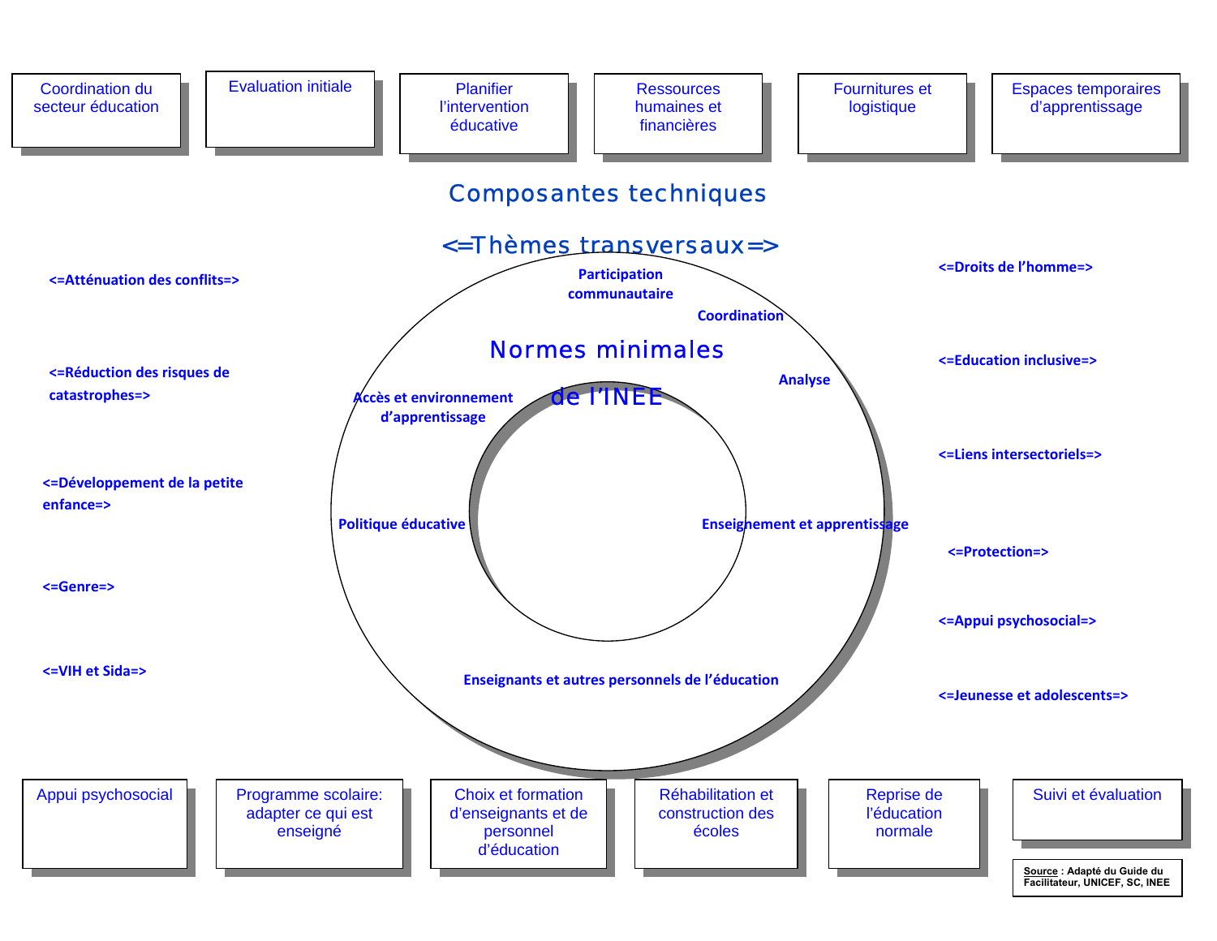Coordination du secteur éducation

Evaluation initiale

Planifier l'intervention éducative

Ressources humaines et financières

Fournitures et logistique

Espaces temporaires d'apprentissage

## Composantes techniques

## <=Thèmes transversaux=>

**<=Atténuation des conflits=>**

**<=Réduction des risques de catastrophes=>**

**<=Développement de la petite enfance=>**

**<=Genre=>**

**<=VIH et Sida=>**

**<=Droits de l'homme=>**

**<=Education inclusive=>**

**<=Liens intersectoriels=>**

**<=Protection=>**

**<=Appui psychosocial=>**

**<=Jeunesse et adolescents=>**

## Normes minimales de l'INEE

**Participation communautaire**

**Coordination**

**Analyse**

**Accès et environnement d'apprentissage**

**Politique éducative**

**Enseignement et apprentissage**

**Enseignants et autres personnels de l'éducation**

Appui psychosocial

Programme scolaire: adapter ce qui est enseigné

Choix et formation d'enseignants et de personnel d'éducation

Réhabilitation et construction des écoles

Reprise de l'éducation normale

Suivi et évaluation

**Source : Adapté du Guide du Facilitateur, UNICEF, SC, INEE**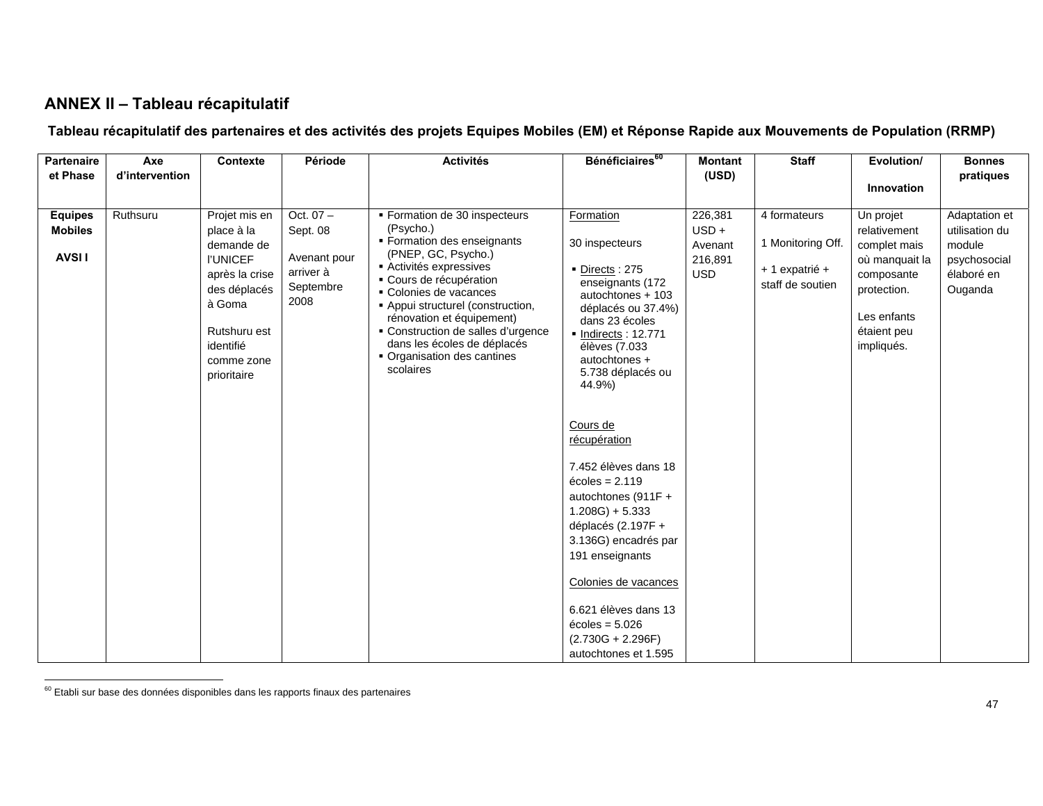## ANNEX II – Tableau récapitulatif

### Tableau récapitulatif des partenaires et des activités des projets Equipes Mobiles (EM) et Réponse Rapide aux Mouvements de Population (RRMP)

| Partenaire et Phase | Axe d'intervention | Contexte | Période | Activités | Bénéficiaires[60] | Montant (USD) | Staff | Evolution/ Innovation | Bonnes pratiques |
|---|---|---|---|---|---|---|---|---|---|
| **Equipes Mobiles** **AVSI I** | Ruthsuru | Projet mis en place à la demande de l'UNICEF après la crise des déplacés à Goma<br><br>Rutshuru est identifié comme zone prioritaire | Oct. 07 – Sept. 08<br><br>Avenant pour arriver à Septembre 2008 | ▪ Formation de 30 inspecteurs (Psycho.)<br>▪ Formation des enseignants (PNEP, GC, Psycho.)<br>▪ Activités expressives<br>▪ Cours de récupération<br>▪ Colonies de vacances<br>▪ Appui structurel (construction, rénovation et équipement)<br>▪ Construction de salles d'urgence dans les écoles de déplacés<br>▪ Organisation des cantines scolaires | Formation<br><br>30 inspecteurs<br><br>▪ Directs : 275 enseignants (172 autochtones + 103 déplacés ou 37.4%) dans 23 écoles<br>▪ Indirects : 12.771 élèves (7.033 autochtones + 5.738 déplacés ou 44.9%)<br><br>Cours de récupération<br><br>7.452 élèves dans 18 écoles = 2.119 autochtones (911F + 1.208G) + 5.333 déplacés (2.197F + 3.136G) encadrés par 191 enseignants<br><br>Colonies de vacances<br><br>6.621 élèves dans 13 écoles = 5.026 (2.730G + 2.296F) autochtones et 1.595 | 226,381 USD + Avenant 216,891 USD | 4 formateurs<br><br>1 Monitoring Off.<br><br>+ 1 expatrié + staff de soutien | Un projet relativement complet mais où manquait la composante protection.<br><br>Les enfants étaient peu impliqués. | Adaptation et utilisation du module psychosocial élaboré en Ouganda |

[60] Etabli sur base des données disponibles dans les rapports finaux des partenaires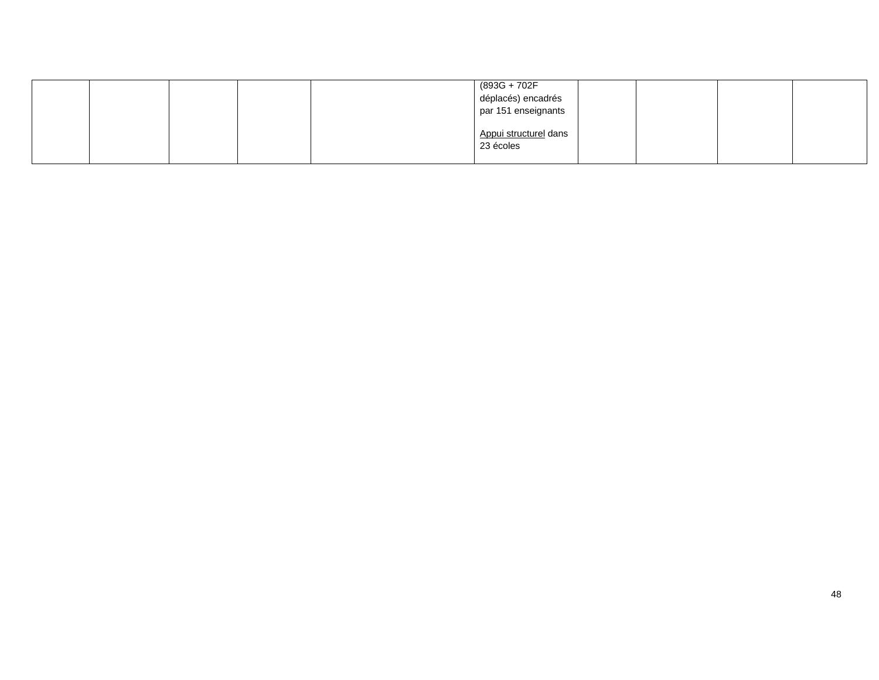|  |  |  |  |  | (893G + 702F déplacés) encadrés par 151 enseignants<br><br><u>Appui structurel</u> dans 23 écoles |  |  |  |  |
|---|---|---|---|---|---|---|---|---|---|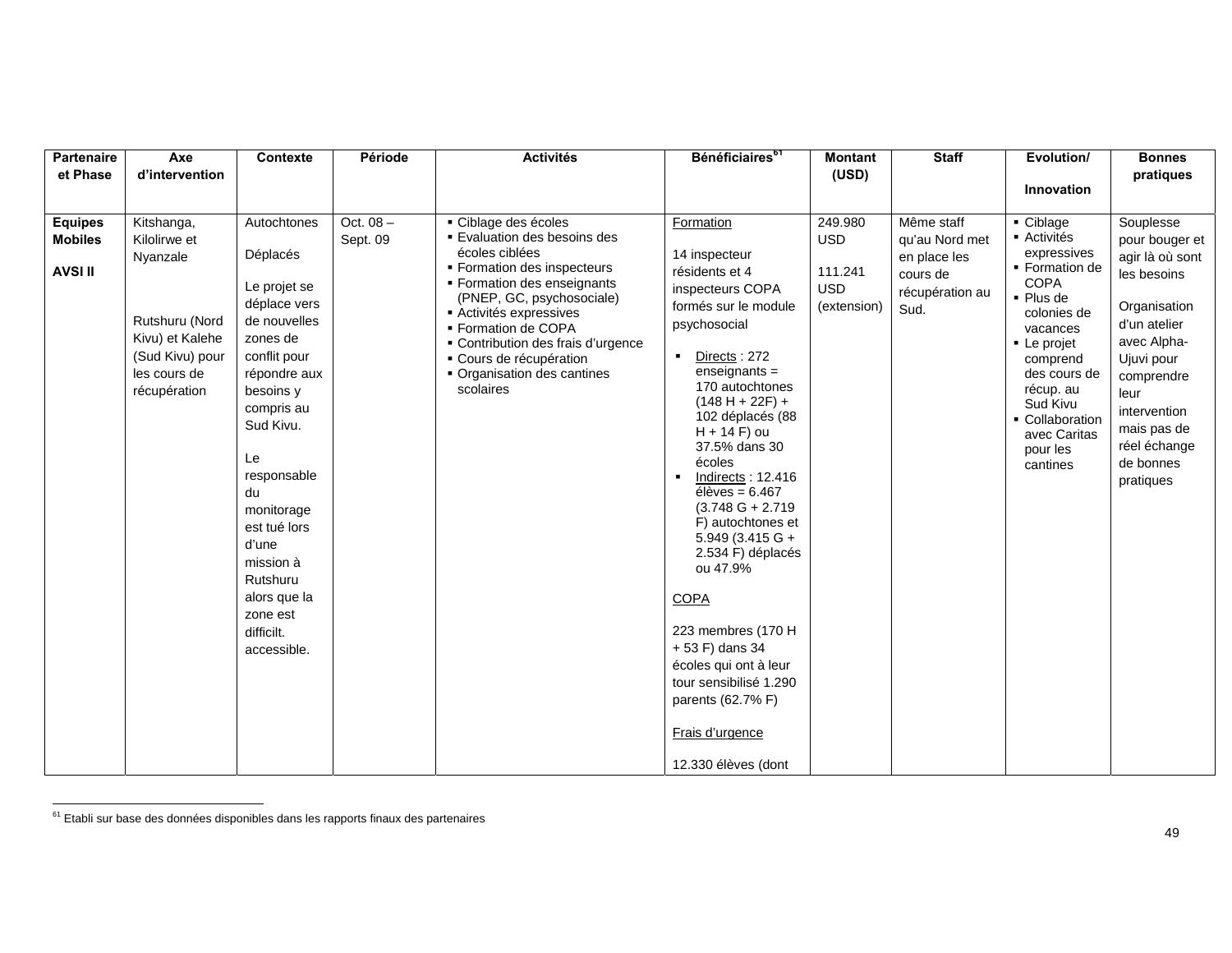| Partenaire et Phase | Axe d'intervention | Contexte | Période | Activités | Bénéficiaires[61] | Montant (USD) | Staff | Evolution/ Innovation | Bonnes pratiques |
|---|---|---|---|---|---|---|---|---|---|
| **Equipes Mobiles** **AVSI II** | Kitshanga, Kilolirwe et Nyanzale <br><br> Rutshuru (Nord Kivu) et Kalehe (Sud Kivu) pour les cours de récupération | Autochtones <br><br> Déplacés <br><br> Le projet se déplace vers de nouvelles zones de conflit pour répondre aux besoins y compris au Sud Kivu. <br><br> Le responsable du monitorage est tué lors d'une mission à Rutshuru alors que la zone est difficilt. accessible. | Oct. 08 – Sept. 09 | ▪ Ciblage des écoles <br> ▪ Evaluation des besoins des écoles ciblées <br> ▪ Formation des inspecteurs <br> ▪ Formation des enseignants (PNEP, GC, psychosociale) <br> ▪ Activités expressives <br> ▪ Formation de COPA <br> ▪ Contribution des frais d'urgence <br> ▪ Cours de récupération <br> ▪ Organisation des cantines scolaires | Formation <br><br> 14 inspecteur résidents et 4 inspecteurs COPA formés sur le module psychosocial <br><br> ▪ Directs : 272 enseignants = 170 autochtones (148 H + 22F) + 102 déplacés (88 H + 14 F) ou 37.5% dans 30 écoles <br> ▪ Indirects : 12.416 élèves = 6.467 (3.748 G + 2.719 F) autochtones et 5.949 (3.415 G + 2.534 F) déplacés ou 47.9% <br><br> COPA <br><br> 223 membres (170 H + 53 F) dans 34 écoles qui ont à leur tour sensibilisé 1.290 parents (62.7% F) <br><br> Frais d'urgence <br><br> 12.330 élèves (dont | 249.980 USD <br><br> 111.241 USD (extension) | Même staff qu'au Nord met en place les cours de récupération au Sud. | ▪ Ciblage <br> ▪ Activités expressives <br> ▪ Formation de COPA <br> ▪ Plus de colonies de vacances <br> ▪ Le projet comprend des cours de récup. au Sud Kivu <br> ▪ Collaboration avec Caritas pour les cantines | Souplesse pour bouger et agir là où sont les besoins <br><br> Organisation d'un atelier avec Alpha-Ujuvi pour comprendre leur intervention mais pas de réel échange de bonnes pratiques |

[61] Etabli sur base des données disponibles dans les rapports finaux des partenaires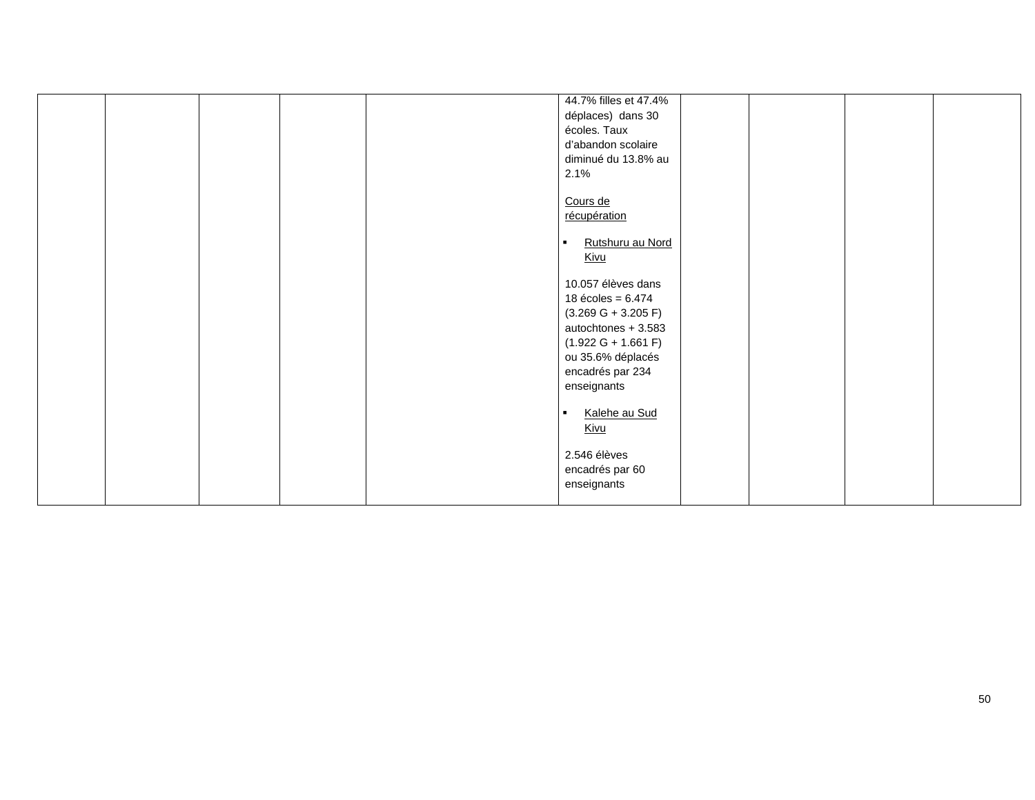| | | | | | | | | | |
|---|---|---|---|---|---|---|---|---|---|
| | | | | | 44.7% filles et 47.4% déplaces) dans 30 écoles. Taux d'abandon scolaire diminué du 13.8% au 2.1%<br><br><u>Cours de récupération</u><br><br>▪ <u>Rutshuru au Nord Kivu</u><br><br>10.057 élèves dans 18 écoles = 6.474 (3.269 G + 3.205 F) autochtones + 3.583 (1.922 G + 1.661 F) ou 35.6% déplacés encadrés par 234 enseignants<br><br>▪ <u>Kalehe au Sud Kivu</u><br><br>2.546 élèves encadrés par 60 enseignants | | | | |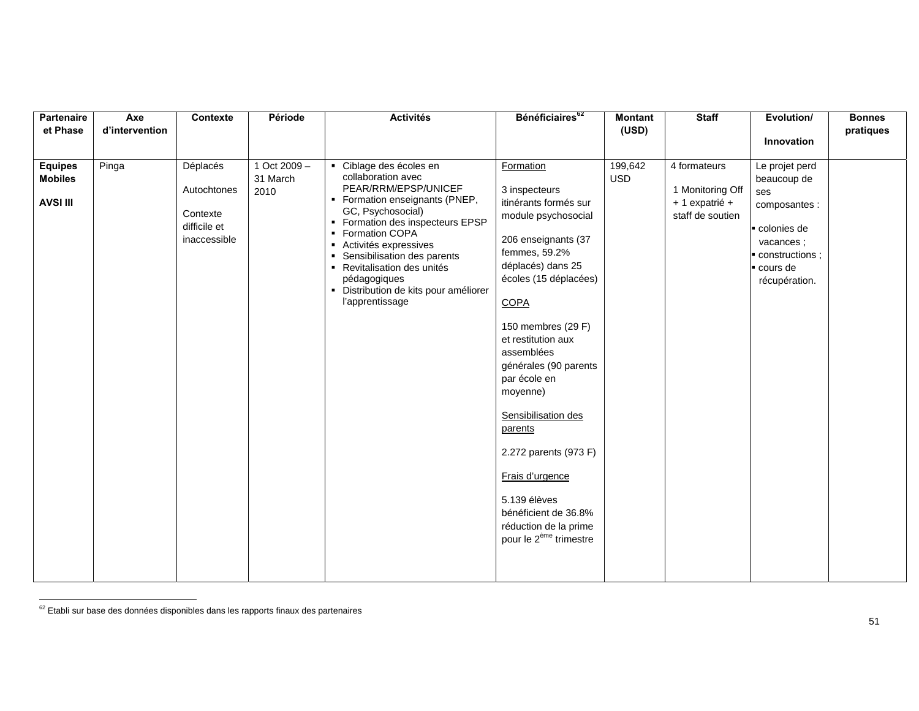| Partenaire et Phase | Axe d'intervention | Contexte | Période | Activités | Bénéficiaires[62] | Montant (USD) | Staff | Evolution/ Innovation | Bonnes pratiques |
|---|---|---|---|---|---|---|---|---|---|
| **Equipes Mobiles** <br><br> **AVSI III** | Pinga | Déplacés <br><br> Autochtones <br><br> Contexte difficile et inaccessible | 1 Oct 2009 – 31 March 2010 | ▪ Ciblage des écoles en collaboration avec PEAR/RRM/EPSP/UNICEF <br> ▪ Formation enseignants (PNEP, GC, Psychosocial) <br> ▪ Formation des inspecteurs EPSP <br> ▪ Formation COPA <br> ▪ Activités expressives <br> ▪ Sensibilisation des parents <br> ▪ Revitalisation des unités pédagogiques <br> ▪ Distribution de kits pour améliorer l'apprentissage | Formation <br><br> 3 inspecteurs itinérants formés sur module psychosocial <br><br> 206 enseignants (37 femmes, 59.2% déplacés) dans 25 écoles (15 déplacées) <br><br> COPA <br><br> 150 membres (29 F) et restitution aux assemblées générales (90 parents par école en moyenne) <br><br> Sensibilisation des parents <br><br> 2.272 parents (973 F) <br><br> Frais d'urgence <br><br> 5.139 élèves bénéficient de 36.8% réduction de la prime pour le 2ème trimestre | 199,642 USD | 4 formateurs <br><br> 1 Monitoring Off + 1 expatrié + staff de soutien | Le projet perd beaucoup de ses composantes : <br><br> ▪ colonies de vacances ; <br> ▪ constructions ; <br> ▪ cours de récupération. | |

[62] Etabli sur base des données disponibles dans les rapports finaux des partenaires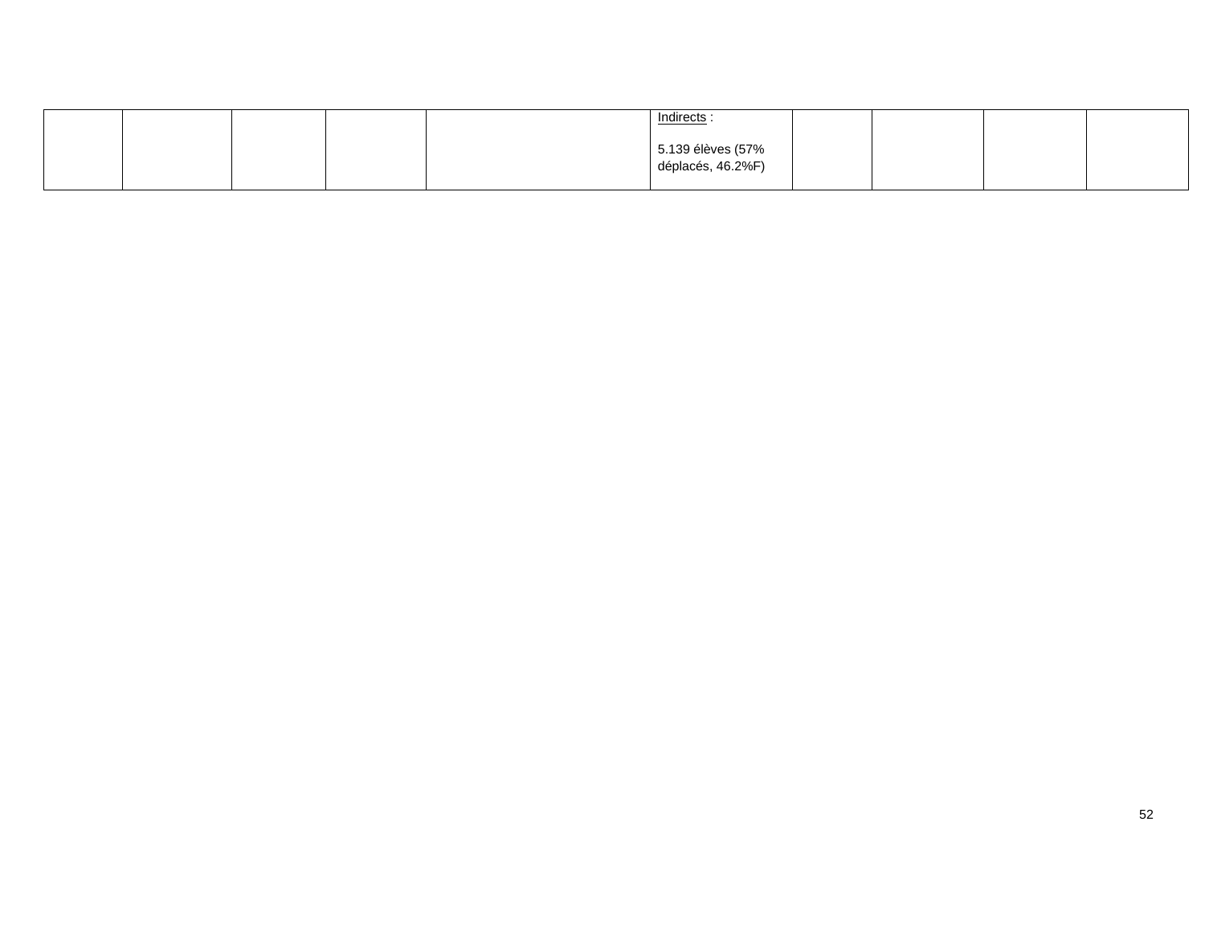| | | | | | | | | | |
|---|---|---|---|---|---|---|---|---|---|
| | | | | | <u>Indirects</u> :<br><br>5.139 élèves (57% déplacés, 46.2%F) | | | | |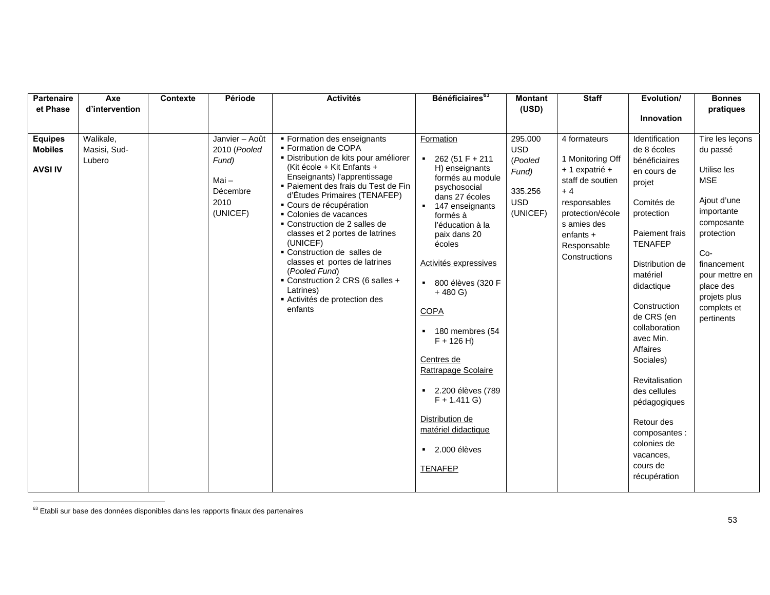| Partenaire et Phase | Axe d'intervention | Contexte | Période | Activités | Bénéficiaires[63] | Montant (USD) | Staff | Evolution/ Innovation | Bonnes pratiques |
|---|---|---|---|---|---|---|---|---|---|
| **Equipes Mobiles**<br><br>**AVSI IV** | Walikale, Masisi, Sud-Lubero | | Janvier – Août 2010 (*Pooled Fund)*<br><br>Mai – Décembre 2010 (UNICEF) | ▪ Formation des enseignants<br>▪ Formation de COPA<br>▪ Distribution de kits pour améliorer (Kit école + Kit Enfants + Enseignants) l'apprentissage<br>▪ Paiement des frais du Test de Fin d'Études Primaires (TENAFEP)<br>▪ Cours de récupération<br>▪ Colonies de vacances<br>▪ Construction de 2 salles de classes et 2 portes de latrines (UNICEF)<br>▪ Construction de salles de classes et portes de latrines (*Pooled Fund*)<br>▪ Construction 2 CRS (6 salles + Latrines)<br>▪ Activités de protection des enfants | Formation<br><br>▪ 262 (51 F + 211 H) enseignants formés au module psychosocial dans 27 écoles<br>▪ 147 enseignants formés à l'éducation à la paix dans 20 écoles<br><br>Activités expressives<br><br>▪ 800 élèves (320 F + 480 G)<br><br>COPA<br><br>▪ 180 membres (54 F + 126 H)<br><br>Centres de Rattrapage Scolaire<br><br>▪ 2.200 élèves (789 F + 1.411 G)<br><br>Distribution de matériel didactique<br><br>▪ 2.000 élèves<br><br>TENAFEP | 295.000 USD (*Pooled Fund)*<br><br>335.256 USD (UNICEF) | 4 formateurs<br><br>1 Monitoring Off + 1 expatrié + staff de soutien + 4 responsables protection/écoles amies des enfants + Responsable Constructions | Identification de 8 écoles bénéficiaires en cours de projet<br><br>Comités de protection<br><br>Paiement frais TENAFEP<br><br>Distribution de matériel didactique<br><br>Construction de CRS (en collaboration avec Min. Affaires Sociales)<br><br>Revitalisation des cellules pédagogiques<br><br>Retour des composantes : colonies de vacances, cours de récupération | Tire les leçons du passé<br><br>Utilise les MSE<br><br>Ajout d'une importante composante protection<br><br>Co-financement pour mettre en place des projets plus complets et pertinents |

[63] Etabli sur base des données disponibles dans les rapports finaux des partenaires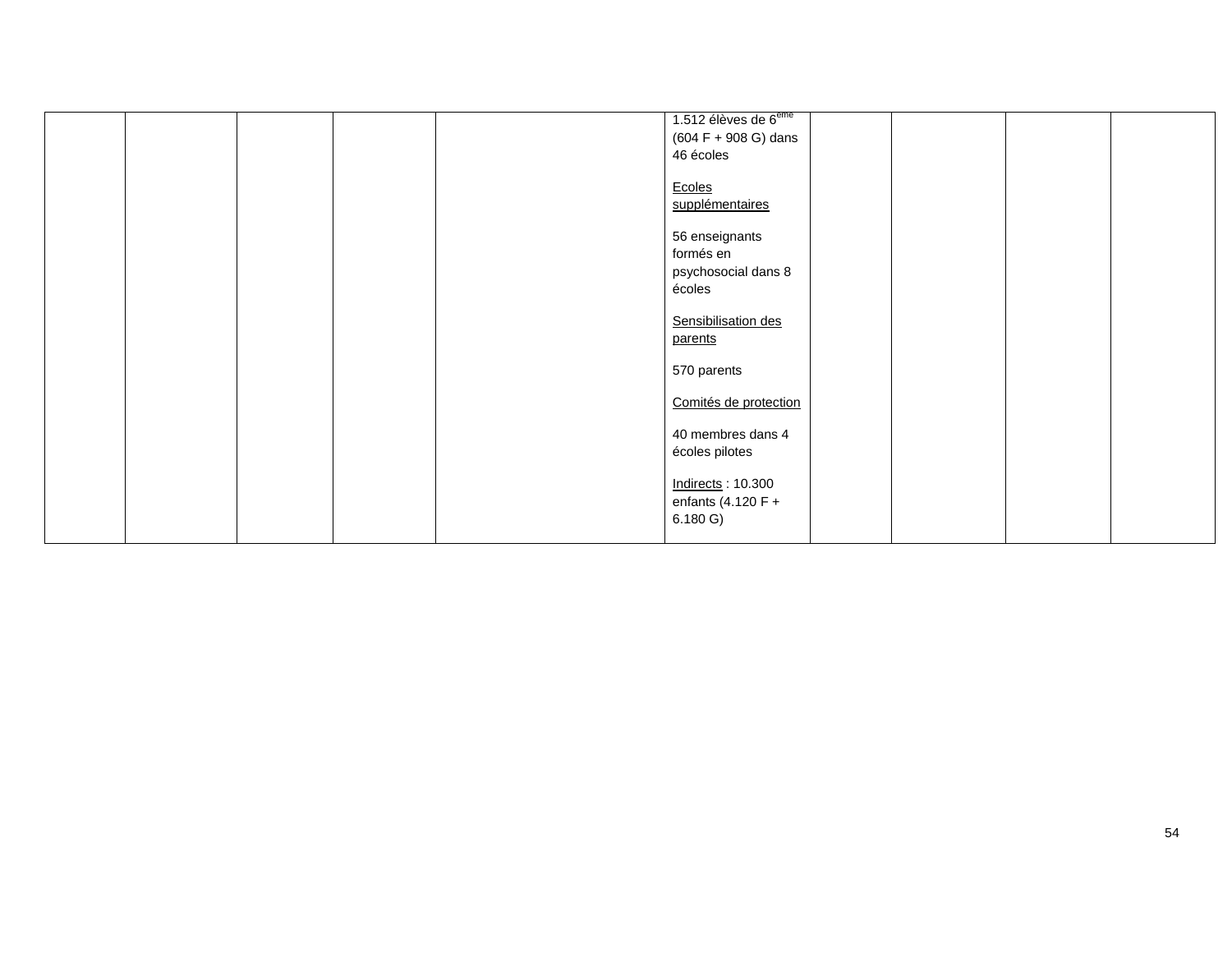| | | | | | | | | | |
|---|---|---|---|---|---|---|---|---|---|
| | | | | | 1.512 élèves de 6ème (604 F + 908 G) dans 46 écoles<br><br>Ecoles supplémentaires<br><br>56 enseignants formés en psychosocial dans 8 écoles<br><br>Sensibilisation des parents<br><br>570 parents<br><br>Comités de protection<br><br>40 membres dans 4 écoles pilotes<br><br>Indirects : 10.300 enfants (4.120 F + 6.180 G) | | | | |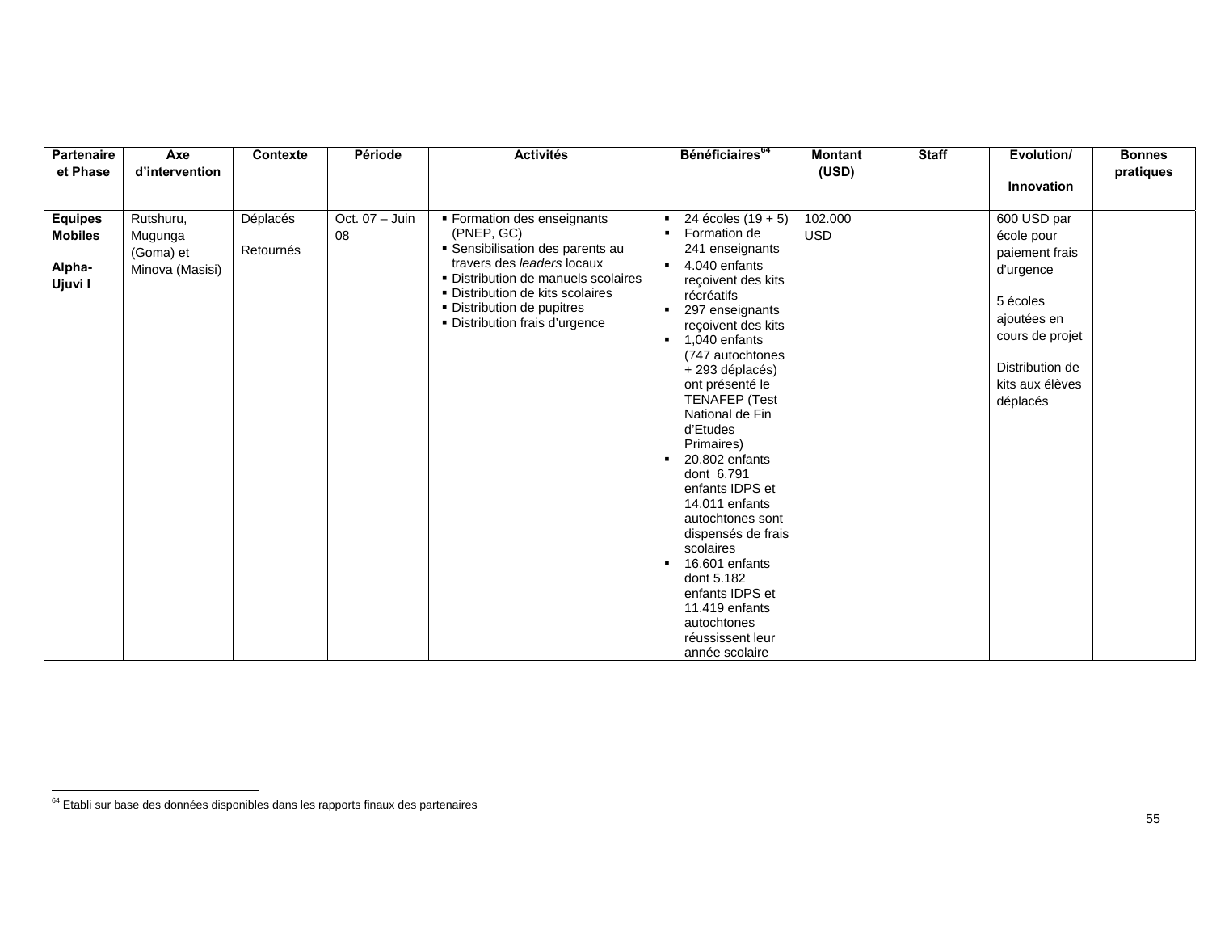| Partenaire et Phase | Axe d'intervention | Contexte | Période | Activités | Bénéficiaires[64] | Montant (USD) | Staff | Evolution/ Innovation | Bonnes pratiques |
|---|---|---|---|---|---|---|---|---|---|
| **Equipes Mobiles**<br><br>**Alpha-Ujuvi I** | Rutshuru, Mugunga (Goma) et Minova (Masisi) | Déplacés<br><br>Retournés | Oct. 07 – Juin 08 | ▪ Formation des enseignants (PNEP, GC)<br>▪ Sensibilisation des parents au travers des *leaders* locaux<br>▪ Distribution de manuels scolaires<br>▪ Distribution de kits scolaires<br>▪ Distribution de pupitres<br>▪ Distribution frais d'urgence | ▪ 24 écoles (19 + 5)<br>▪ Formation de 241 enseignants<br>▪ 4.040 enfants reçoivent des kits récréatifs<br>▪ 297 enseignants reçoivent des kits<br>▪ 1,040 enfants (747 autochtones + 293 déplacés) ont présenté le TENAFEP (Test National de Fin d'Etudes Primaires)<br>▪ 20.802 enfants dont 6.791 enfants IDPS et 14.011 enfants autochtones sont dispensés de frais scolaires<br>▪ 16.601 enfants dont 5.182 enfants IDPS et 11.419 enfants autochtones réussissent leur année scolaire | 102.000 USD | | 600 USD par école pour paiement frais d'urgence<br><br>5 écoles ajoutées en cours de projet<br><br>Distribution de kits aux élèves déplacés | |

[64] Etabli sur base des données disponibles dans les rapports finaux des partenaires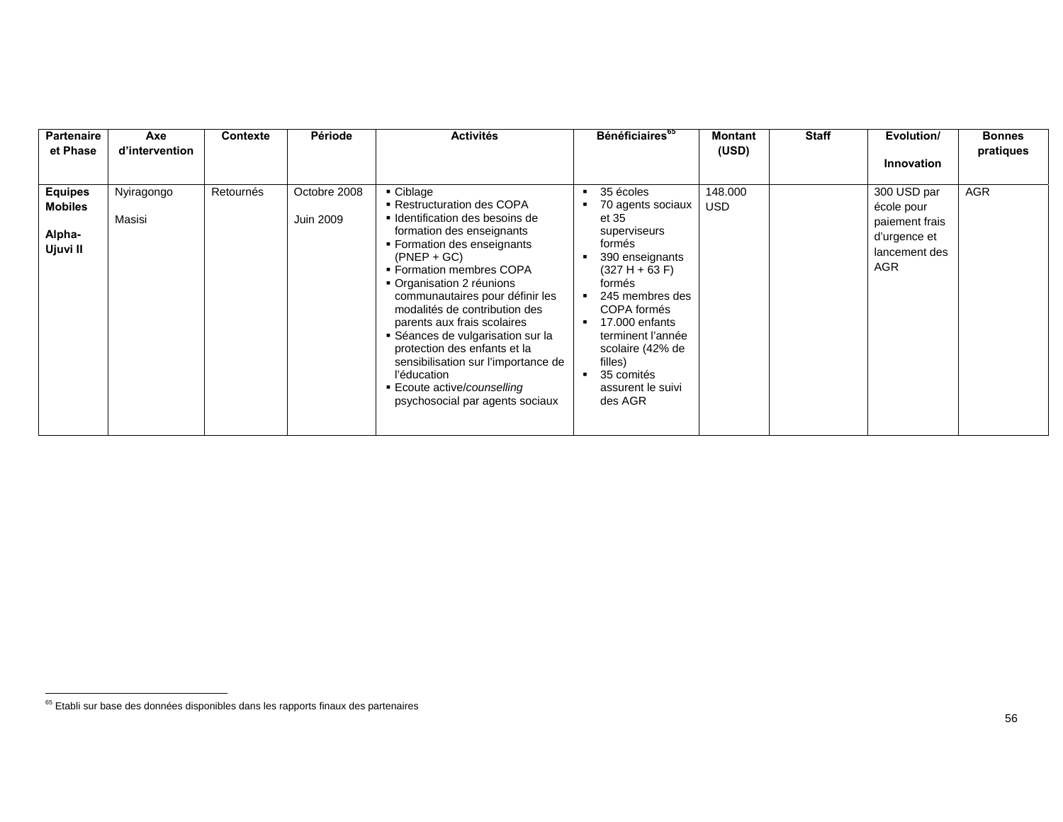| Partenaire et Phase | Axe d'intervention | Contexte | Période | Activités | Bénéficiaires[65] | Montant (USD) | Staff | Evolution/ Innovation | Bonnes pratiques |
|---|---|---|---|---|---|---|---|---|---|
| **Equipes Mobiles**<br><br>**Alpha-Ujuvi II** | Nyiragongo<br><br>Masisi | Retournés | Octobre 2008<br><br>Juin 2009 | ▪ Ciblage<br>▪ Restructuration des COPA<br>▪ Identification des besoins de formation des enseignants<br>▪ Formation des enseignants (PNEP + GC)<br>▪ Formation membres COPA<br>▪ Organisation 2 réunions communautaires pour définir les modalités de contribution des parents aux frais scolaires<br>▪ Séances de vulgarisation sur la protection des enfants et la sensibilisation sur l'importance de l'éducation<br>▪ Ecoute active/*counselling* psychosocial par agents sociaux | ▪ 35 écoles<br>▪ 70 agents sociaux et 35 superviseurs formés<br>▪ 390 enseignants (327 H + 63 F) formés<br>▪ 245 membres des COPA formés<br>▪ 17.000 enfants terminent l'année scolaire (42% de filles)<br>▪ 35 comités assurent le suivi des AGR | 148.000 USD | | 300 USD par école pour paiement frais d'urgence et lancement des AGR | AGR |

[65] Etabli sur base des données disponibles dans les rapports finaux des partenaires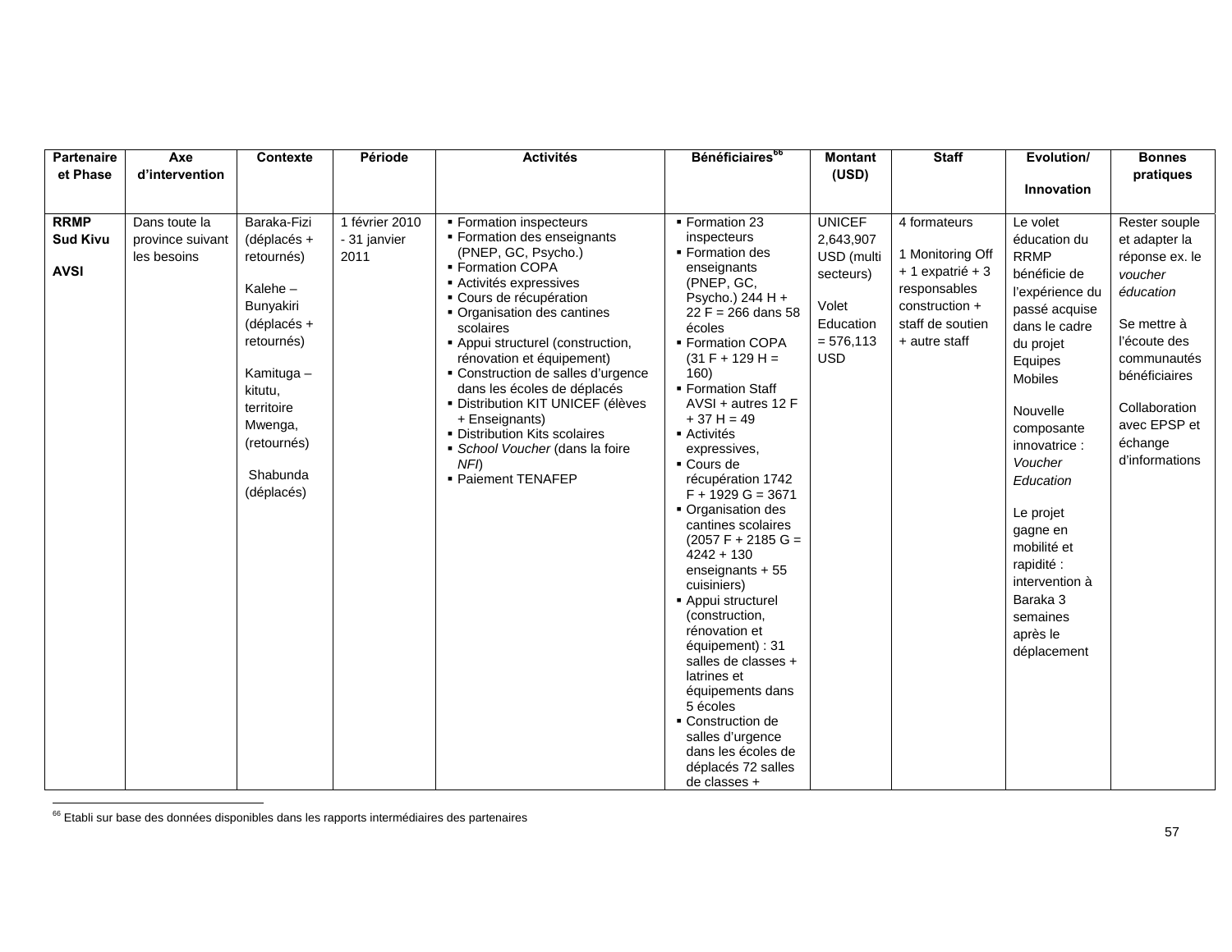| Partenaire et Phase | Axe d'intervention | Contexte | Période | Activités | Bénéficiaires[66] | Montant (USD) | Staff | Evolution/ Innovation | Bonnes pratiques |
|---|---|---|---|---|---|---|---|---|---|
| **RRMP Sud Kivu** <br><br> **AVSI** | Dans toute la province suivant les besoins | Baraka-Fizi (déplacés + retournés) <br><br> Kalehe – Bunyakiri (déplacés + retournés) <br><br> Kamituga – kitutu, territoire Mwenga, (retournés) <br><br> Shabunda (déplacés) | 1 février 2010 - 31 janvier 2011 | ▪ Formation inspecteurs <br> ▪ Formation des enseignants (PNEP, GC, Psycho.) <br> ▪ Formation COPA <br> ▪ Activités expressives <br> ▪ Cours de récupération <br> ▪ Organisation des cantines scolaires <br> ▪ Appui structurel (construction, rénovation et équipement) <br> ▪ Construction de salles d'urgence dans les écoles de déplacés <br> ▪ Distribution KIT UNICEF (élèves + Enseignants) <br> ▪ Distribution Kits scolaires <br> ▪ *School Voucher* (dans la foire *NFI*) <br> ▪ Paiement TENAFEP | ▪ Formation 23 inspecteurs <br> ▪ Formation des enseignants (PNEP, GC, Psycho.) 244 H + 22 F = 266 dans 58 écoles <br> ▪ Formation COPA (31 F + 129 H = 160) <br> ▪ Formation Staff AVSI + autres 12 F + 37 H = 49 <br> ▪ Activités expressives, <br> ▪ Cours de récupération 1742 F + 1929 G = 3671 <br> ▪ Organisation des cantines scolaires (2057 F + 2185 G = 4242 + 130 enseignants + 55 cuisiniers) <br> ▪ Appui structurel (construction, rénovation et équipement) : 31 salles de classes + latrines et équipements dans 5 écoles <br> ▪ Construction de salles d'urgence dans les écoles de déplacés 72 salles de classes + | UNICEF 2,643,907 USD (multi secteurs) <br><br> Volet Education = 576,113 USD | 4 formateurs <br><br> 1 Monitoring Off + 1 expatrié + 3 responsables construction + staff de soutien + autre staff | Le volet éducation du RRMP bénéficie de l'expérience du passé acquise dans le cadre du projet Equipes Mobiles <br><br> Nouvelle composante innovatrice : *Voucher Education* <br><br> Le projet gagne en mobilité et rapidité : intervention à Baraka 3 semaines après le déplacement | Rester souple et adapter la réponse ex. le *voucher éducation* <br><br> Se mettre à l'écoute des communautés bénéficiaires <br><br> Collaboration avec EPSP et échange d'informations |

[66] Etabli sur base des données disponibles dans les rapports intermédiaires des partenaires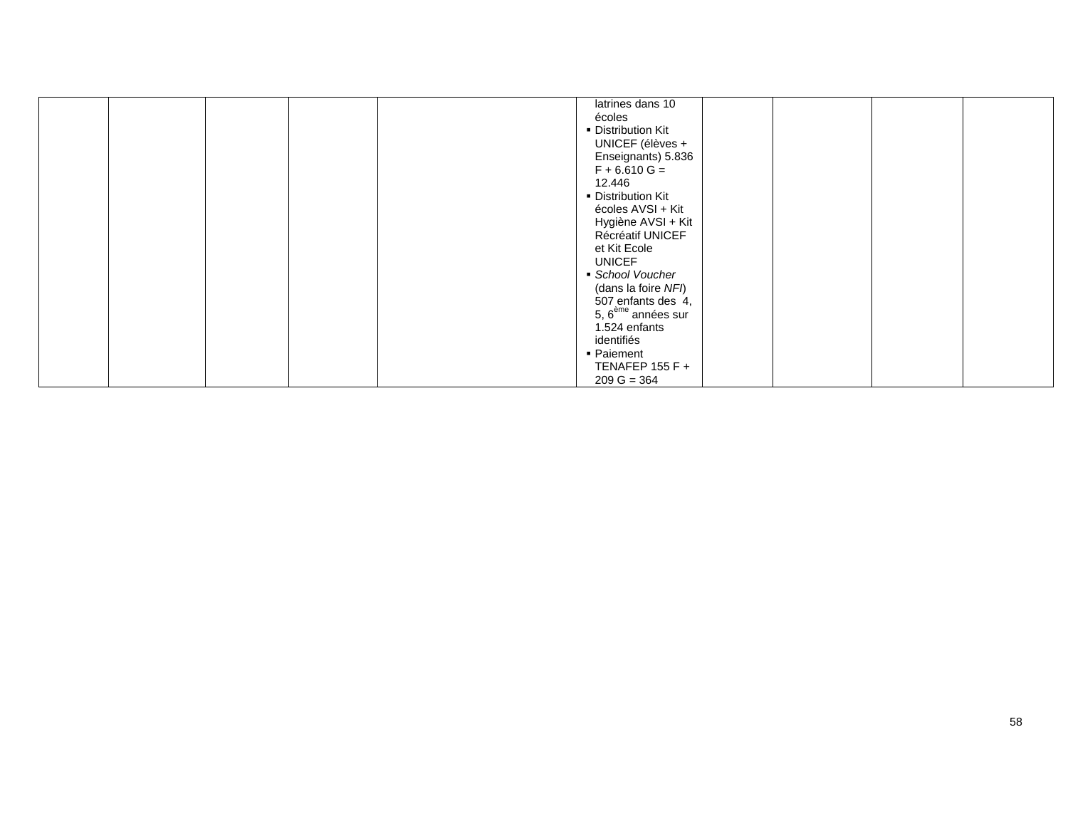|  |  |  |  |  | latrines dans 10 écoles<br>▪ Distribution Kit UNICEF (élèves + Enseignants) 5.836 F + 6.610 G = 12.446<br>▪ Distribution Kit écoles AVSI + Kit Hygiène AVSI + Kit Récréatif UNICEF et Kit Ecole UNICEF<br>▪ *School Voucher* (dans la foire *NFI*) 507 enfants des 4, 5, 6ème années sur 1.524 enfants identifiés<br>▪ Paiement TENAFEP 155 F + 209 G = 364 |  |  |  |  |
|---|---|---|---|---|---|---|---|---|---|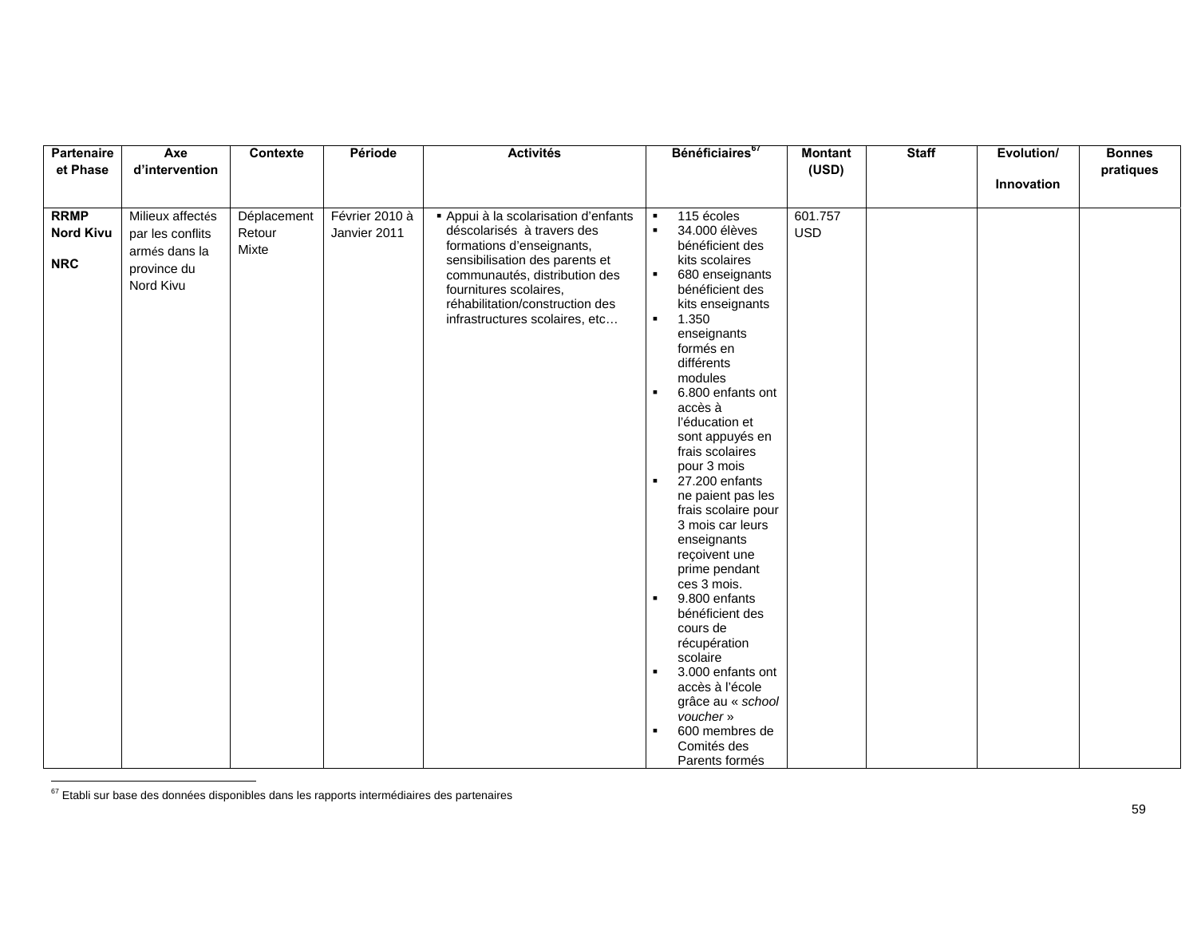| Partenaire et Phase | Axe d'intervention | Contexte | Période | Activités | Bénéficiaires[67] | Montant (USD) | Staff | Evolution/ Innovation | Bonnes pratiques |
|---|---|---|---|---|---|---|---|---|---|
| **RRMP Nord Kivu** **NRC** | Milieux affectés par les conflits armés dans la province du Nord Kivu | Déplacement Retour Mixte | Février 2010 à Janvier 2011 | ▪ Appui à la scolarisation d'enfants déscolarisés à travers des formations d'enseignants, sensibilisation des parents et communautés, distribution des fournitures scolaires, réhabilitation/construction des infrastructures scolaires, etc… | ▪ 115 écoles<br>▪ 34.000 élèves bénéficient des kits scolaires<br>▪ 680 enseignants bénéficient des kits enseignants<br>▪ 1.350 enseignants formés en différents modules<br>▪ 6.800 enfants ont accès à l'éducation et sont appuyés en frais scolaires pour 3 mois<br>▪ 27.200 enfants ne paient pas les frais scolaire pour 3 mois car leurs enseignants reçoivent une prime pendant ces 3 mois.<br>▪ 9.800 enfants bénéficient des cours de récupération scolaire<br>▪ 3.000 enfants ont accès à l'école grâce au « *school voucher* »<br>▪ 600 membres de Comités des Parents formés | 601.757 USD | | | |

[67] Etabli sur base des données disponibles dans les rapports intermédiaires des partenaires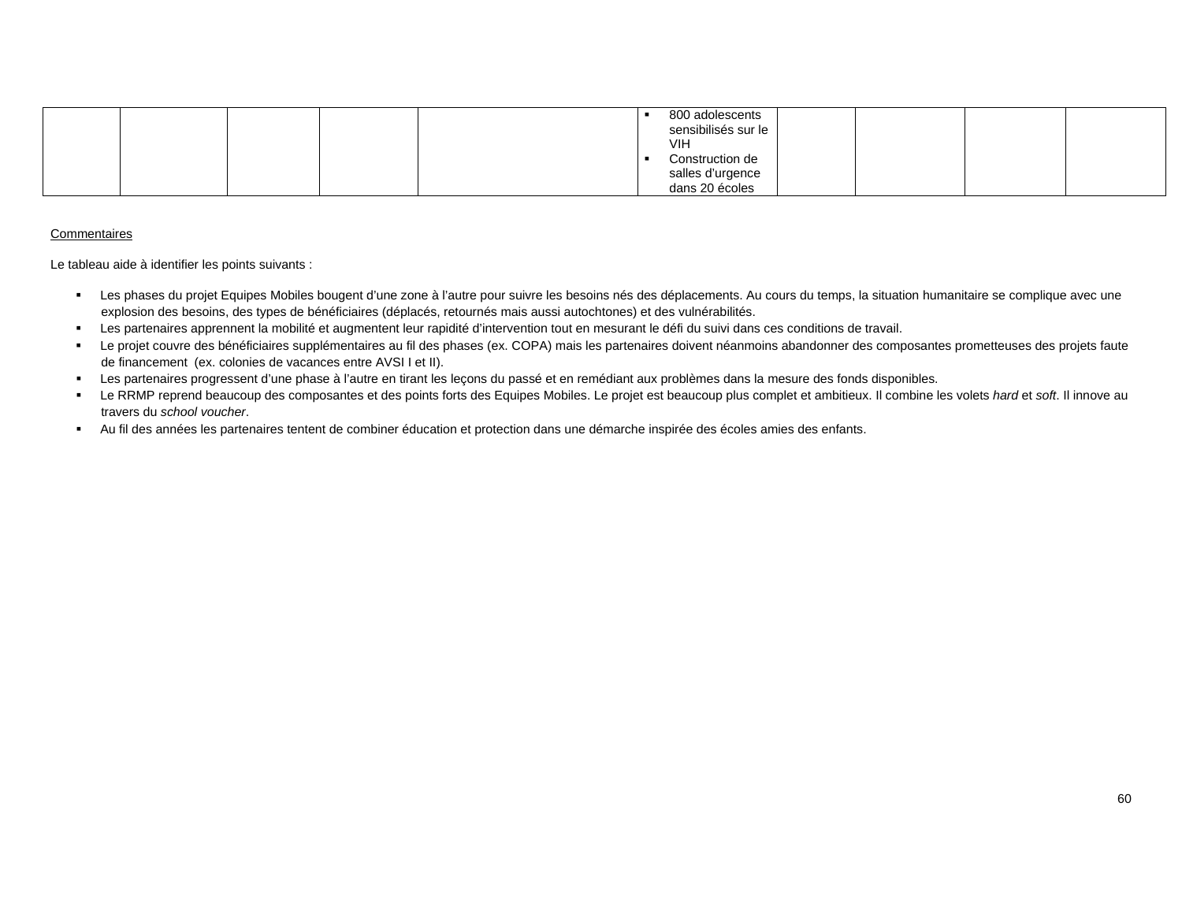| | | | | | | | | | |
|---|---|---|---|---|---|---|---|---|---|
| | | | | | ▪ 800 adolescents sensibilisés sur le VIH<br>▪ Construction de salles d'urgence dans 20 écoles | | | | |

Commentaires

Le tableau aide à identifier les points suivants :

- Les phases du projet Equipes Mobiles bougent d'une zone à l'autre pour suivre les besoins nés des déplacements. Au cours du temps, la situation humanitaire se complique avec une explosion des besoins, des types de bénéficiaires (déplacés, retournés mais aussi autochtones) et des vulnérabilités.
- Les partenaires apprennent la mobilité et augmentent leur rapidité d'intervention tout en mesurant le défi du suivi dans ces conditions de travail.
- Le projet couvre des bénéficiaires supplémentaires au fil des phases (ex. COPA) mais les partenaires doivent néanmoins abandonner des composantes prometteuses des projets faute de financement (ex. colonies de vacances entre AVSI I et II).
- Les partenaires progressent d'une phase à l'autre en tirant les leçons du passé et en remédiant aux problèmes dans la mesure des fonds disponibles.
- Le RRMP reprend beaucoup des composantes et des points forts des Equipes Mobiles. Le projet est beaucoup plus complet et ambitieux. Il combine les volets *hard* et *soft*. Il innove au travers du *school voucher*.
- Au fil des années les partenaires tentent de combiner éducation et protection dans une démarche inspirée des écoles amies des enfants.